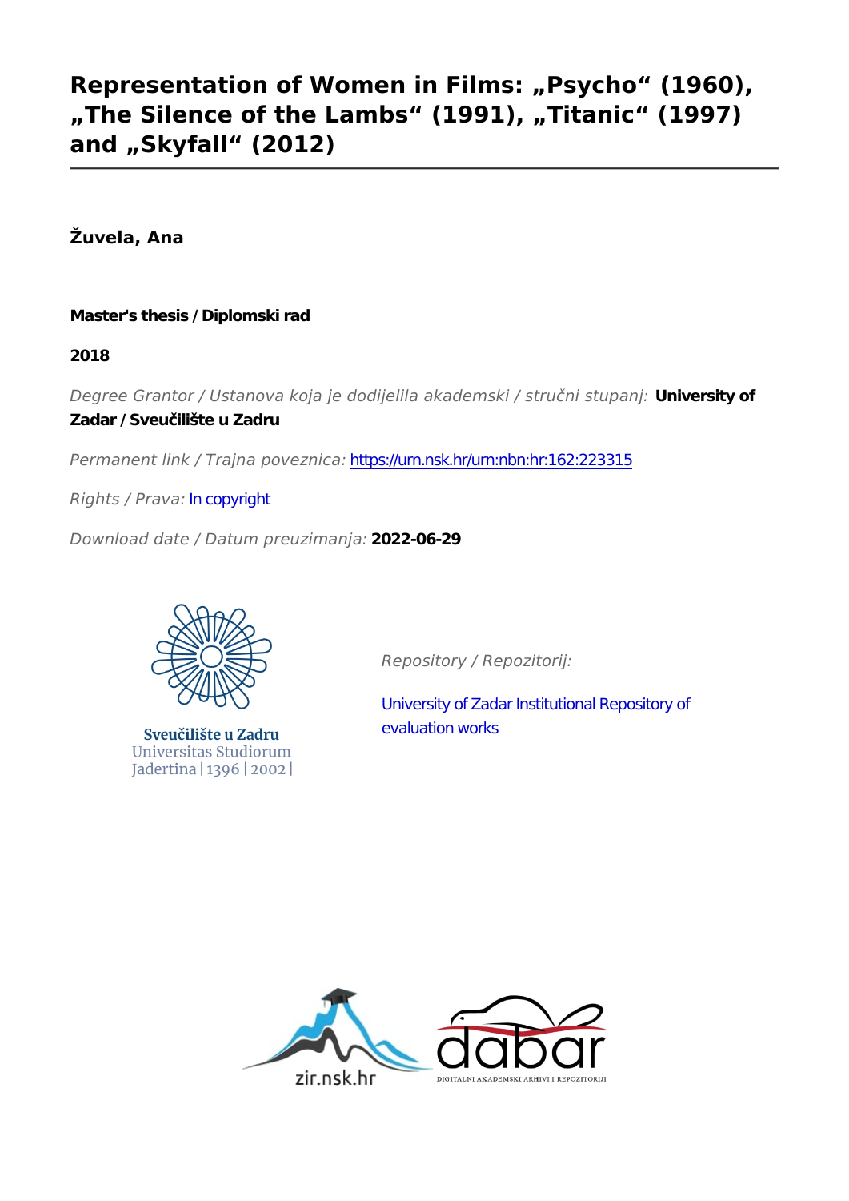# Representation of Women in Films: „Psycho“ (1960), „The Silence of the Lambs“ (1991), „Titanic“ (1997) and „Skyfall“ (2012)

**Žuvela, Ana**

**Master's thesis / Diplomski rad**

**2018**

*Degree Grantor / Ustanova koja je dodijelila akademski / stručni stupanj:* **University of Zadar / Sveučilište u Zadru**

*Permanent link / Trajna poveznica:* https://urn.nsk.hr/urn:nbn:hr:162:223315

*Rights / Prava:* In copyright

*Download date / Datum preuzimanja:* **2022-06-29**

Sveučilište u Zadru
Universitas Studiorum
Jadertina | 1396 | 2002 |

*Repository / Repozitorij:*

University of Zadar Institutional Repository of evaluation works

zir.nsk.hr

dabar
DIGITALNI AKADEMSKI ARHIVI I REPOZITORIJI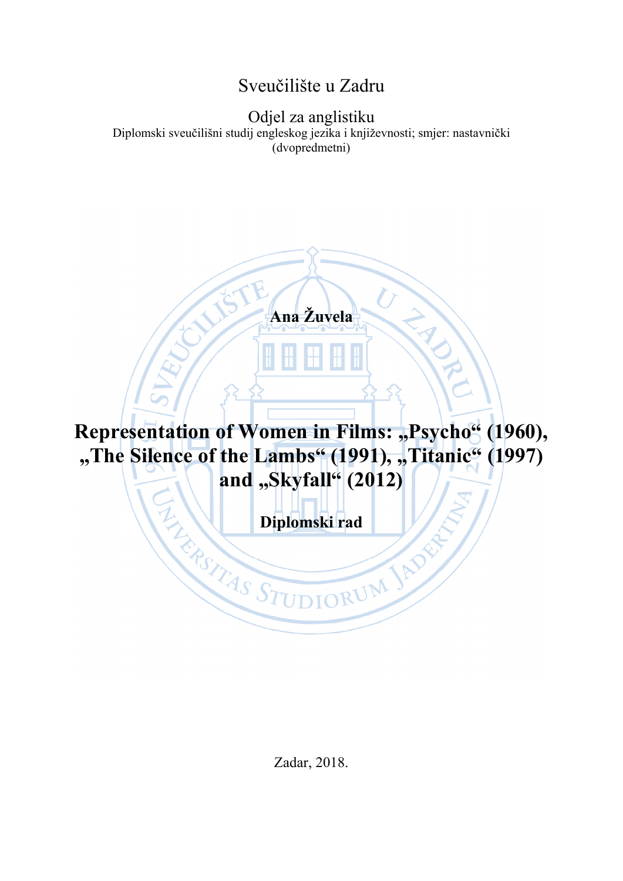Sveučilište u Zadru

Odjel za anglistiku

Diplomski sveučilišni studij engleskog jezika i književnosti; smjer: nastavnički (dvopredmetni)

**Ana Žuvela**

# Representation of Women in Films: „Psycho“ (1960), „The Silence of the Lambs“ (1991), „Titanic“ (1997) and „Skyfall“ (2012)

**Diplomski rad**

Zadar, 2018.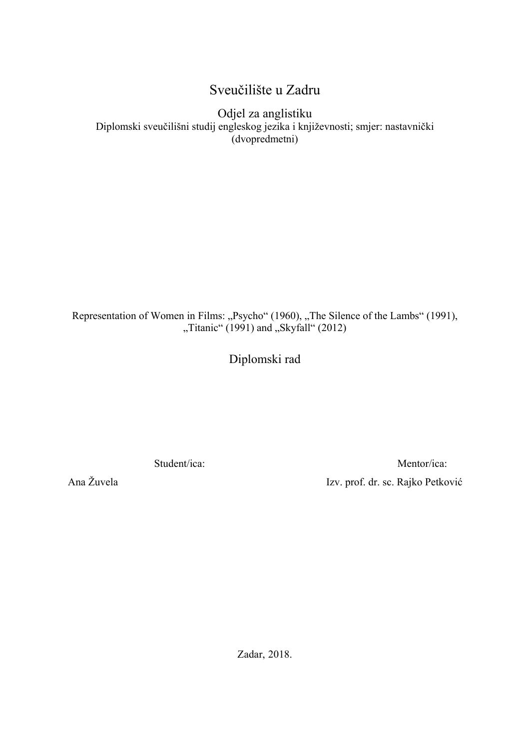# Sveučilište u Zadru

Odjel za anglistiku

Diplomski sveučilišni studij engleskog jezika i književnosti; smjer: nastavnički (dvopredmetni)

Representation of Women in Films: „Psycho" (1960), „The Silence of the Lambs" (1991), „Titanic" (1991) and „Skyfall" (2012)

Diplomski rad

Student/ica:

Ana Žuvela

Mentor/ica:

Izv. prof. dr. sc. Rajko Petković

Zadar, 2018.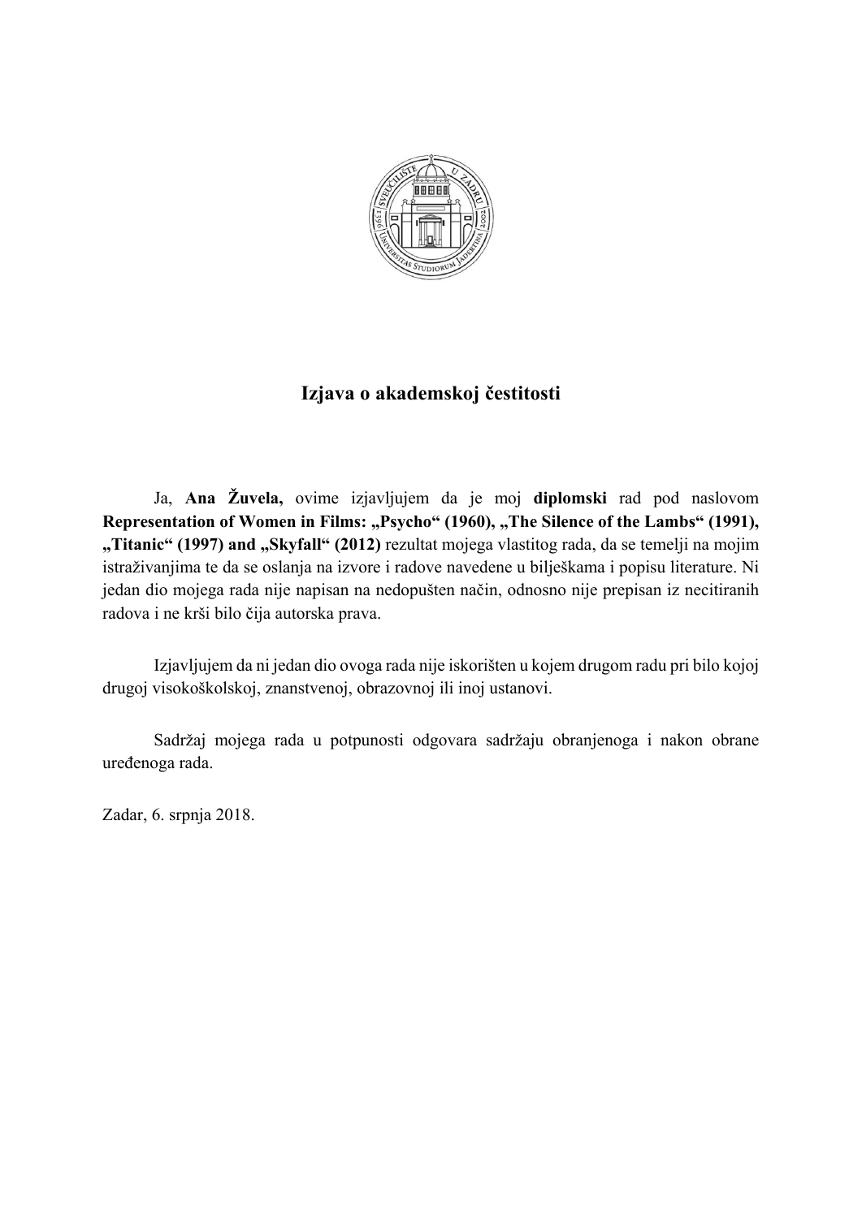# Izjava o akademskoj čestitosti

Ja, **Ana Žuvela,** ovime izjavljujem da je moj **diplomski** rad pod naslovom **Representation of Women in Films: „Psycho“ (1960), „The Silence of the Lambs“ (1991), „Titanic“ (1997) and „Skyfall“ (2012)** rezultat mojega vlastitog rada, da se temelji na mojim istraživanjima te da se oslanja na izvore i radove navedene u bilješkama i popisu literature. Ni jedan dio mojega rada nije napisan na nedopušten način, odnosno nije prepisan iz necitiranih radova i ne krši bilo čija autorska prava.

Izjavljujem da ni jedan dio ovoga rada nije iskorišten u kojem drugom radu pri bilo kojoj drugoj visokoškolskoj, znanstvenoj, obrazovnoj ili inoj ustanovi.

Sadržaj mojega rada u potpunosti odgovara sadržaju obranjenoga i nakon obrane uređenoga rada.

Zadar, 6. srpnja 2018.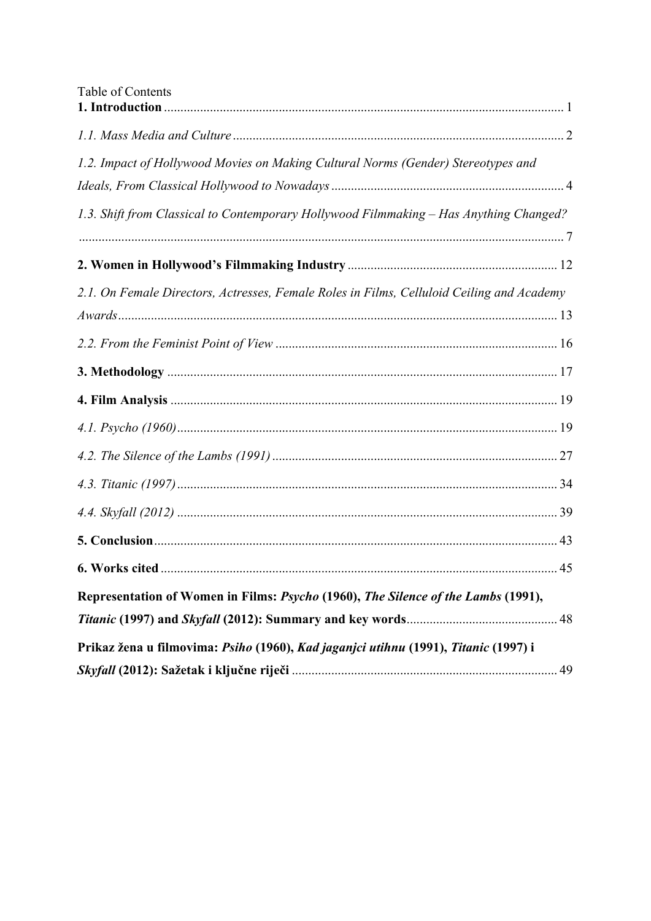Table of Contents

**1. Introduction** ........ 1

*1.1. Mass Media and Culture* ........ 2

*1.2. Impact of Hollywood Movies on Making Cultural Norms (Gender) Stereotypes and Ideals, From Classical Hollywood to Nowadays* ........ 4

*1.3. Shift from Classical to Contemporary Hollywood Filmmaking – Has Anything Changed?* ........ 7

**2. Women in Hollywood's Filmmaking Industry** ........ 12

*2.1. On Female Directors, Actresses, Female Roles in Films, Celluloid Ceiling and Academy Awards* ........ 13

*2.2. From the Feminist Point of View* ........ 16

**3. Methodology** ........ 17

**4. Film Analysis** ........ 19

*4.1. Psycho (1960)* ........ 19

*4.2. The Silence of the Lambs (1991)* ........ 27

*4.3. Titanic (1997)* ........ 34

*4.4. Skyfall (2012)* ........ 39

**5. Conclusion** ........ 43

**6. Works cited** ........ 45

**Representation of Women in Films: *Psycho* (1960), *The Silence of the Lambs* (1991), *Titanic* (1997) and *Skyfall* (2012): Summary and key words** ........ 48

**Prikaz žena u filmovima: *Psiho* (1960), *Kad jaganjci utihnu* (1991), *Titanic* (1997) i *Skyfall* (2012): Sažetak i ključne riječi** ........ 49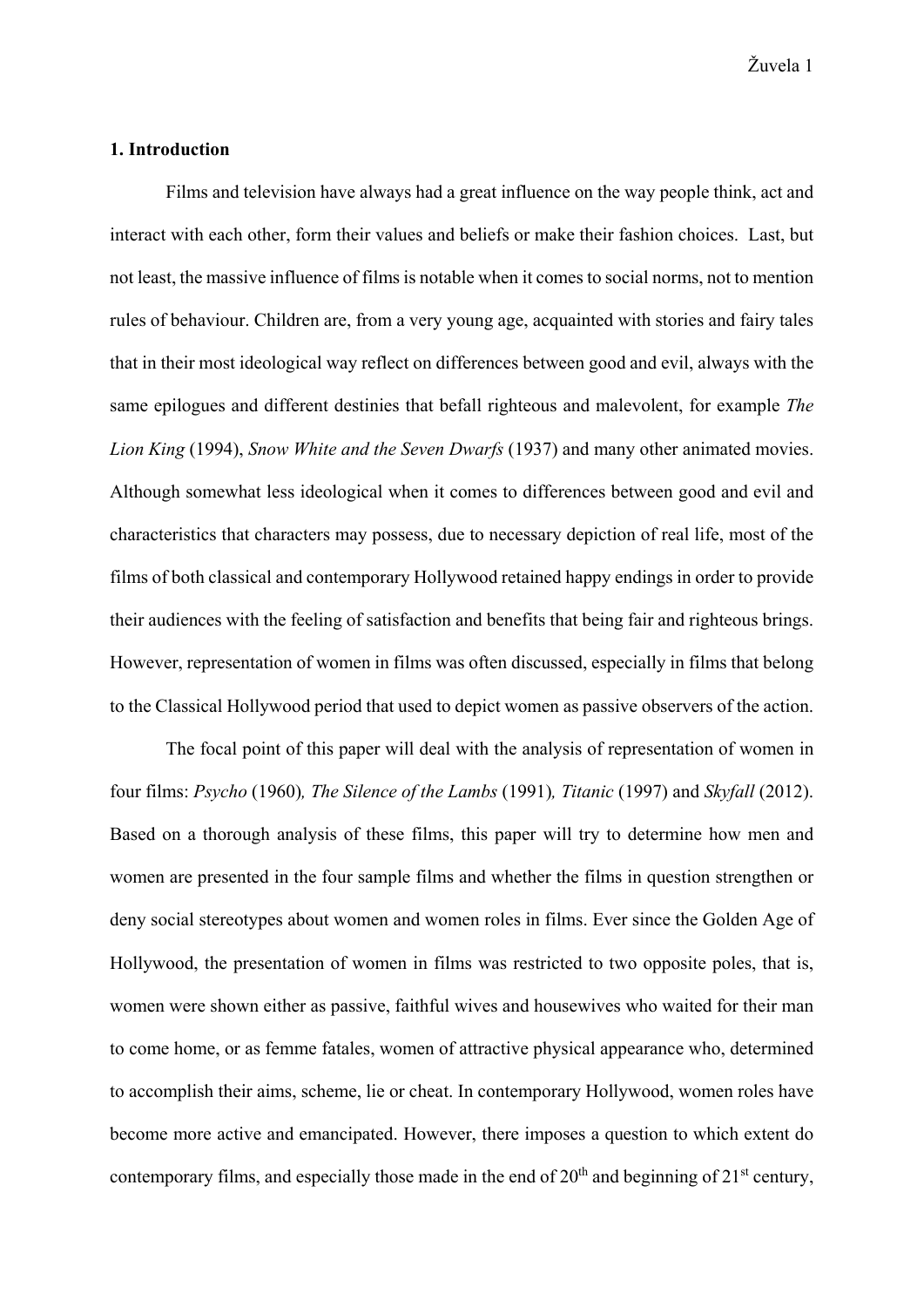## 1. Introduction

Films and television have always had a great influence on the way people think, act and interact with each other, form their values and beliefs or make their fashion choices.  Last, but not least, the massive influence of films is notable when it comes to social norms, not to mention rules of behaviour. Children are, from a very young age, acquainted with stories and fairy tales that in their most ideological way reflect on differences between good and evil, always with the same epilogues and different destinies that befall righteous and malevolent, for example *The Lion King* (1994), *Snow White and the Seven Dwarfs* (1937) and many other animated movies. Although somewhat less ideological when it comes to differences between good and evil and characteristics that characters may possess, due to necessary depiction of real life, most of the films of both classical and contemporary Hollywood retained happy endings in order to provide their audiences with the feeling of satisfaction and benefits that being fair and righteous brings. However, representation of women in films was often discussed, especially in films that belong to the Classical Hollywood period that used to depict women as passive observers of the action.

The focal point of this paper will deal with the analysis of representation of women in four films: *Psycho* (1960), *The Silence of the Lambs* (1991), *Titanic* (1997) and *Skyfall* (2012). Based on a thorough analysis of these films, this paper will try to determine how men and women are presented in the four sample films and whether the films in question strengthen or deny social stereotypes about women and women roles in films. Ever since the Golden Age of Hollywood, the presentation of women in films was restricted to two opposite poles, that is, women were shown either as passive, faithful wives and housewives who waited for their man to come home, or as femme fatales, women of attractive physical appearance who, determined to accomplish their aims, scheme, lie or cheat. In contemporary Hollywood, women roles have become more active and emancipated. However, there imposes a question to which extent do contemporary films, and especially those made in the end of 20th and beginning of 21st century,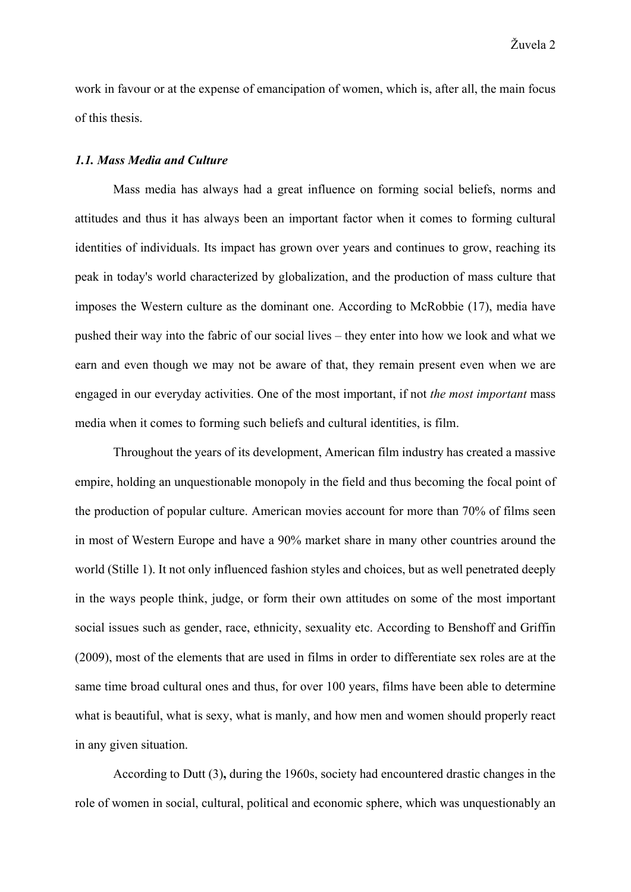work in favour or at the expense of emancipation of women, which is, after all, the main focus of this thesis.

### *1.1. Mass Media and Culture*

Mass media has always had a great influence on forming social beliefs, norms and attitudes and thus it has always been an important factor when it comes to forming cultural identities of individuals. Its impact has grown over years and continues to grow, reaching its peak in today's world characterized by globalization, and the production of mass culture that imposes the Western culture as the dominant one. According to McRobbie (17), media have pushed their way into the fabric of our social lives – they enter into how we look and what we earn and even though we may not be aware of that, they remain present even when we are engaged in our everyday activities. One of the most important, if not *the most important* mass media when it comes to forming such beliefs and cultural identities, is film.

Throughout the years of its development, American film industry has created a massive empire, holding an unquestionable monopoly in the field and thus becoming the focal point of the production of popular culture. American movies account for more than 70% of films seen in most of Western Europe and have a 90% market share in many other countries around the world (Stille 1). It not only influenced fashion styles and choices, but as well penetrated deeply in the ways people think, judge, or form their own attitudes on some of the most important social issues such as gender, race, ethnicity, sexuality etc. According to Benshoff and Griffin (2009), most of the elements that are used in films in order to differentiate sex roles are at the same time broad cultural ones and thus, for over 100 years, films have been able to determine what is beautiful, what is sexy, what is manly, and how men and women should properly react in any given situation.

According to Dutt (3)**,** during the 1960s, society had encountered drastic changes in the role of women in social, cultural, political and economic sphere, which was unquestionably an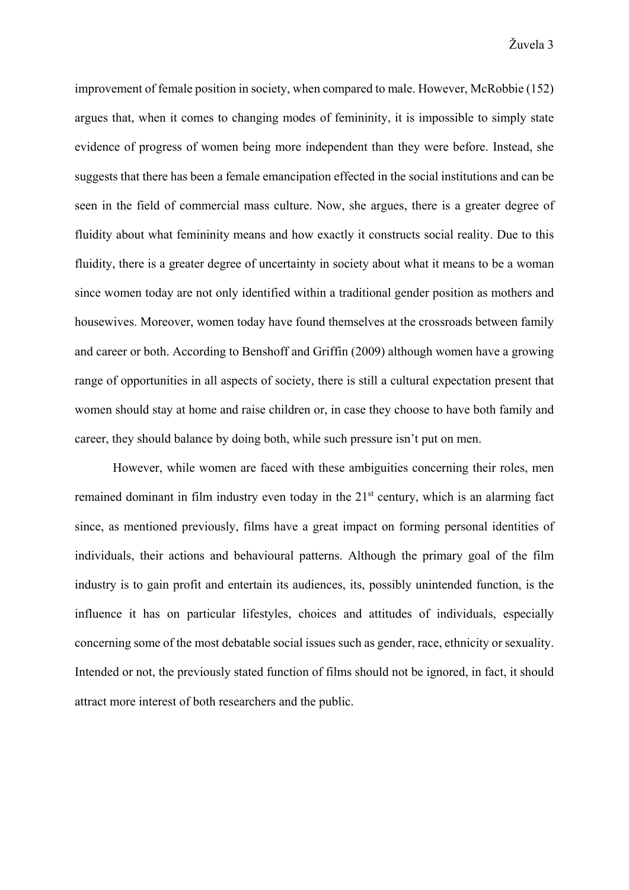improvement of female position in society, when compared to male. However, McRobbie (152) argues that, when it comes to changing modes of femininity, it is impossible to simply state evidence of progress of women being more independent than they were before. Instead, she suggests that there has been a female emancipation effected in the social institutions and can be seen in the field of commercial mass culture. Now, she argues, there is a greater degree of fluidity about what femininity means and how exactly it constructs social reality. Due to this fluidity, there is a greater degree of uncertainty in society about what it means to be a woman since women today are not only identified within a traditional gender position as mothers and housewives. Moreover, women today have found themselves at the crossroads between family and career or both. According to Benshoff and Griffin (2009) although women have a growing range of opportunities in all aspects of society, there is still a cultural expectation present that women should stay at home and raise children or, in case they choose to have both family and career, they should balance by doing both, while such pressure isn't put on men.

However, while women are faced with these ambiguities concerning their roles, men remained dominant in film industry even today in the 21st century, which is an alarming fact since, as mentioned previously, films have a great impact on forming personal identities of individuals, their actions and behavioural patterns. Although the primary goal of the film industry is to gain profit and entertain its audiences, its, possibly unintended function, is the influence it has on particular lifestyles, choices and attitudes of individuals, especially concerning some of the most debatable social issues such as gender, race, ethnicity or sexuality. Intended or not, the previously stated function of films should not be ignored, in fact, it should attract more interest of both researchers and the public.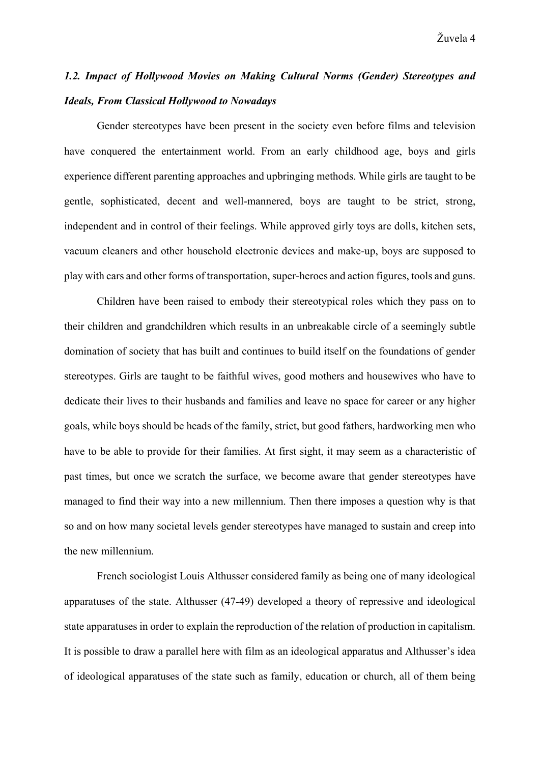### *1.2. Impact of Hollywood Movies on Making Cultural Norms (Gender) Stereotypes and Ideals, From Classical Hollywood to Nowadays*

Gender stereotypes have been present in the society even before films and television have conquered the entertainment world. From an early childhood age, boys and girls experience different parenting approaches and upbringing methods. While girls are taught to be gentle, sophisticated, decent and well-mannered, boys are taught to be strict, strong, independent and in control of their feelings. While approved girly toys are dolls, kitchen sets, vacuum cleaners and other household electronic devices and make-up, boys are supposed to play with cars and other forms of transportation, super-heroes and action figures, tools and guns.

Children have been raised to embody their stereotypical roles which they pass on to their children and grandchildren which results in an unbreakable circle of a seemingly subtle domination of society that has built and continues to build itself on the foundations of gender stereotypes. Girls are taught to be faithful wives, good mothers and housewives who have to dedicate their lives to their husbands and families and leave no space for career or any higher goals, while boys should be heads of the family, strict, but good fathers, hardworking men who have to be able to provide for their families. At first sight, it may seem as a characteristic of past times, but once we scratch the surface, we become aware that gender stereotypes have managed to find their way into a new millennium. Then there imposes a question why is that so and on how many societal levels gender stereotypes have managed to sustain and creep into the new millennium.

French sociologist Louis Althusser considered family as being one of many ideological apparatuses of the state. Althusser (47-49) developed a theory of repressive and ideological state apparatuses in order to explain the reproduction of the relation of production in capitalism. It is possible to draw a parallel here with film as an ideological apparatus and Althusser's idea of ideological apparatuses of the state such as family, education or church, all of them being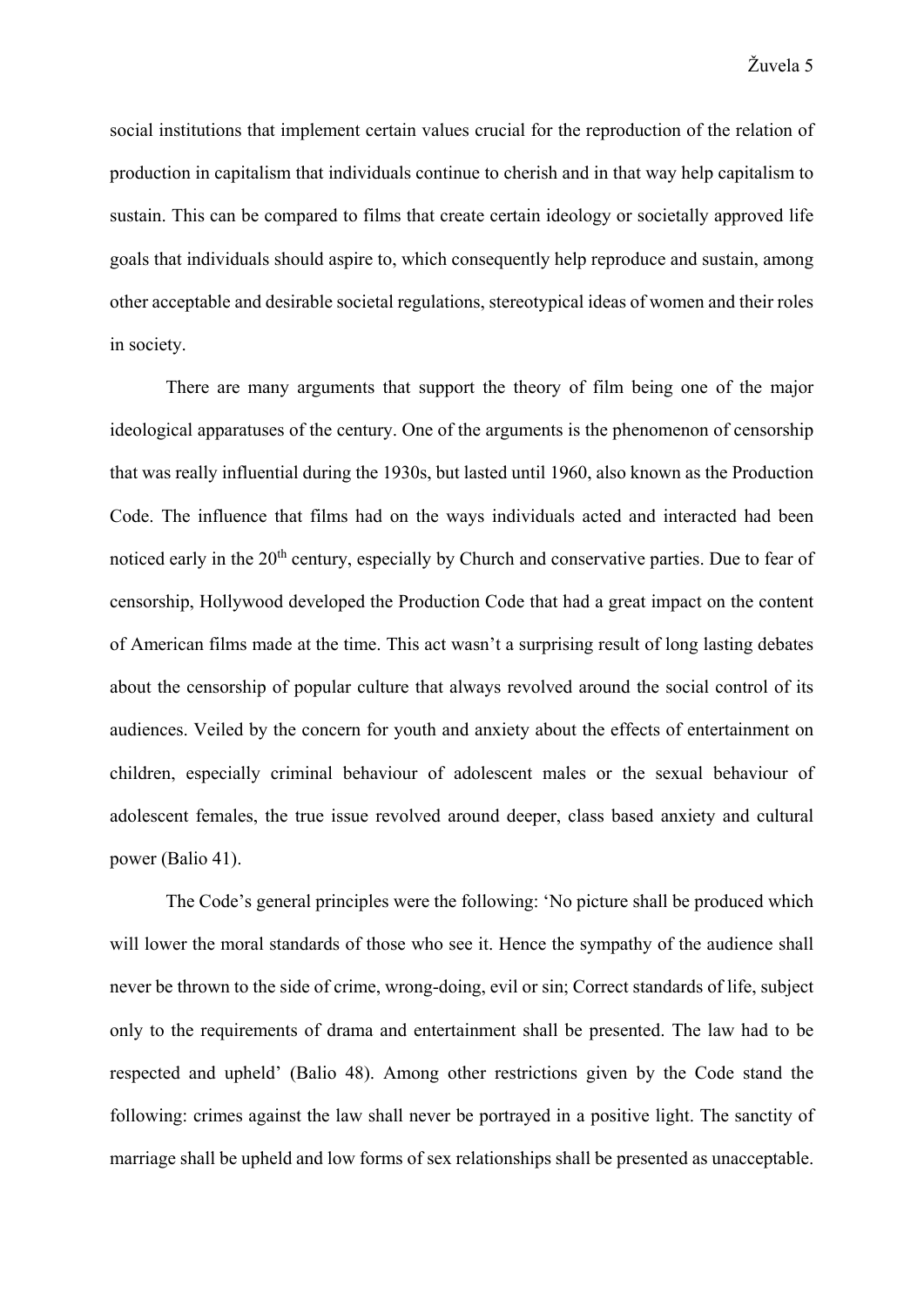social institutions that implement certain values crucial for the reproduction of the relation of production in capitalism that individuals continue to cherish and in that way help capitalism to sustain. This can be compared to films that create certain ideology or societally approved life goals that individuals should aspire to, which consequently help reproduce and sustain, among other acceptable and desirable societal regulations, stereotypical ideas of women and their roles in society.

There are many arguments that support the theory of film being one of the major ideological apparatuses of the century. One of the arguments is the phenomenon of censorship that was really influential during the 1930s, but lasted until 1960, also known as the Production Code. The influence that films had on the ways individuals acted and interacted had been noticed early in the 20th century, especially by Church and conservative parties. Due to fear of censorship, Hollywood developed the Production Code that had a great impact on the content of American films made at the time. This act wasn't a surprising result of long lasting debates about the censorship of popular culture that always revolved around the social control of its audiences. Veiled by the concern for youth and anxiety about the effects of entertainment on children, especially criminal behaviour of adolescent males or the sexual behaviour of adolescent females, the true issue revolved around deeper, class based anxiety and cultural power (Balio 41).

The Code's general principles were the following: 'No picture shall be produced which will lower the moral standards of those who see it. Hence the sympathy of the audience shall never be thrown to the side of crime, wrong-doing, evil or sin; Correct standards of life, subject only to the requirements of drama and entertainment shall be presented. The law had to be respected and upheld' (Balio 48). Among other restrictions given by the Code stand the following: crimes against the law shall never be portrayed in a positive light. The sanctity of marriage shall be upheld and low forms of sex relationships shall be presented as unacceptable.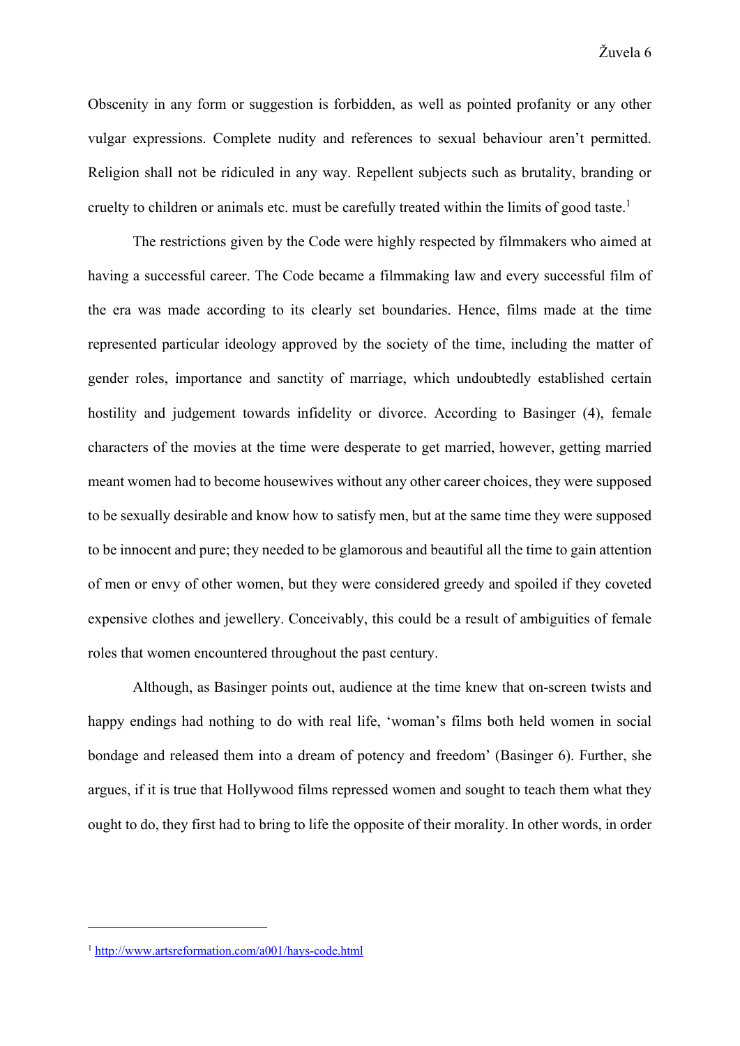Obscenity in any form or suggestion is forbidden, as well as pointed profanity or any other vulgar expressions. Complete nudity and references to sexual behaviour aren't permitted. Religion shall not be ridiculed in any way. Repellent subjects such as brutality, branding or cruelty to children or animals etc. must be carefully treated within the limits of good taste.[1]

The restrictions given by the Code were highly respected by filmmakers who aimed at having a successful career. The Code became a filmmaking law and every successful film of the era was made according to its clearly set boundaries. Hence, films made at the time represented particular ideology approved by the society of the time, including the matter of gender roles, importance and sanctity of marriage, which undoubtedly established certain hostility and judgement towards infidelity or divorce. According to Basinger (4), female characters of the movies at the time were desperate to get married, however, getting married meant women had to become housewives without any other career choices, they were supposed to be sexually desirable and know how to satisfy men, but at the same time they were supposed to be innocent and pure; they needed to be glamorous and beautiful all the time to gain attention of men or envy of other women, but they were considered greedy and spoiled if they coveted expensive clothes and jewellery. Conceivably, this could be a result of ambiguities of female roles that women encountered throughout the past century.

Although, as Basinger points out, audience at the time knew that on-screen twists and happy endings had nothing to do with real life, 'woman's films both held women in social bondage and released them into a dream of potency and freedom' (Basinger 6). Further, she argues, if it is true that Hollywood films repressed women and sought to teach them what they ought to do, they first had to bring to life the opposite of their morality. In other words, in order

---

[1] http://www.artsreformation.com/a001/hays-code.html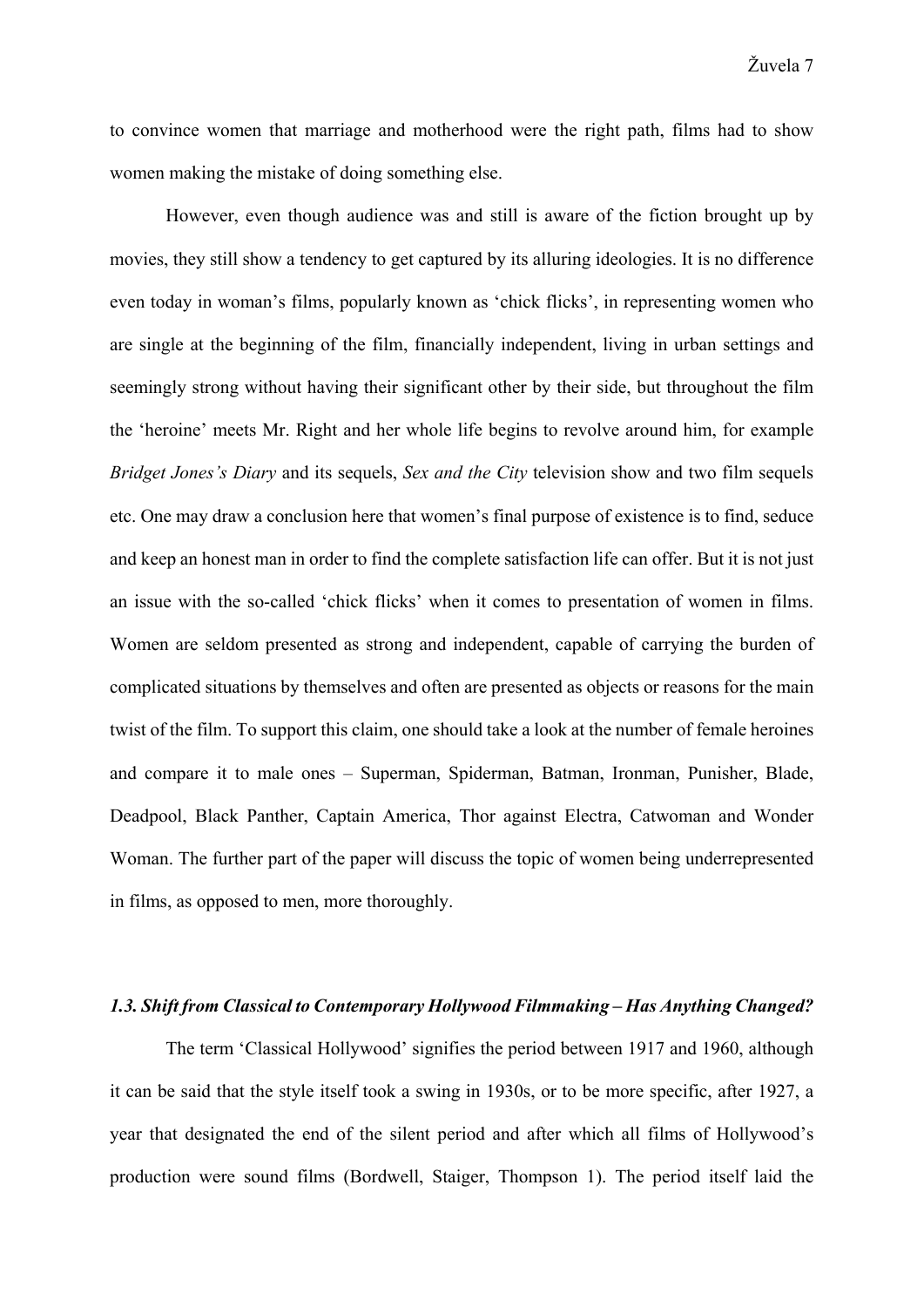to convince women that marriage and motherhood were the right path, films had to show women making the mistake of doing something else.

However, even though audience was and still is aware of the fiction brought up by movies, they still show a tendency to get captured by its alluring ideologies. It is no difference even today in woman's films, popularly known as 'chick flicks', in representing women who are single at the beginning of the film, financially independent, living in urban settings and seemingly strong without having their significant other by their side, but throughout the film the 'heroine' meets Mr. Right and her whole life begins to revolve around him, for example *Bridget Jones's Diary* and its sequels, *Sex and the City* television show and two film sequels etc. One may draw a conclusion here that women's final purpose of existence is to find, seduce and keep an honest man in order to find the complete satisfaction life can offer. But it is not just an issue with the so-called 'chick flicks' when it comes to presentation of women in films. Women are seldom presented as strong and independent, capable of carrying the burden of complicated situations by themselves and often are presented as objects or reasons for the main twist of the film. To support this claim, one should take a look at the number of female heroines and compare it to male ones – Superman, Spiderman, Batman, Ironman, Punisher, Blade, Deadpool, Black Panther, Captain America, Thor against Electra, Catwoman and Wonder Woman. The further part of the paper will discuss the topic of women being underrepresented in films, as opposed to men, more thoroughly.

### *1.3. Shift from Classical to Contemporary Hollywood Filmmaking – Has Anything Changed?*

The term 'Classical Hollywood' signifies the period between 1917 and 1960, although it can be said that the style itself took a swing in 1930s, or to be more specific, after 1927, a year that designated the end of the silent period and after which all films of Hollywood's production were sound films (Bordwell, Staiger, Thompson 1). The period itself laid the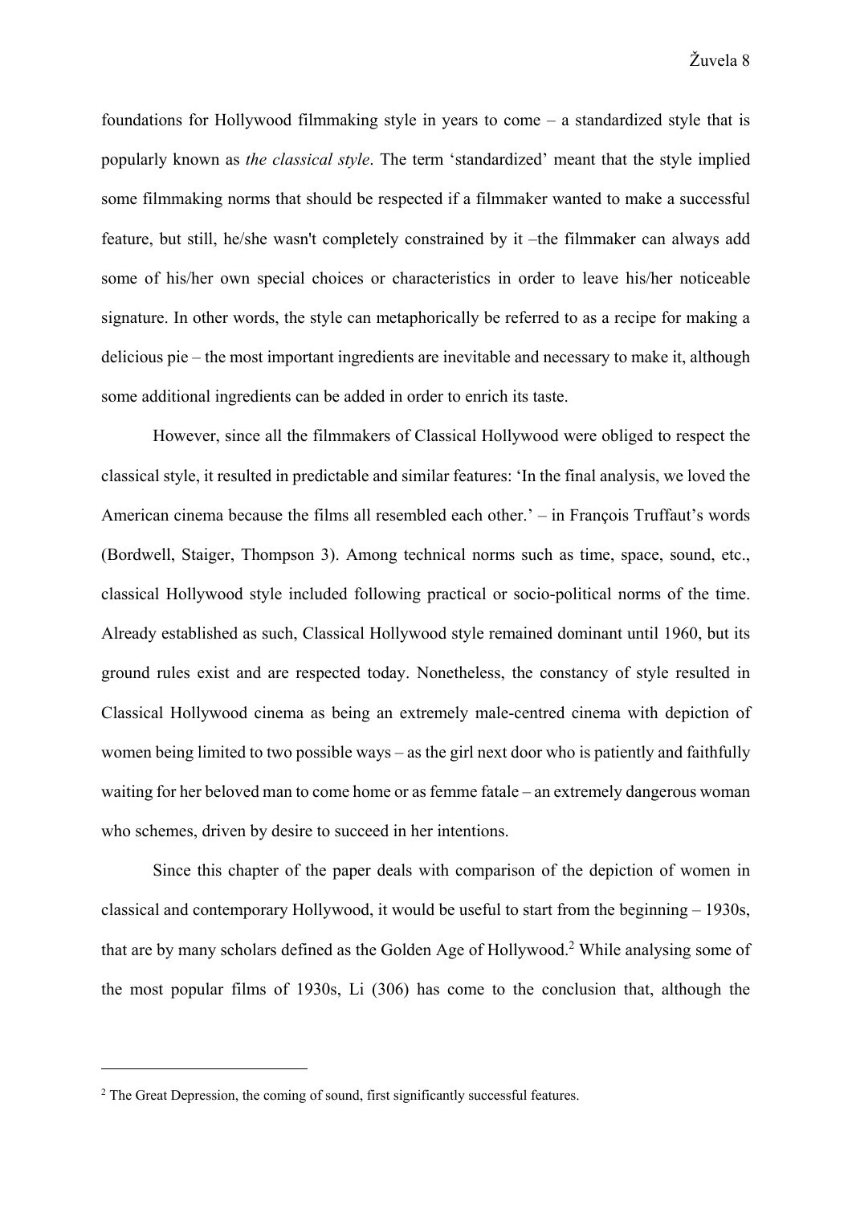foundations for Hollywood filmmaking style in years to come – a standardized style that is popularly known as *the classical style*. The term 'standardized' meant that the style implied some filmmaking norms that should be respected if a filmmaker wanted to make a successful feature, but still, he/she wasn't completely constrained by it –the filmmaker can always add some of his/her own special choices or characteristics in order to leave his/her noticeable signature. In other words, the style can metaphorically be referred to as a recipe for making a delicious pie – the most important ingredients are inevitable and necessary to make it, although some additional ingredients can be added in order to enrich its taste.

However, since all the filmmakers of Classical Hollywood were obliged to respect the classical style, it resulted in predictable and similar features: 'In the final analysis, we loved the American cinema because the films all resembled each other.' – in François Truffaut's words (Bordwell, Staiger, Thompson 3). Among technical norms such as time, space, sound, etc., classical Hollywood style included following practical or socio-political norms of the time. Already established as such, Classical Hollywood style remained dominant until 1960, but its ground rules exist and are respected today. Nonetheless, the constancy of style resulted in Classical Hollywood cinema as being an extremely male-centred cinema with depiction of women being limited to two possible ways – as the girl next door who is patiently and faithfully waiting for her beloved man to come home or as femme fatale – an extremely dangerous woman who schemes, driven by desire to succeed in her intentions.

Since this chapter of the paper deals with comparison of the depiction of women in classical and contemporary Hollywood, it would be useful to start from the beginning – 1930s, that are by many scholars defined as the Golden Age of Hollywood.[2] While analysing some of the most popular films of 1930s, Li (306) has come to the conclusion that, although the

[2] The Great Depression, the coming of sound, first significantly successful features.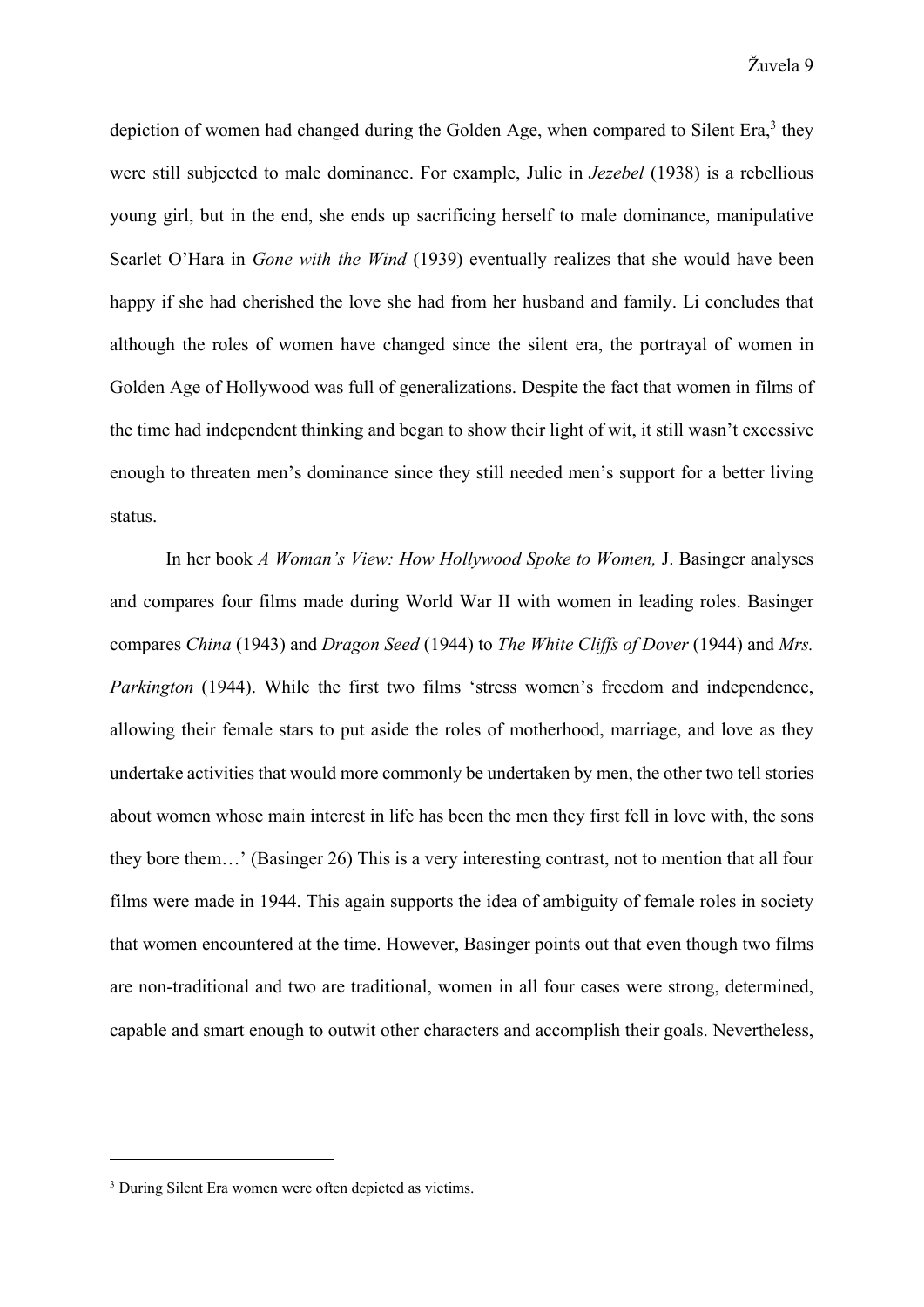depiction of women had changed during the Golden Age, when compared to Silent Era,[3] they were still subjected to male dominance. For example, Julie in *Jezebel* (1938) is a rebellious young girl, but in the end, she ends up sacrificing herself to male dominance, manipulative Scarlet O'Hara in *Gone with the Wind* (1939) eventually realizes that she would have been happy if she had cherished the love she had from her husband and family. Li concludes that although the roles of women have changed since the silent era, the portrayal of women in Golden Age of Hollywood was full of generalizations. Despite the fact that women in films of the time had independent thinking and began to show their light of wit, it still wasn't excessive enough to threaten men's dominance since they still needed men's support for a better living status.

In her book *A Woman's View: How Hollywood Spoke to Women,* J. Basinger analyses and compares four films made during World War II with women in leading roles. Basinger compares *China* (1943) and *Dragon Seed* (1944) to *The White Cliffs of Dover* (1944) and *Mrs. Parkington* (1944). While the first two films 'stress women's freedom and independence, allowing their female stars to put aside the roles of motherhood, marriage, and love as they undertake activities that would more commonly be undertaken by men, the other two tell stories about women whose main interest in life has been the men they first fell in love with, the sons they bore them…' (Basinger 26) This is a very interesting contrast, not to mention that all four films were made in 1944. This again supports the idea of ambiguity of female roles in society that women encountered at the time. However, Basinger points out that even though two films are non-traditional and two are traditional, women in all four cases were strong, determined, capable and smart enough to outwit other characters and accomplish their goals. Nevertheless,

[3] During Silent Era women were often depicted as victims.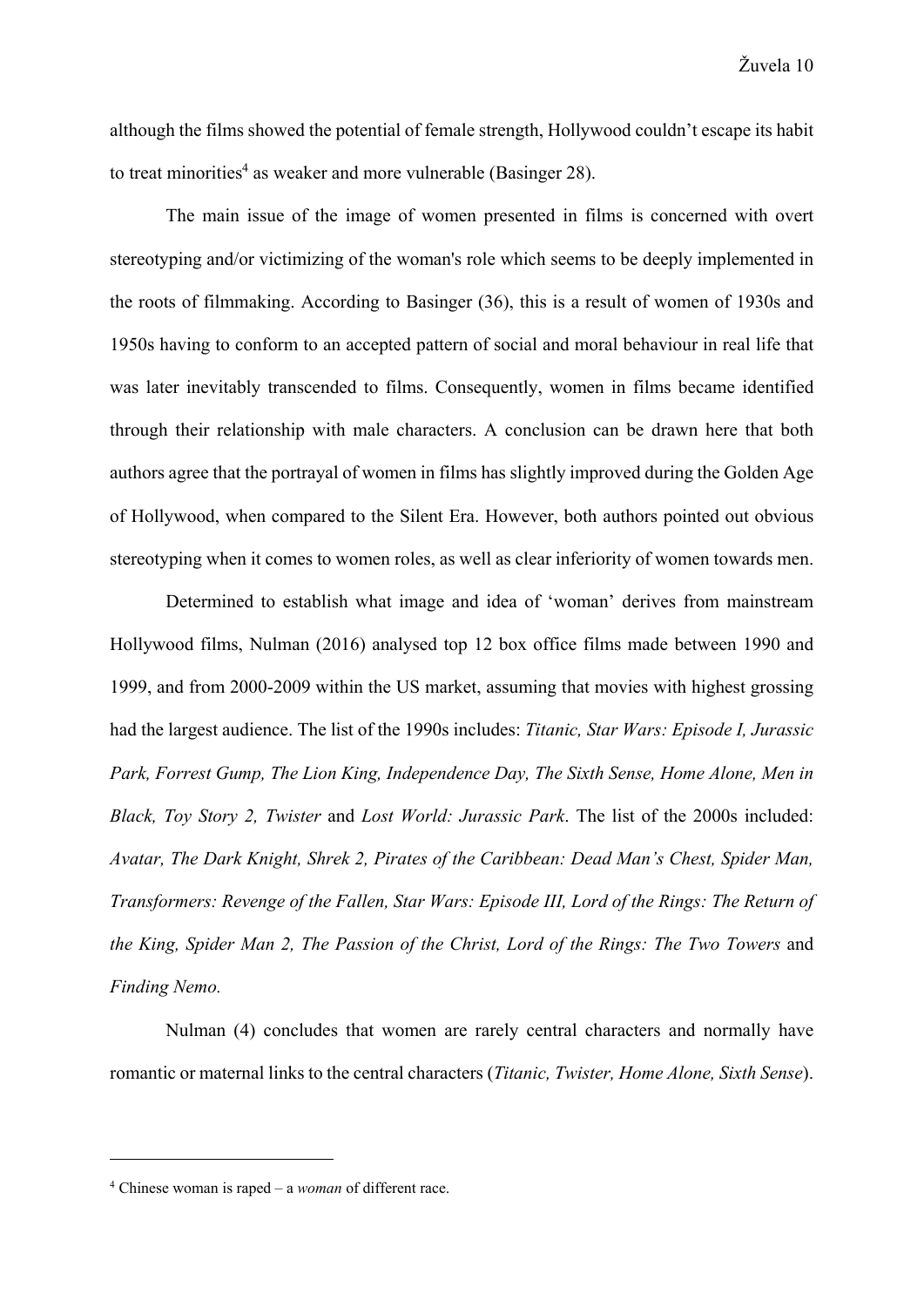although the films showed the potential of female strength, Hollywood couldn't escape its habit to treat minorities[4] as weaker and more vulnerable (Basinger 28).

The main issue of the image of women presented in films is concerned with overt stereotyping and/or victimizing of the woman's role which seems to be deeply implemented in the roots of filmmaking. According to Basinger (36), this is a result of women of 1930s and 1950s having to conform to an accepted pattern of social and moral behaviour in real life that was later inevitably transcended to films. Consequently, women in films became identified through their relationship with male characters. A conclusion can be drawn here that both authors agree that the portrayal of women in films has slightly improved during the Golden Age of Hollywood, when compared to the Silent Era. However, both authors pointed out obvious stereotyping when it comes to women roles, as well as clear inferiority of women towards men.

Determined to establish what image and idea of 'woman' derives from mainstream Hollywood films, Nulman (2016) analysed top 12 box office films made between 1990 and 1999, and from 2000-2009 within the US market, assuming that movies with highest grossing had the largest audience. The list of the 1990s includes: *Titanic, Star Wars: Episode I, Jurassic Park, Forrest Gump, The Lion King, Independence Day, The Sixth Sense, Home Alone, Men in Black, Toy Story 2, Twister* and *Lost World: Jurassic Park*. The list of the 2000s included: *Avatar, The Dark Knight, Shrek 2, Pirates of the Caribbean: Dead Man's Chest, Spider Man, Transformers: Revenge of the Fallen, Star Wars: Episode III, Lord of the Rings: The Return of the King, Spider Man 2, The Passion of the Christ, Lord of the Rings: The Two Towers* and *Finding Nemo.*

Nulman (4) concludes that women are rarely central characters and normally have romantic or maternal links to the central characters (*Titanic, Twister, Home Alone, Sixth Sense*).

---

[4] Chinese woman is raped – a *woman* of different race.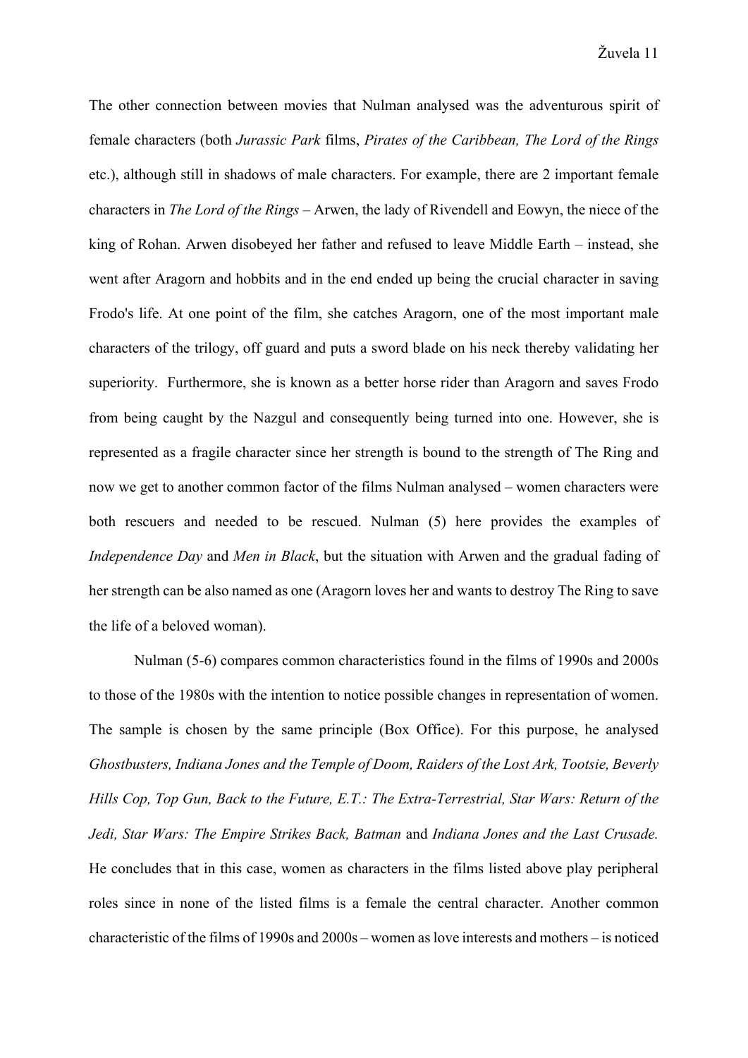The other connection between movies that Nulman analysed was the adventurous spirit of female characters (both *Jurassic Park* films, *Pirates of the Caribbean, The Lord of the Rings* etc.), although still in shadows of male characters. For example, there are 2 important female characters in *The Lord of the Rings* – Arwen, the lady of Rivendell and Eowyn, the niece of the king of Rohan. Arwen disobeyed her father and refused to leave Middle Earth – instead, she went after Aragorn and hobbits and in the end ended up being the crucial character in saving Frodo's life. At one point of the film, she catches Aragorn, one of the most important male characters of the trilogy, off guard and puts a sword blade on his neck thereby validating her superiority. Furthermore, she is known as a better horse rider than Aragorn and saves Frodo from being caught by the Nazgul and consequently being turned into one. However, she is represented as a fragile character since her strength is bound to the strength of The Ring and now we get to another common factor of the films Nulman analysed – women characters were both rescuers and needed to be rescued. Nulman (5) here provides the examples of *Independence Day* and *Men in Black*, but the situation with Arwen and the gradual fading of her strength can be also named as one (Aragorn loves her and wants to destroy The Ring to save the life of a beloved woman).

Nulman (5-6) compares common characteristics found in the films of 1990s and 2000s to those of the 1980s with the intention to notice possible changes in representation of women. The sample is chosen by the same principle (Box Office). For this purpose, he analysed *Ghostbusters, Indiana Jones and the Temple of Doom, Raiders of the Lost Ark, Tootsie, Beverly Hills Cop, Top Gun, Back to the Future, E.T.: The Extra-Terrestrial, Star Wars: Return of the Jedi, Star Wars: The Empire Strikes Back, Batman* and *Indiana Jones and the Last Crusade.* He concludes that in this case, women as characters in the films listed above play peripheral roles since in none of the listed films is a female the central character. Another common characteristic of the films of 1990s and 2000s – women as love interests and mothers – is noticed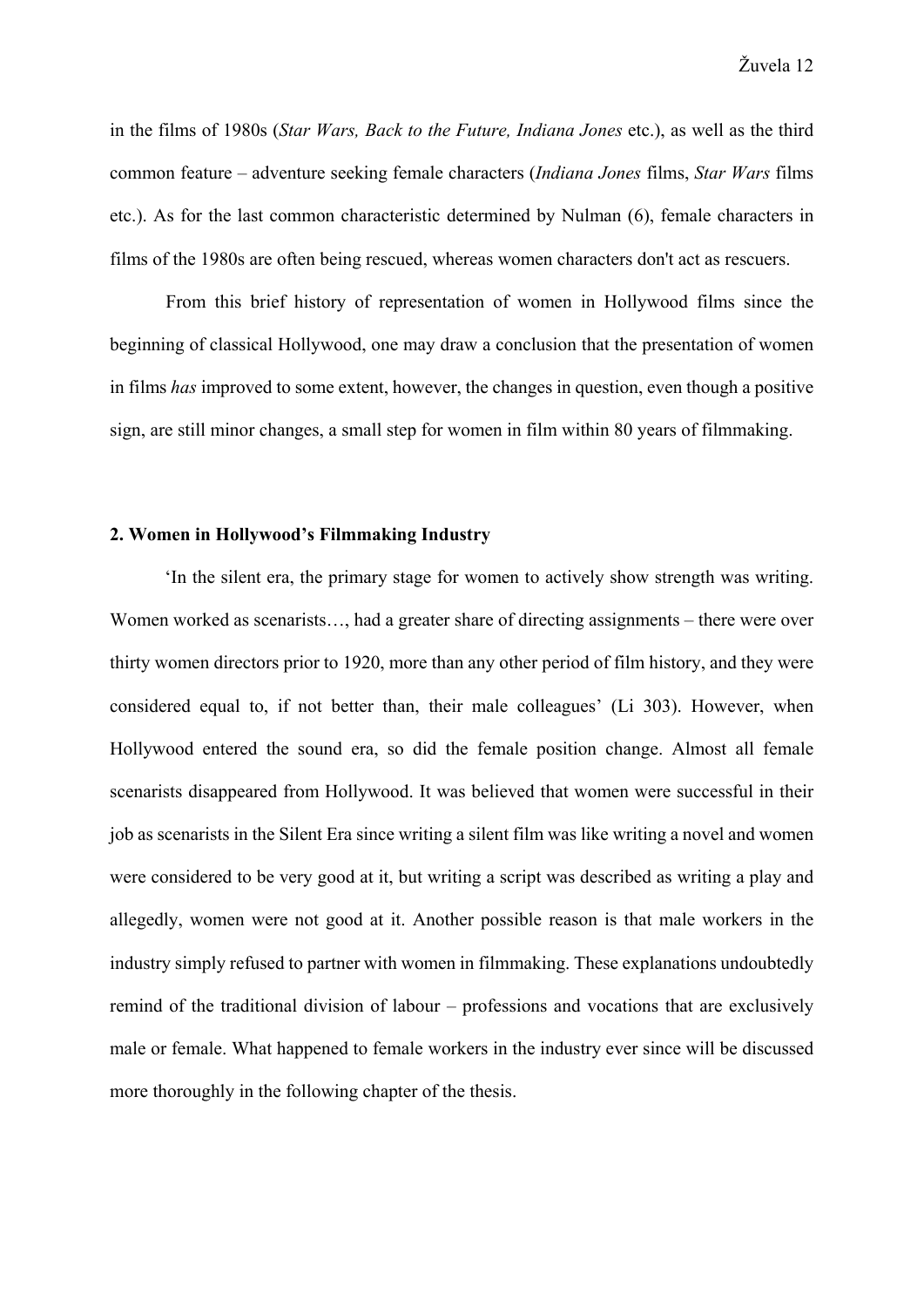in the films of 1980s (*Star Wars, Back to the Future, Indiana Jones* etc.), as well as the third common feature – adventure seeking female characters (*Indiana Jones* films, *Star Wars* films etc.). As for the last common characteristic determined by Nulman (6), female characters in films of the 1980s are often being rescued, whereas women characters don't act as rescuers.

From this brief history of representation of women in Hollywood films since the beginning of classical Hollywood, one may draw a conclusion that the presentation of women in films *has* improved to some extent, however, the changes in question, even though a positive sign, are still minor changes, a small step for women in film within 80 years of filmmaking.

## 2. Women in Hollywood's Filmmaking Industry

'In the silent era, the primary stage for women to actively show strength was writing. Women worked as scenarists…, had a greater share of directing assignments – there were over thirty women directors prior to 1920, more than any other period of film history, and they were considered equal to, if not better than, their male colleagues' (Li 303). However, when Hollywood entered the sound era, so did the female position change. Almost all female scenarists disappeared from Hollywood. It was believed that women were successful in their job as scenarists in the Silent Era since writing a silent film was like writing a novel and women were considered to be very good at it, but writing a script was described as writing a play and allegedly, women were not good at it. Another possible reason is that male workers in the industry simply refused to partner with women in filmmaking. These explanations undoubtedly remind of the traditional division of labour – professions and vocations that are exclusively male or female. What happened to female workers in the industry ever since will be discussed more thoroughly in the following chapter of the thesis.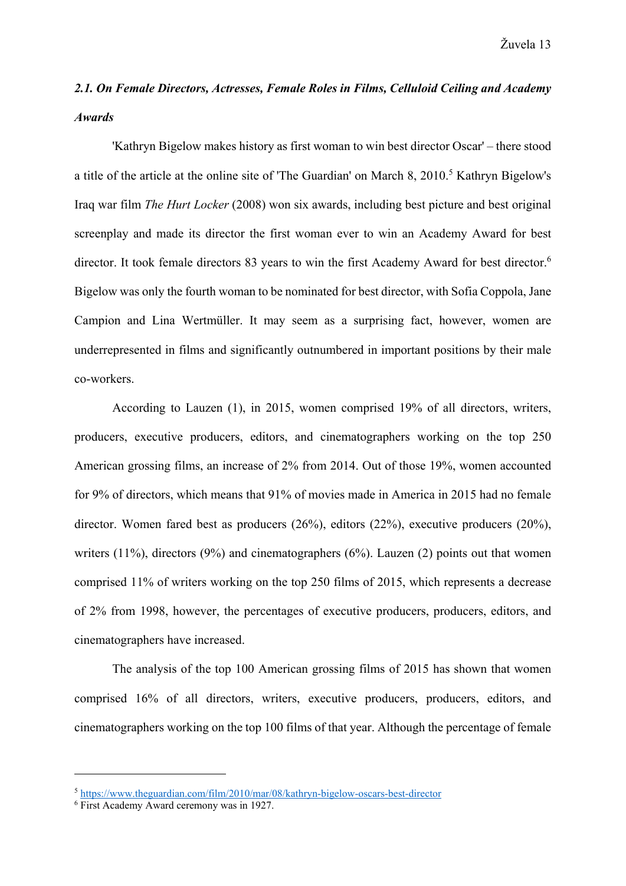### *2.1. On Female Directors, Actresses, Female Roles in Films, Celluloid Ceiling and Academy Awards*

'Kathryn Bigelow makes history as first woman to win best director Oscar' – there stood a title of the article at the online site of 'The Guardian' on March 8, 2010.[5] Kathryn Bigelow's Iraq war film *The Hurt Locker* (2008) won six awards, including best picture and best original screenplay and made its director the first woman ever to win an Academy Award for best director. It took female directors 83 years to win the first Academy Award for best director.[6] Bigelow was only the fourth woman to be nominated for best director, with Sofia Coppola, Jane Campion and Lina Wertmüller. It may seem as a surprising fact, however, women are underrepresented in films and significantly outnumbered in important positions by their male co-workers.

According to Lauzen (1), in 2015, women comprised 19% of all directors, writers, producers, executive producers, editors, and cinematographers working on the top 250 American grossing films, an increase of 2% from 2014. Out of those 19%, women accounted for 9% of directors, which means that 91% of movies made in America in 2015 had no female director. Women fared best as producers (26%), editors (22%), executive producers (20%), writers (11%), directors (9%) and cinematographers (6%). Lauzen (2) points out that women comprised 11% of writers working on the top 250 films of 2015, which represents a decrease of 2% from 1998, however, the percentages of executive producers, producers, editors, and cinematographers have increased.

The analysis of the top 100 American grossing films of 2015 has shown that women comprised 16% of all directors, writers, executive producers, producers, editors, and cinematographers working on the top 100 films of that year. Although the percentage of female

---

[5] https://www.theguardian.com/film/2010/mar/08/kathryn-bigelow-oscars-best-director

[6] First Academy Award ceremony was in 1927.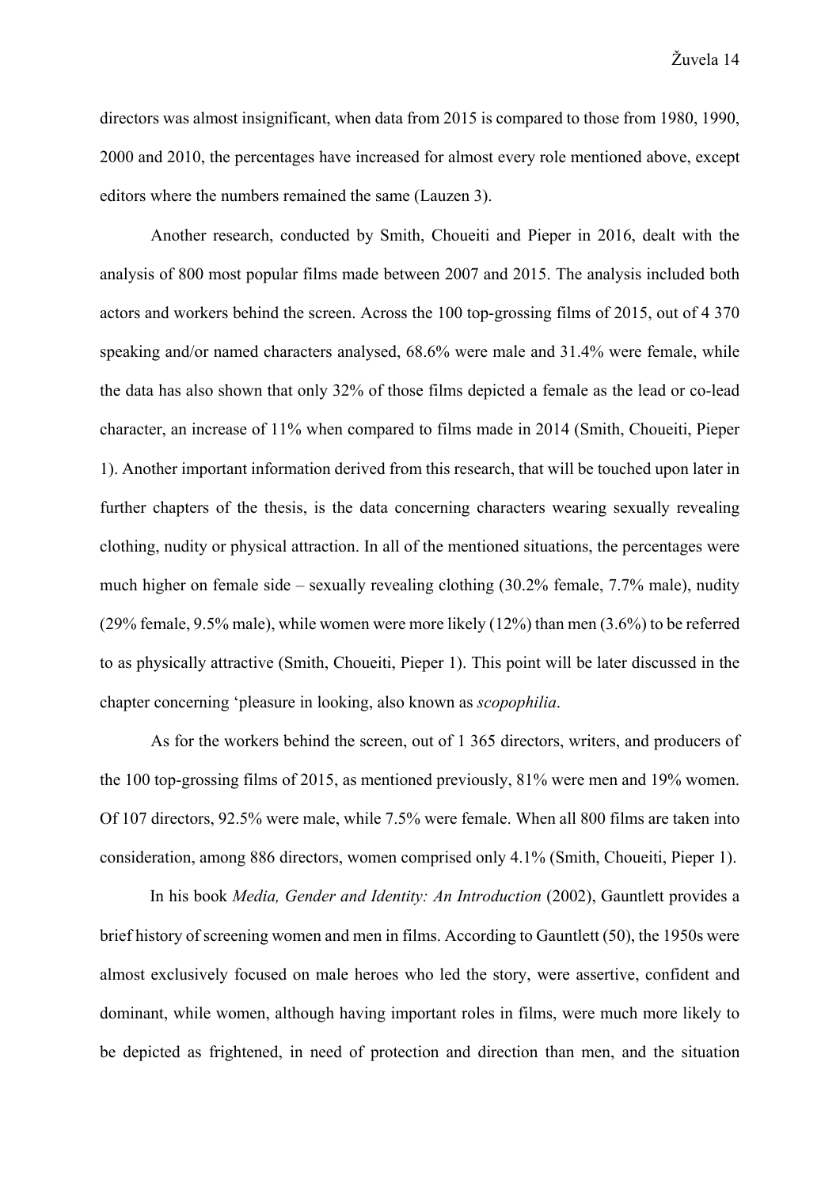directors was almost insignificant, when data from 2015 is compared to those from 1980, 1990, 2000 and 2010, the percentages have increased for almost every role mentioned above, except editors where the numbers remained the same (Lauzen 3).

Another research, conducted by Smith, Choueiti and Pieper in 2016, dealt with the analysis of 800 most popular films made between 2007 and 2015. The analysis included both actors and workers behind the screen. Across the 100 top-grossing films of 2015, out of 4 370 speaking and/or named characters analysed, 68.6% were male and 31.4% were female, while the data has also shown that only 32% of those films depicted a female as the lead or co-lead character, an increase of 11% when compared to films made in 2014 (Smith, Choueiti, Pieper 1). Another important information derived from this research, that will be touched upon later in further chapters of the thesis, is the data concerning characters wearing sexually revealing clothing, nudity or physical attraction. In all of the mentioned situations, the percentages were much higher on female side – sexually revealing clothing (30.2% female, 7.7% male), nudity (29% female, 9.5% male), while women were more likely (12%) than men (3.6%) to be referred to as physically attractive (Smith, Choueiti, Pieper 1). This point will be later discussed in the chapter concerning 'pleasure in looking, also known as *scopophilia*.

As for the workers behind the screen, out of 1 365 directors, writers, and producers of the 100 top-grossing films of 2015, as mentioned previously, 81% were men and 19% women. Of 107 directors, 92.5% were male, while 7.5% were female. When all 800 films are taken into consideration, among 886 directors, women comprised only 4.1% (Smith, Choueiti, Pieper 1).

In his book *Media, Gender and Identity: An Introduction* (2002), Gauntlett provides a brief history of screening women and men in films. According to Gauntlett (50), the 1950s were almost exclusively focused on male heroes who led the story, were assertive, confident and dominant, while women, although having important roles in films, were much more likely to be depicted as frightened, in need of protection and direction than men, and the situation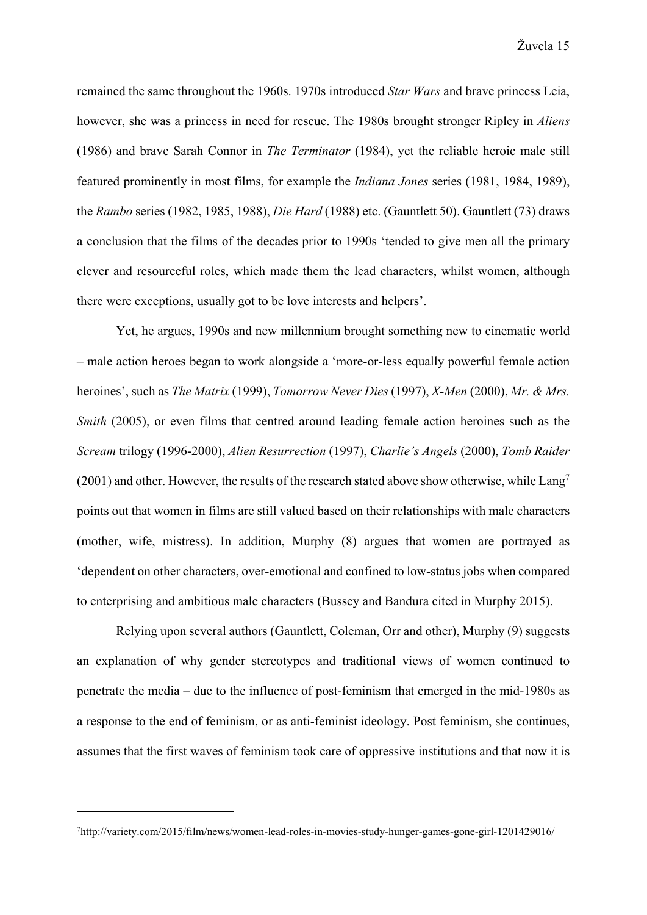remained the same throughout the 1960s. 1970s introduced *Star Wars* and brave princess Leia, however, she was a princess in need for rescue. The 1980s brought stronger Ripley in *Aliens* (1986) and brave Sarah Connor in *The Terminator* (1984), yet the reliable heroic male still featured prominently in most films, for example the *Indiana Jones* series (1981, 1984, 1989), the *Rambo* series (1982, 1985, 1988), *Die Hard* (1988) etc. (Gauntlett 50). Gauntlett (73) draws a conclusion that the films of the decades prior to 1990s 'tended to give men all the primary clever and resourceful roles, which made them the lead characters, whilst women, although there were exceptions, usually got to be love interests and helpers'.

Yet, he argues, 1990s and new millennium brought something new to cinematic world – male action heroes began to work alongside a 'more-or-less equally powerful female action heroines', such as *The Matrix* (1999), *Tomorrow Never Dies* (1997), *X-Men* (2000), *Mr. & Mrs. Smith* (2005), or even films that centred around leading female action heroines such as the *Scream* trilogy (1996-2000), *Alien Resurrection* (1997), *Charlie's Angels* (2000), *Tomb Raider* (2001) and other. However, the results of the research stated above show otherwise, while Lang[7] points out that women in films are still valued based on their relationships with male characters (mother, wife, mistress). In addition, Murphy (8) argues that women are portrayed as 'dependent on other characters, over-emotional and confined to low-status jobs when compared to enterprising and ambitious male characters (Bussey and Bandura cited in Murphy 2015).

Relying upon several authors (Gauntlett, Coleman, Orr and other), Murphy (9) suggests an explanation of why gender stereotypes and traditional views of women continued to penetrate the media – due to the influence of post-feminism that emerged in the mid-1980s as a response to the end of feminism, or as anti-feminist ideology. Post feminism, she continues, assumes that the first waves of feminism took care of oppressive institutions and that now it is

[7] http://variety.com/2015/film/news/women-lead-roles-in-movies-study-hunger-games-gone-girl-1201429016/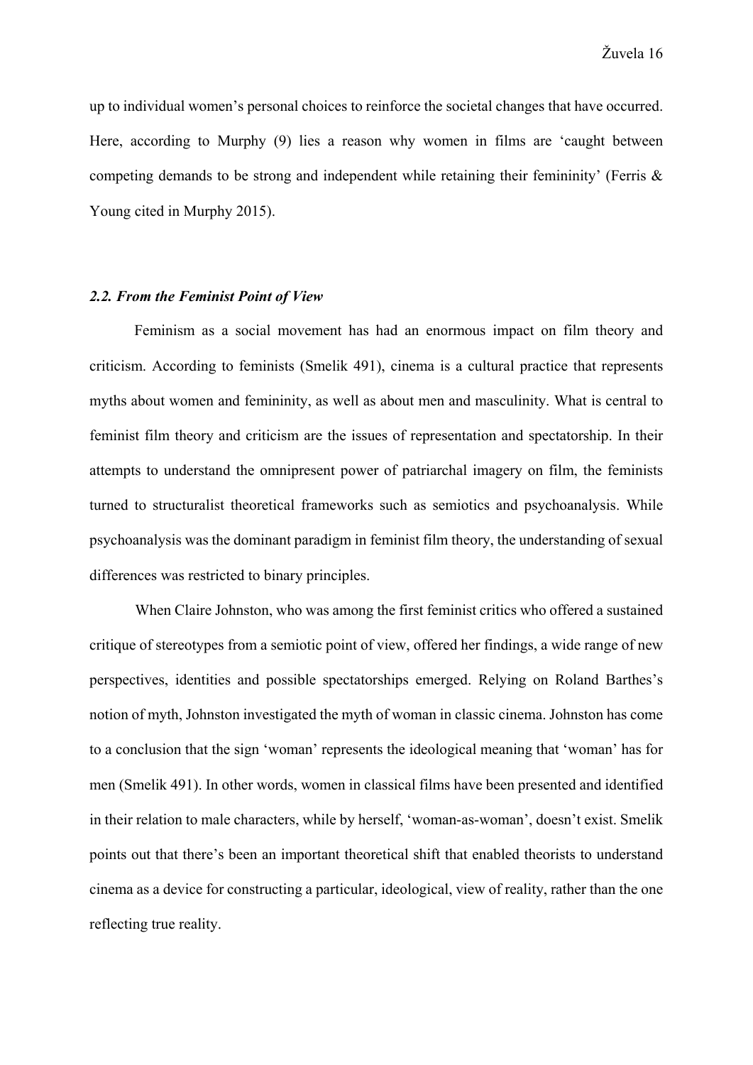up to individual women's personal choices to reinforce the societal changes that have occurred. Here, according to Murphy (9) lies a reason why women in films are 'caught between competing demands to be strong and independent while retaining their femininity' (Ferris & Young cited in Murphy 2015).

### *2.2. From the Feminist Point of View*

Feminism as a social movement has had an enormous impact on film theory and criticism. According to feminists (Smelik 491), cinema is a cultural practice that represents myths about women and femininity, as well as about men and masculinity. What is central to feminist film theory and criticism are the issues of representation and spectatorship. In their attempts to understand the omnipresent power of patriarchal imagery on film, the feminists turned to structuralist theoretical frameworks such as semiotics and psychoanalysis. While psychoanalysis was the dominant paradigm in feminist film theory, the understanding of sexual differences was restricted to binary principles.

When Claire Johnston, who was among the first feminist critics who offered a sustained critique of stereotypes from a semiotic point of view, offered her findings, a wide range of new perspectives, identities and possible spectatorships emerged. Relying on Roland Barthes's notion of myth, Johnston investigated the myth of woman in classic cinema. Johnston has come to a conclusion that the sign 'woman' represents the ideological meaning that 'woman' has for men (Smelik 491). In other words, women in classical films have been presented and identified in their relation to male characters, while by herself, 'woman-as-woman', doesn't exist. Smelik points out that there's been an important theoretical shift that enabled theorists to understand cinema as a device for constructing a particular, ideological, view of reality, rather than the one reflecting true reality.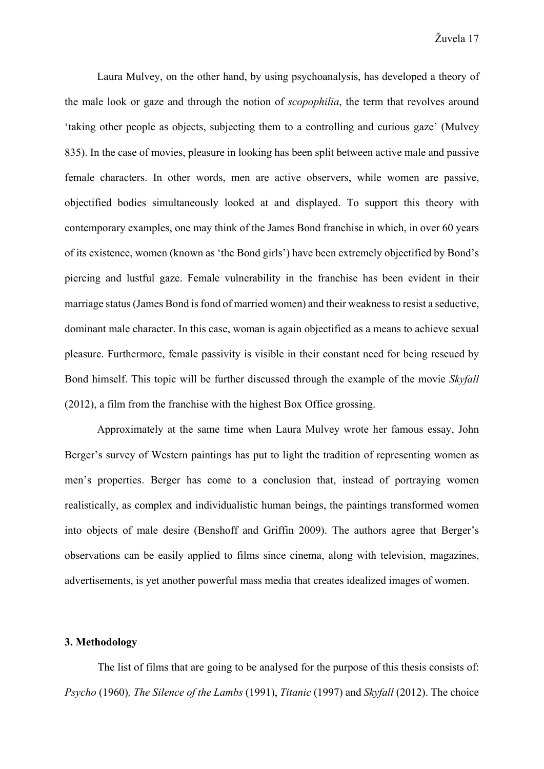Laura Mulvey, on the other hand, by using psychoanalysis, has developed a theory of the male look or gaze and through the notion of *scopophilia*, the term that revolves around 'taking other people as objects, subjecting them to a controlling and curious gaze' (Mulvey 835). In the case of movies, pleasure in looking has been split between active male and passive female characters. In other words, men are active observers, while women are passive, objectified bodies simultaneously looked at and displayed. To support this theory with contemporary examples, one may think of the James Bond franchise in which, in over 60 years of its existence, women (known as 'the Bond girls') have been extremely objectified by Bond's piercing and lustful gaze. Female vulnerability in the franchise has been evident in their marriage status (James Bond is fond of married women) and their weakness to resist a seductive, dominant male character. In this case, woman is again objectified as a means to achieve sexual pleasure. Furthermore, female passivity is visible in their constant need for being rescued by Bond himself. This topic will be further discussed through the example of the movie *Skyfall* (2012), a film from the franchise with the highest Box Office grossing.

Approximately at the same time when Laura Mulvey wrote her famous essay, John Berger's survey of Western paintings has put to light the tradition of representing women as men's properties. Berger has come to a conclusion that, instead of portraying women realistically, as complex and individualistic human beings, the paintings transformed women into objects of male desire (Benshoff and Griffin 2009). The authors agree that Berger's observations can be easily applied to films since cinema, along with television, magazines, advertisements, is yet another powerful mass media that creates idealized images of women.

## 3. Methodology

The list of films that are going to be analysed for the purpose of this thesis consists of: *Psycho* (1960)*, The Silence of the Lambs* (1991), *Titanic* (1997) and *Skyfall* (2012). The choice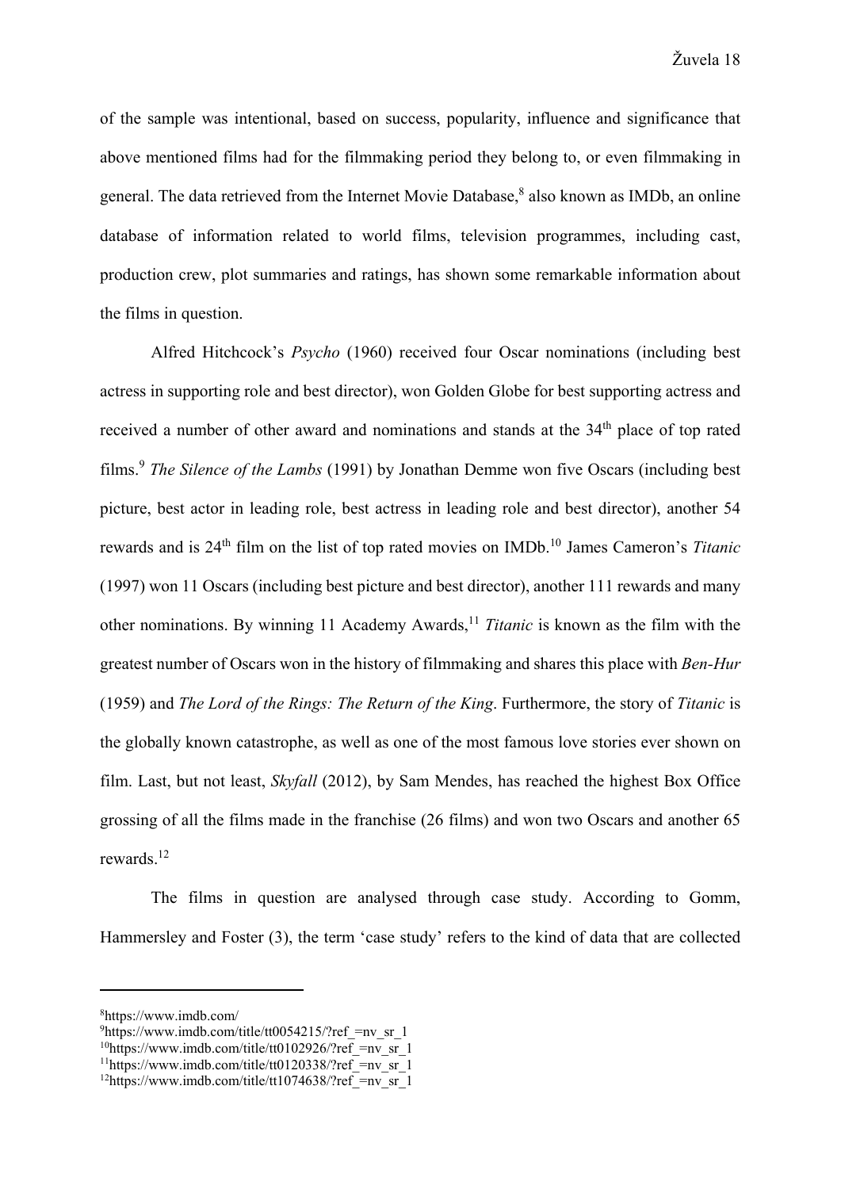of the sample was intentional, based on success, popularity, influence and significance that above mentioned films had for the filmmaking period they belong to, or even filmmaking in general. The data retrieved from the Internet Movie Database,[8] also known as IMDb, an online database of information related to world films, television programmes, including cast, production crew, plot summaries and ratings, has shown some remarkable information about the films in question.

Alfred Hitchcock's *Psycho* (1960) received four Oscar nominations (including best actress in supporting role and best director), won Golden Globe for best supporting actress and received a number of other award and nominations and stands at the 34th place of top rated films.[9] *The Silence of the Lambs* (1991) by Jonathan Demme won five Oscars (including best picture, best actor in leading role, best actress in leading role and best director), another 54 rewards and is 24th film on the list of top rated movies on IMDb.[10] James Cameron's *Titanic* (1997) won 11 Oscars (including best picture and best director), another 111 rewards and many other nominations. By winning 11 Academy Awards,[11] *Titanic* is known as the film with the greatest number of Oscars won in the history of filmmaking and shares this place with *Ben-Hur* (1959) and *The Lord of the Rings: The Return of the King*. Furthermore, the story of *Titanic* is the globally known catastrophe, as well as one of the most famous love stories ever shown on film. Last, but not least, *Skyfall* (2012), by Sam Mendes, has reached the highest Box Office grossing of all the films made in the franchise (26 films) and won two Oscars and another 65 rewards.[12]

The films in question are analysed through case study. According to Gomm, Hammersley and Foster (3), the term 'case study' refers to the kind of data that are collected

---

[8]https://www.imdb.com/

[9]https://www.imdb.com/title/tt0054215/?ref_=nv_sr_1

[10]https://www.imdb.com/title/tt0102926/?ref_=nv_sr_1

[11]https://www.imdb.com/title/tt0120338/?ref_=nv_sr_1

[12]https://www.imdb.com/title/tt1074638/?ref_=nv_sr_1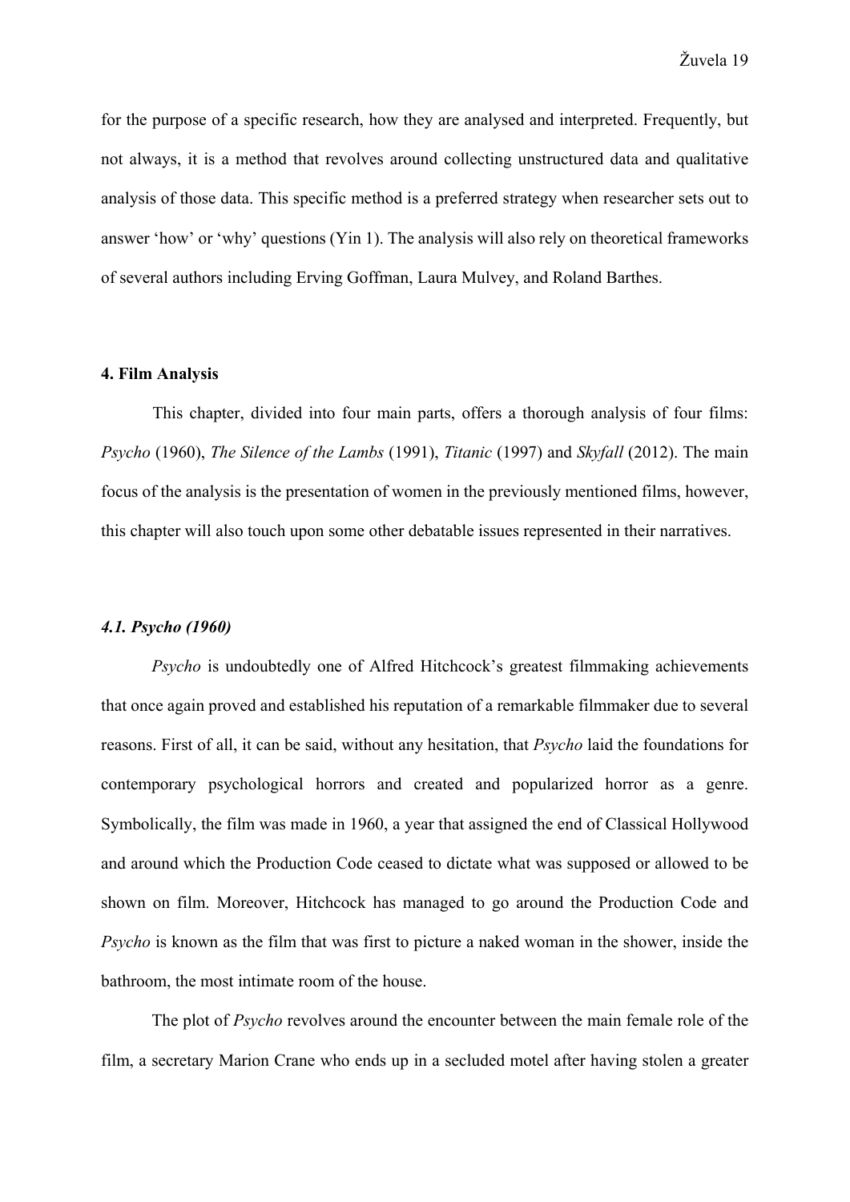for the purpose of a specific research, how they are analysed and interpreted. Frequently, but not always, it is a method that revolves around collecting unstructured data and qualitative analysis of those data. This specific method is a preferred strategy when researcher sets out to answer 'how' or 'why' questions (Yin 1). The analysis will also rely on theoretical frameworks of several authors including Erving Goffman, Laura Mulvey, and Roland Barthes.

## 4. Film Analysis

This chapter, divided into four main parts, offers a thorough analysis of four films: *Psycho* (1960), *The Silence of the Lambs* (1991), *Titanic* (1997) and *Skyfall* (2012). The main focus of the analysis is the presentation of women in the previously mentioned films, however, this chapter will also touch upon some other debatable issues represented in their narratives.

### *4.1. Psycho (1960)*

*Psycho* is undoubtedly one of Alfred Hitchcock's greatest filmmaking achievements that once again proved and established his reputation of a remarkable filmmaker due to several reasons. First of all, it can be said, without any hesitation, that *Psycho* laid the foundations for contemporary psychological horrors and created and popularized horror as a genre. Symbolically, the film was made in 1960, a year that assigned the end of Classical Hollywood and around which the Production Code ceased to dictate what was supposed or allowed to be shown on film. Moreover, Hitchcock has managed to go around the Production Code and *Psycho* is known as the film that was first to picture a naked woman in the shower, inside the bathroom, the most intimate room of the house.

The plot of *Psycho* revolves around the encounter between the main female role of the film, a secretary Marion Crane who ends up in a secluded motel after having stolen a greater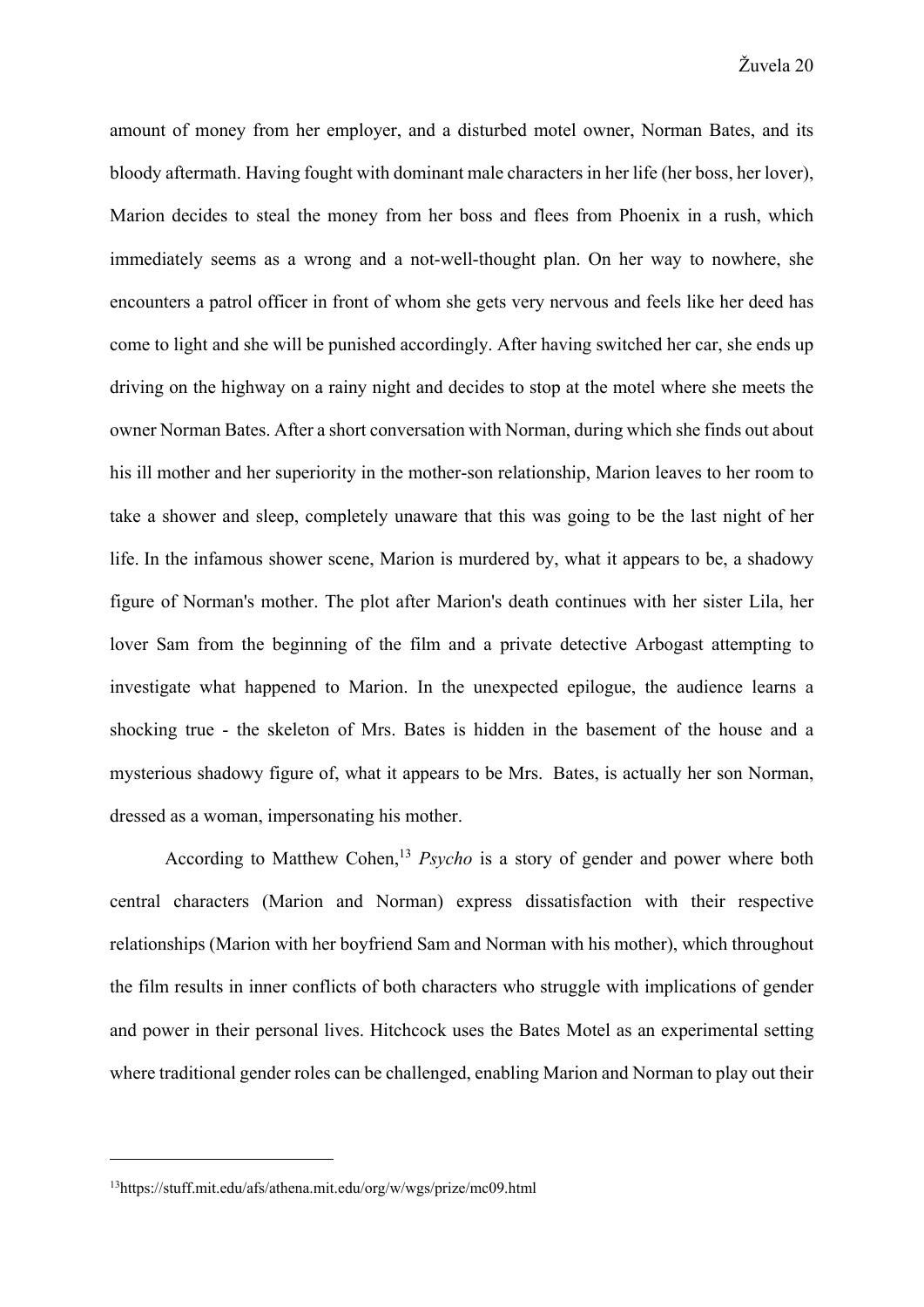amount of money from her employer, and a disturbed motel owner, Norman Bates, and its bloody aftermath. Having fought with dominant male characters in her life (her boss, her lover), Marion decides to steal the money from her boss and flees from Phoenix in a rush, which immediately seems as a wrong and a not-well-thought plan. On her way to nowhere, she encounters a patrol officer in front of whom she gets very nervous and feels like her deed has come to light and she will be punished accordingly. After having switched her car, she ends up driving on the highway on a rainy night and decides to stop at the motel where she meets the owner Norman Bates. After a short conversation with Norman, during which she finds out about his ill mother and her superiority in the mother-son relationship, Marion leaves to her room to take a shower and sleep, completely unaware that this was going to be the last night of her life. In the infamous shower scene, Marion is murdered by, what it appears to be, a shadowy figure of Norman's mother. The plot after Marion's death continues with her sister Lila, her lover Sam from the beginning of the film and a private detective Arbogast attempting to investigate what happened to Marion. In the unexpected epilogue, the audience learns a shocking true - the skeleton of Mrs. Bates is hidden in the basement of the house and a mysterious shadowy figure of, what it appears to be Mrs. Bates, is actually her son Norman, dressed as a woman, impersonating his mother.

According to Matthew Cohen,[13] *Psycho* is a story of gender and power where both central characters (Marion and Norman) express dissatisfaction with their respective relationships (Marion with her boyfriend Sam and Norman with his mother), which throughout the film results in inner conflicts of both characters who struggle with implications of gender and power in their personal lives. Hitchcock uses the Bates Motel as an experimental setting where traditional gender roles can be challenged, enabling Marion and Norman to play out their

---

[13] https://stuff.mit.edu/afs/athena.mit.edu/org/w/wgs/prize/mc09.html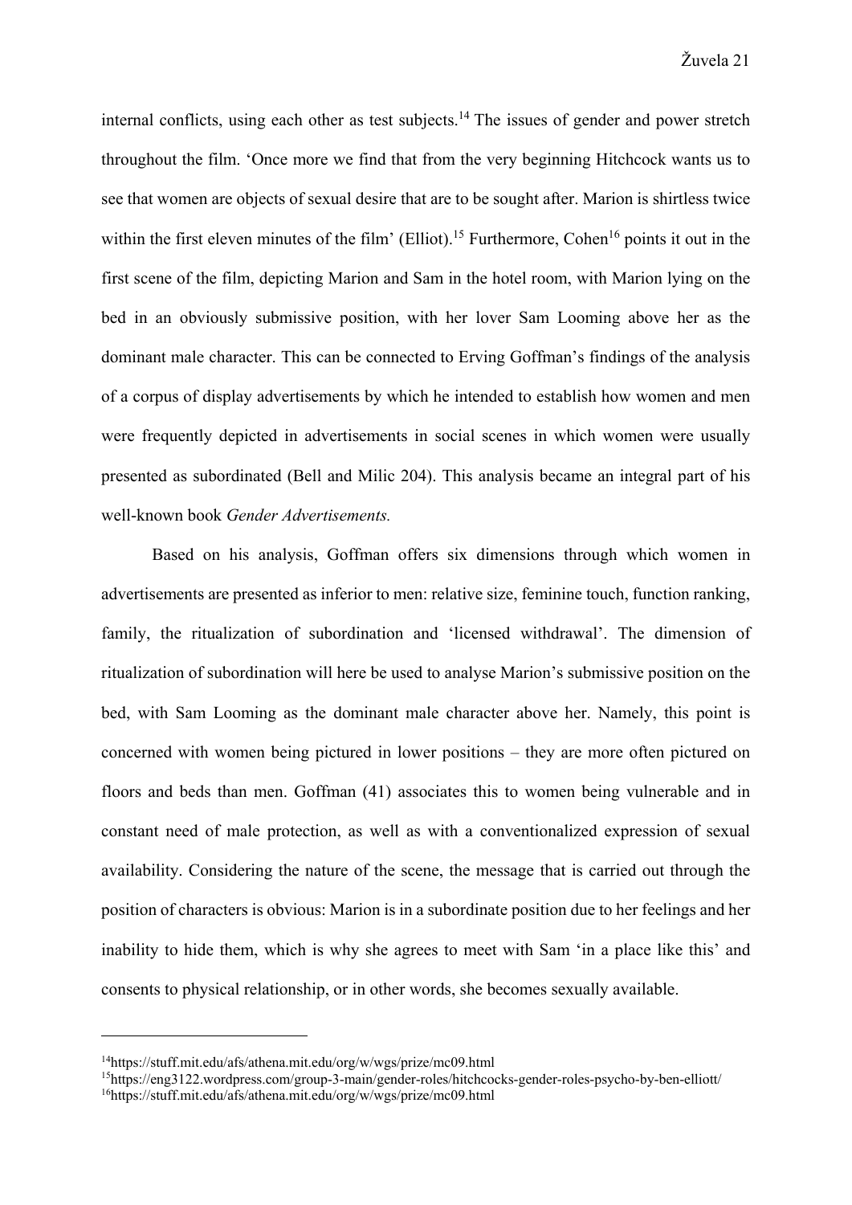internal conflicts, using each other as test subjects.[14] The issues of gender and power stretch throughout the film. 'Once more we find that from the very beginning Hitchcock wants us to see that women are objects of sexual desire that are to be sought after. Marion is shirtless twice within the first eleven minutes of the film' (Elliot).[15] Furthermore, Cohen[16] points it out in the first scene of the film, depicting Marion and Sam in the hotel room, with Marion lying on the bed in an obviously submissive position, with her lover Sam Looming above her as the dominant male character. This can be connected to Erving Goffman's findings of the analysis of a corpus of display advertisements by which he intended to establish how women and men were frequently depicted in advertisements in social scenes in which women were usually presented as subordinated (Bell and Milic 204). This analysis became an integral part of his well-known book *Gender Advertisements.*

Based on his analysis, Goffman offers six dimensions through which women in advertisements are presented as inferior to men: relative size, feminine touch, function ranking, family, the ritualization of subordination and 'licensed withdrawal'. The dimension of ritualization of subordination will here be used to analyse Marion's submissive position on the bed, with Sam Looming as the dominant male character above her. Namely, this point is concerned with women being pictured in lower positions – they are more often pictured on floors and beds than men. Goffman (41) associates this to women being vulnerable and in constant need of male protection, as well as with a conventionalized expression of sexual availability. Considering the nature of the scene, the message that is carried out through the position of characters is obvious: Marion is in a subordinate position due to her feelings and her inability to hide them, which is why she agrees to meet with Sam 'in a place like this' and consents to physical relationship, or in other words, she becomes sexually available.

---

[14] https://stuff.mit.edu/afs/athena.mit.edu/org/w/wgs/prize/mc09.html

[15] https://eng3122.wordpress.com/group-3-main/gender-roles/hitchcocks-gender-roles-psycho-by-ben-elliott/

[16] https://stuff.mit.edu/afs/athena.mit.edu/org/w/wgs/prize/mc09.html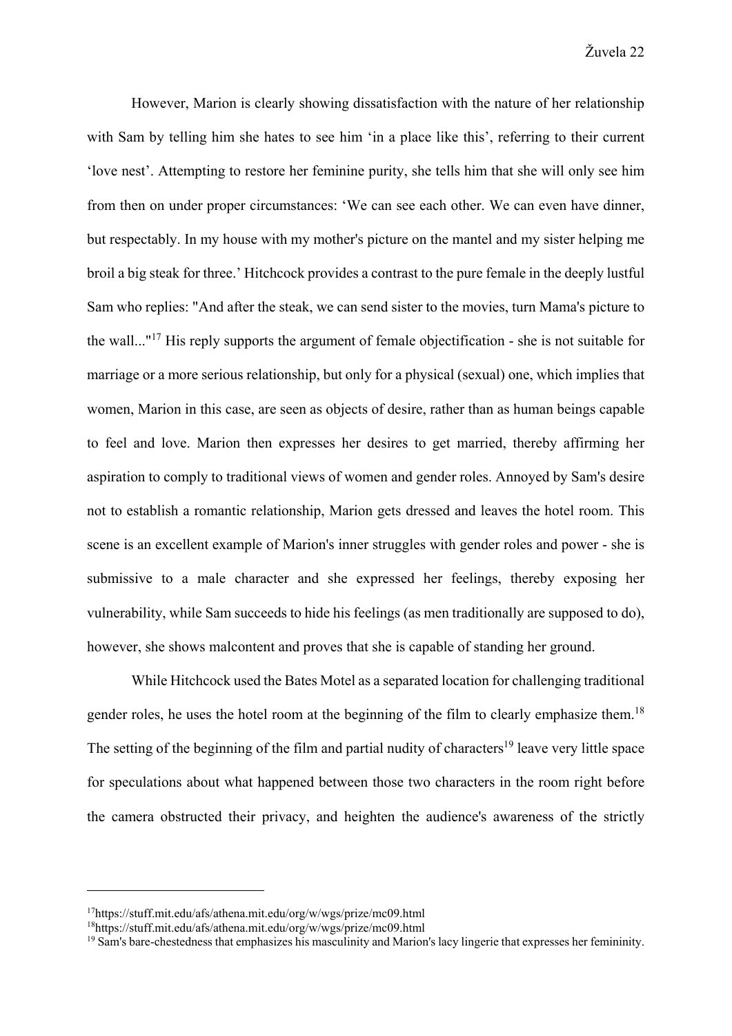However, Marion is clearly showing dissatisfaction with the nature of her relationship with Sam by telling him she hates to see him 'in a place like this', referring to their current 'love nest'. Attempting to restore her feminine purity, she tells him that she will only see him from then on under proper circumstances: 'We can see each other. We can even have dinner, but respectably. In my house with my mother's picture on the mantel and my sister helping me broil a big steak for three.' Hitchcock provides a contrast to the pure female in the deeply lustful Sam who replies: "And after the steak, we can send sister to the movies, turn Mama's picture to the wall..."[17] His reply supports the argument of female objectification - she is not suitable for marriage or a more serious relationship, but only for a physical (sexual) one, which implies that women, Marion in this case, are seen as objects of desire, rather than as human beings capable to feel and love. Marion then expresses her desires to get married, thereby affirming her aspiration to comply to traditional views of women and gender roles. Annoyed by Sam's desire not to establish a romantic relationship, Marion gets dressed and leaves the hotel room. This scene is an excellent example of Marion's inner struggles with gender roles and power - she is submissive to a male character and she expressed her feelings, thereby exposing her vulnerability, while Sam succeeds to hide his feelings (as men traditionally are supposed to do), however, she shows malcontent and proves that she is capable of standing her ground.

While Hitchcock used the Bates Motel as a separated location for challenging traditional gender roles, he uses the hotel room at the beginning of the film to clearly emphasize them.[18] The setting of the beginning of the film and partial nudity of characters[19] leave very little space for speculations about what happened between those two characters in the room right before the camera obstructed their privacy, and heighten the audience's awareness of the strictly

---

[17] https://stuff.mit.edu/afs/athena.mit.edu/org/w/wgs/prize/mc09.html

[18] https://stuff.mit.edu/afs/athena.mit.edu/org/w/wgs/prize/mc09.html

[19] Sam's bare-chestedness that emphasizes his masculinity and Marion's lacy lingerie that expresses her femininity.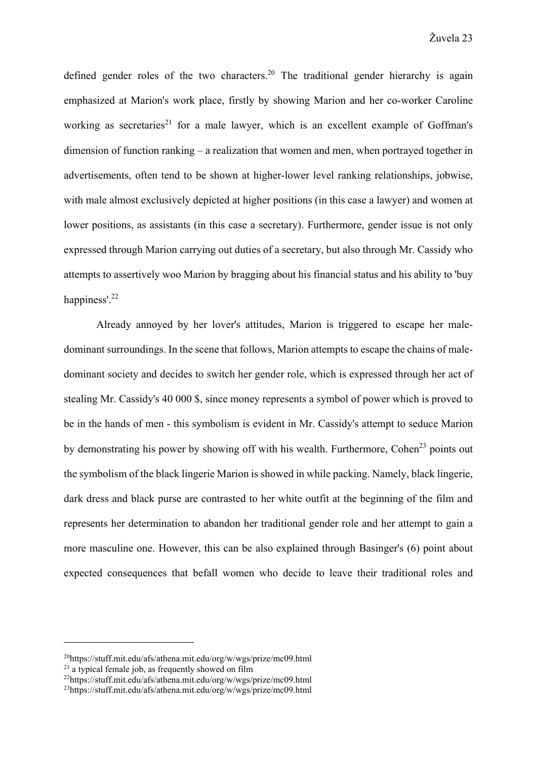defined gender roles of the two characters.[20] The traditional gender hierarchy is again emphasized at Marion's work place, firstly by showing Marion and her co-worker Caroline working as secretaries[21] for a male lawyer, which is an excellent example of Goffman's dimension of function ranking – a realization that women and men, when portrayed together in advertisements, often tend to be shown at higher-lower level ranking relationships, jobwise, with male almost exclusively depicted at higher positions (in this case a lawyer) and women at lower positions, as assistants (in this case a secretary). Furthermore, gender issue is not only expressed through Marion carrying out duties of a secretary, but also through Mr. Cassidy who attempts to assertively woo Marion by bragging about his financial status and his ability to 'buy happiness'.[22]

Already annoyed by her lover's attitudes, Marion is triggered to escape her male-dominant surroundings. In the scene that follows, Marion attempts to escape the chains of male-dominant society and decides to switch her gender role, which is expressed through her act of stealing Mr. Cassidy's 40 000 $, since money represents a symbol of power which is proved to be in the hands of men - this symbolism is evident in Mr. Cassidy's attempt to seduce Marion by demonstrating his power by showing off with his wealth. Furthermore, Cohen[23] points out the symbolism of the black lingerie Marion is showed in while packing. Namely, black lingerie, dark dress and black purse are contrasted to her white outfit at the beginning of the film and represents her determination to abandon her traditional gender role and her attempt to gain a more masculine one. However, this can be also explained through Basinger's (6) point about expected consequences that befall women who decide to leave their traditional roles and

---

[20] https://stuff.mit.edu/afs/athena.mit.edu/org/w/wgs/prize/mc09.html

[21] a typical female job, as frequently showed on film

[22] https://stuff.mit.edu/afs/athena.mit.edu/org/w/wgs/prize/mc09.html

[23] https://stuff.mit.edu/afs/athena.mit.edu/org/w/wgs/prize/mc09.html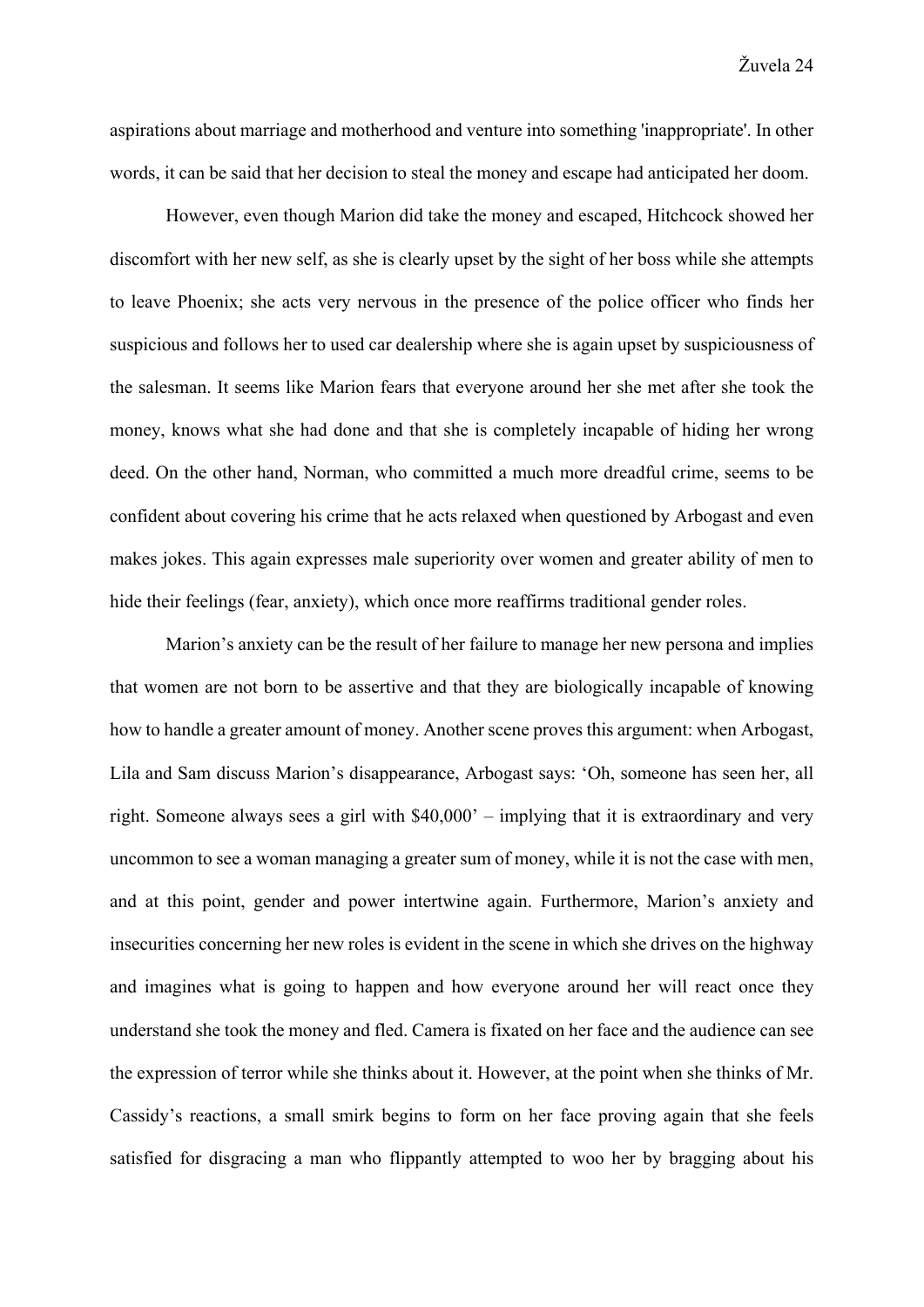aspirations about marriage and motherhood and venture into something 'inappropriate'. In other words, it can be said that her decision to steal the money and escape had anticipated her doom.

However, even though Marion did take the money and escaped, Hitchcock showed her discomfort with her new self, as she is clearly upset by the sight of her boss while she attempts to leave Phoenix; she acts very nervous in the presence of the police officer who finds her suspicious and follows her to used car dealership where she is again upset by suspiciousness of the salesman. It seems like Marion fears that everyone around her she met after she took the money, knows what she had done and that she is completely incapable of hiding her wrong deed. On the other hand, Norman, who committed a much more dreadful crime, seems to be confident about covering his crime that he acts relaxed when questioned by Arbogast and even makes jokes. This again expresses male superiority over women and greater ability of men to hide their feelings (fear, anxiety), which once more reaffirms traditional gender roles.

Marion's anxiety can be the result of her failure to manage her new persona and implies that women are not born to be assertive and that they are biologically incapable of knowing how to handle a greater amount of money. Another scene proves this argument: when Arbogast, Lila and Sam discuss Marion's disappearance, Arbogast says: 'Oh, someone has seen her, all right. Someone always sees a girl with $40,000' – implying that it is extraordinary and very uncommon to see a woman managing a greater sum of money, while it is not the case with men, and at this point, gender and power intertwine again. Furthermore, Marion's anxiety and insecurities concerning her new roles is evident in the scene in which she drives on the highway and imagines what is going to happen and how everyone around her will react once they understand she took the money and fled. Camera is fixated on her face and the audience can see the expression of terror while she thinks about it. However, at the point when she thinks of Mr. Cassidy's reactions, a small smirk begins to form on her face proving again that she feels satisfied for disgracing a man who flippantly attempted to woo her by bragging about his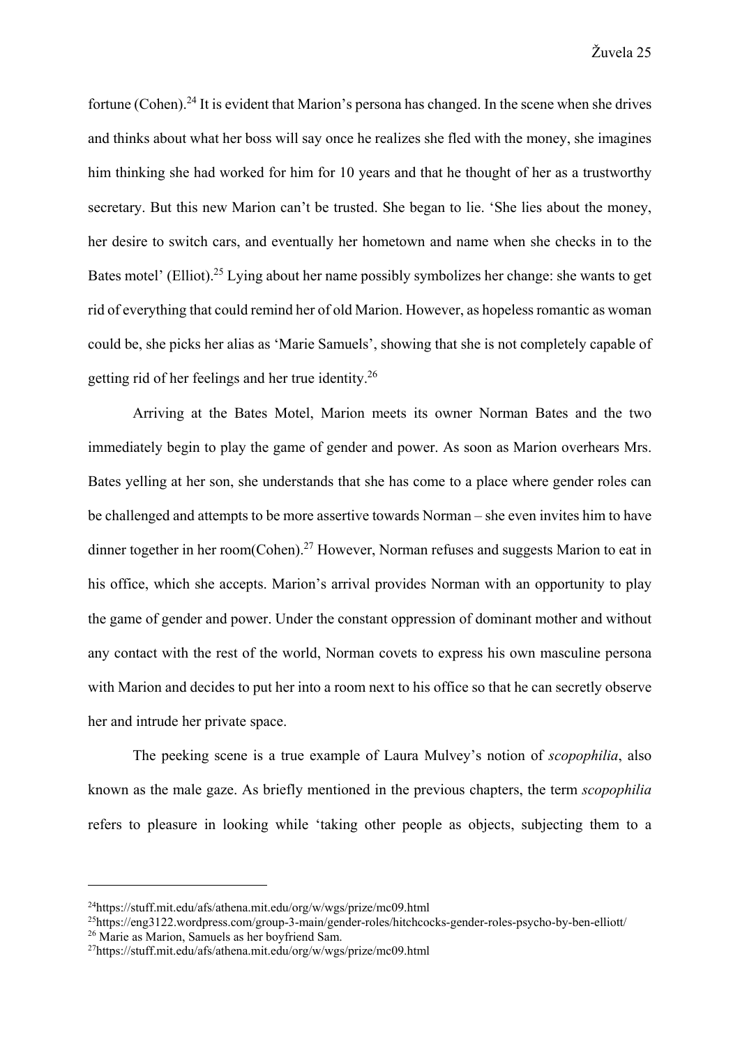fortune (Cohen).[24] It is evident that Marion's persona has changed. In the scene when she drives and thinks about what her boss will say once he realizes she fled with the money, she imagines him thinking she had worked for him for 10 years and that he thought of her as a trustworthy secretary. But this new Marion can't be trusted. She began to lie. 'She lies about the money, her desire to switch cars, and eventually her hometown and name when she checks in to the Bates motel' (Elliot).[25] Lying about her name possibly symbolizes her change: she wants to get rid of everything that could remind her of old Marion. However, as hopeless romantic as woman could be, she picks her alias as 'Marie Samuels', showing that she is not completely capable of getting rid of her feelings and her true identity.[26]

Arriving at the Bates Motel, Marion meets its owner Norman Bates and the two immediately begin to play the game of gender and power. As soon as Marion overhears Mrs. Bates yelling at her son, she understands that she has come to a place where gender roles can be challenged and attempts to be more assertive towards Norman – she even invites him to have dinner together in her room(Cohen).[27] However, Norman refuses and suggests Marion to eat in his office, which she accepts. Marion's arrival provides Norman with an opportunity to play the game of gender and power. Under the constant oppression of dominant mother and without any contact with the rest of the world, Norman covets to express his own masculine persona with Marion and decides to put her into a room next to his office so that he can secretly observe her and intrude her private space.

The peeking scene is a true example of Laura Mulvey's notion of *scopophilia*, also known as the male gaze. As briefly mentioned in the previous chapters, the term *scopophilia* refers to pleasure in looking while 'taking other people as objects, subjecting them to a

---

[24] https://stuff.mit.edu/afs/athena.mit.edu/org/w/wgs/prize/mc09.html

[25] https://eng3122.wordpress.com/group-3-main/gender-roles/hitchcocks-gender-roles-psycho-by-ben-elliott/

[26] Marie as Marion, Samuels as her boyfriend Sam.

[27] https://stuff.mit.edu/afs/athena.mit.edu/org/w/wgs/prize/mc09.html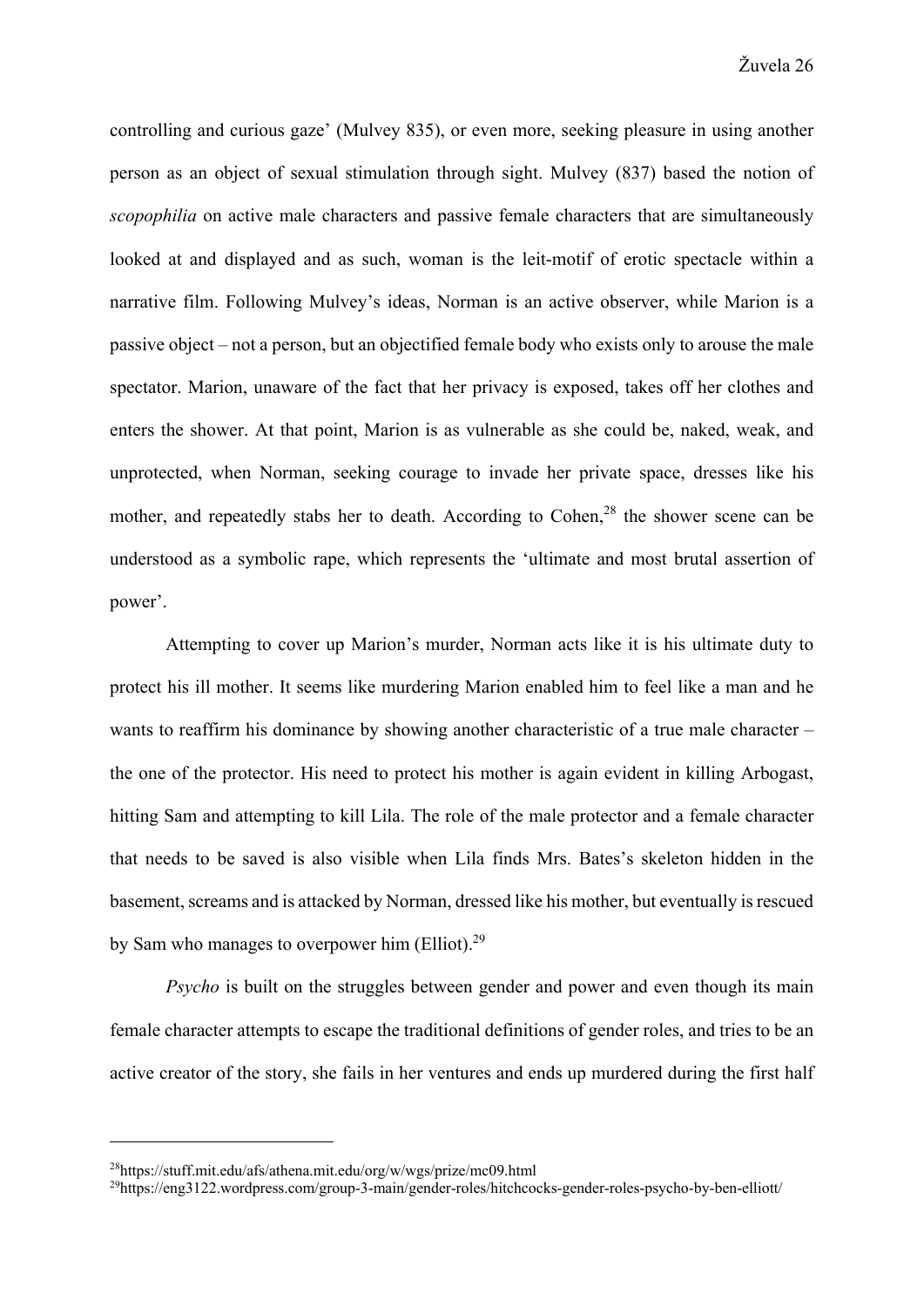controlling and curious gaze' (Mulvey 835), or even more, seeking pleasure in using another person as an object of sexual stimulation through sight. Mulvey (837) based the notion of *scopophilia* on active male characters and passive female characters that are simultaneously looked at and displayed and as such, woman is the leit-motif of erotic spectacle within a narrative film. Following Mulvey's ideas, Norman is an active observer, while Marion is a passive object – not a person, but an objectified female body who exists only to arouse the male spectator. Marion, unaware of the fact that her privacy is exposed, takes off her clothes and enters the shower. At that point, Marion is as vulnerable as she could be, naked, weak, and unprotected, when Norman, seeking courage to invade her private space, dresses like his mother, and repeatedly stabs her to death. According to Cohen,[28] the shower scene can be understood as a symbolic rape, which represents the 'ultimate and most brutal assertion of power'.

Attempting to cover up Marion's murder, Norman acts like it is his ultimate duty to protect his ill mother. It seems like murdering Marion enabled him to feel like a man and he wants to reaffirm his dominance by showing another characteristic of a true male character – the one of the protector. His need to protect his mother is again evident in killing Arbogast, hitting Sam and attempting to kill Lila. The role of the male protector and a female character that needs to be saved is also visible when Lila finds Mrs. Bates's skeleton hidden in the basement, screams and is attacked by Norman, dressed like his mother, but eventually is rescued by Sam who manages to overpower him (Elliot).[29]

*Psycho* is built on the struggles between gender and power and even though its main female character attempts to escape the traditional definitions of gender roles, and tries to be an active creator of the story, she fails in her ventures and ends up murdered during the first half

---

[28] https://stuff.mit.edu/afs/athena.mit.edu/org/w/wgs/prize/mc09.html

[29] https://eng3122.wordpress.com/group-3-main/gender-roles/hitchcocks-gender-roles-psycho-by-ben-elliott/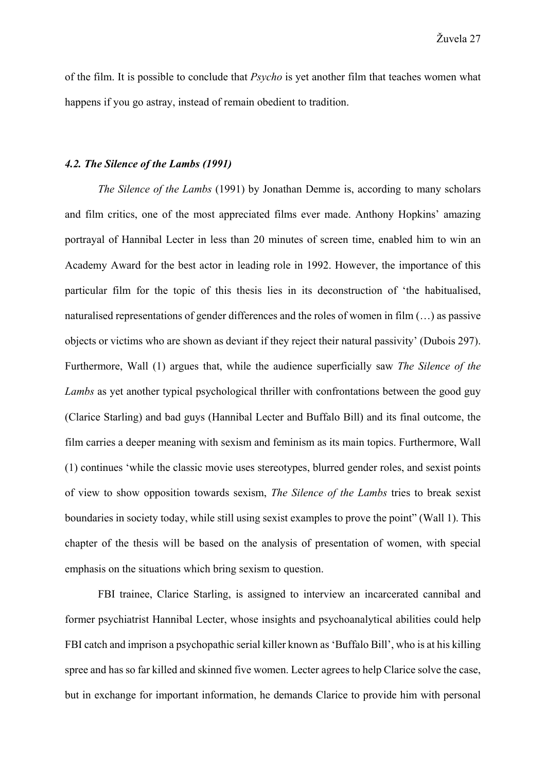of the film. It is possible to conclude that *Psycho* is yet another film that teaches women what happens if you go astray, instead of remain obedient to tradition.

### *4.2. The Silence of the Lambs (1991)*

*The Silence of the Lambs* (1991) by Jonathan Demme is, according to many scholars and film critics, one of the most appreciated films ever made. Anthony Hopkins' amazing portrayal of Hannibal Lecter in less than 20 minutes of screen time, enabled him to win an Academy Award for the best actor in leading role in 1992. However, the importance of this particular film for the topic of this thesis lies in its deconstruction of 'the habitualised, naturalised representations of gender differences and the roles of women in film (…) as passive objects or victims who are shown as deviant if they reject their natural passivity' (Dubois 297). Furthermore, Wall (1) argues that, while the audience superficially saw *The Silence of the Lambs* as yet another typical psychological thriller with confrontations between the good guy (Clarice Starling) and bad guys (Hannibal Lecter and Buffalo Bill) and its final outcome, the film carries a deeper meaning with sexism and feminism as its main topics. Furthermore, Wall (1) continues 'while the classic movie uses stereotypes, blurred gender roles, and sexist points of view to show opposition towards sexism, *The Silence of the Lambs* tries to break sexist boundaries in society today, while still using sexist examples to prove the point" (Wall 1). This chapter of the thesis will be based on the analysis of presentation of women, with special emphasis on the situations which bring sexism to question.

FBI trainee, Clarice Starling, is assigned to interview an incarcerated cannibal and former psychiatrist Hannibal Lecter, whose insights and psychoanalytical abilities could help FBI catch and imprison a psychopathic serial killer known as 'Buffalo Bill', who is at his killing spree and has so far killed and skinned five women. Lecter agrees to help Clarice solve the case, but in exchange for important information, he demands Clarice to provide him with personal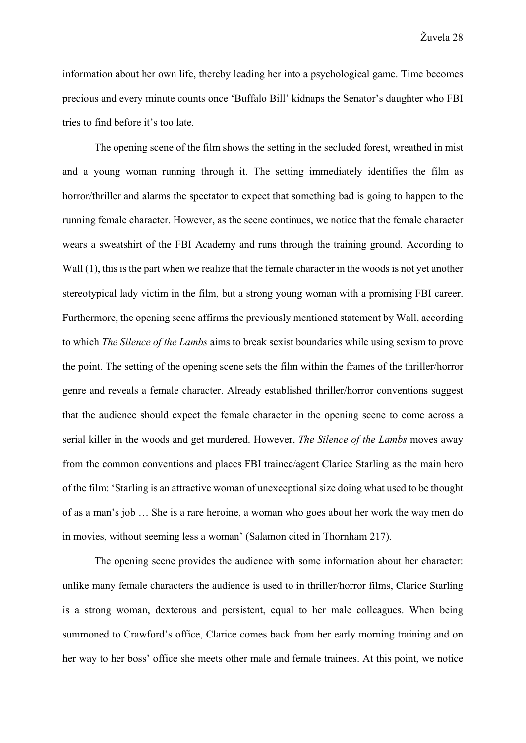information about her own life, thereby leading her into a psychological game. Time becomes precious and every minute counts once 'Buffalo Bill' kidnaps the Senator's daughter who FBI tries to find before it's too late.

The opening scene of the film shows the setting in the secluded forest, wreathed in mist and a young woman running through it. The setting immediately identifies the film as horror/thriller and alarms the spectator to expect that something bad is going to happen to the running female character. However, as the scene continues, we notice that the female character wears a sweatshirt of the FBI Academy and runs through the training ground. According to Wall (1), this is the part when we realize that the female character in the woods is not yet another stereotypical lady victim in the film, but a strong young woman with a promising FBI career. Furthermore, the opening scene affirms the previously mentioned statement by Wall, according to which *The Silence of the Lambs* aims to break sexist boundaries while using sexism to prove the point. The setting of the opening scene sets the film within the frames of the thriller/horror genre and reveals a female character. Already established thriller/horror conventions suggest that the audience should expect the female character in the opening scene to come across a serial killer in the woods and get murdered. However, *The Silence of the Lambs* moves away from the common conventions and places FBI trainee/agent Clarice Starling as the main hero of the film: 'Starling is an attractive woman of unexceptional size doing what used to be thought of as a man's job … She is a rare heroine, a woman who goes about her work the way men do in movies, without seeming less a woman' (Salamon cited in Thornham 217).

The opening scene provides the audience with some information about her character: unlike many female characters the audience is used to in thriller/horror films, Clarice Starling is a strong woman, dexterous and persistent, equal to her male colleagues. When being summoned to Crawford's office, Clarice comes back from her early morning training and on her way to her boss' office she meets other male and female trainees. At this point, we notice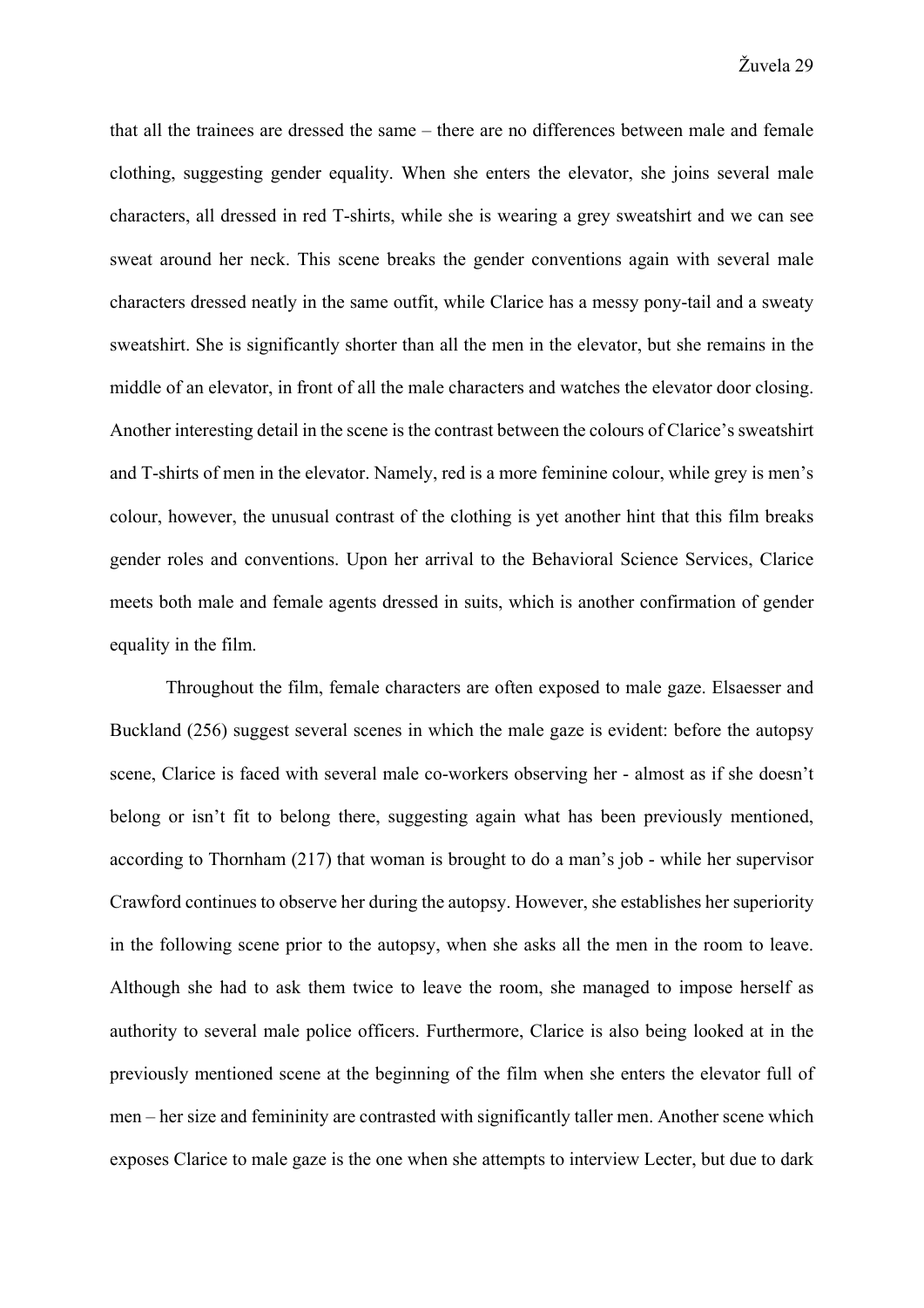that all the trainees are dressed the same – there are no differences between male and female clothing, suggesting gender equality. When she enters the elevator, she joins several male characters, all dressed in red T-shirts, while she is wearing a grey sweatshirt and we can see sweat around her neck. This scene breaks the gender conventions again with several male characters dressed neatly in the same outfit, while Clarice has a messy pony-tail and a sweaty sweatshirt. She is significantly shorter than all the men in the elevator, but she remains in the middle of an elevator, in front of all the male characters and watches the elevator door closing. Another interesting detail in the scene is the contrast between the colours of Clarice's sweatshirt and T-shirts of men in the elevator. Namely, red is a more feminine colour, while grey is men's colour, however, the unusual contrast of the clothing is yet another hint that this film breaks gender roles and conventions. Upon her arrival to the Behavioral Science Services, Clarice meets both male and female agents dressed in suits, which is another confirmation of gender equality in the film.

Throughout the film, female characters are often exposed to male gaze. Elsaesser and Buckland (256) suggest several scenes in which the male gaze is evident: before the autopsy scene, Clarice is faced with several male co-workers observing her - almost as if she doesn't belong or isn't fit to belong there, suggesting again what has been previously mentioned, according to Thornham (217) that woman is brought to do a man's job - while her supervisor Crawford continues to observe her during the autopsy. However, she establishes her superiority in the following scene prior to the autopsy, when she asks all the men in the room to leave. Although she had to ask them twice to leave the room, she managed to impose herself as authority to several male police officers. Furthermore, Clarice is also being looked at in the previously mentioned scene at the beginning of the film when she enters the elevator full of men – her size and femininity are contrasted with significantly taller men. Another scene which exposes Clarice to male gaze is the one when she attempts to interview Lecter, but due to dark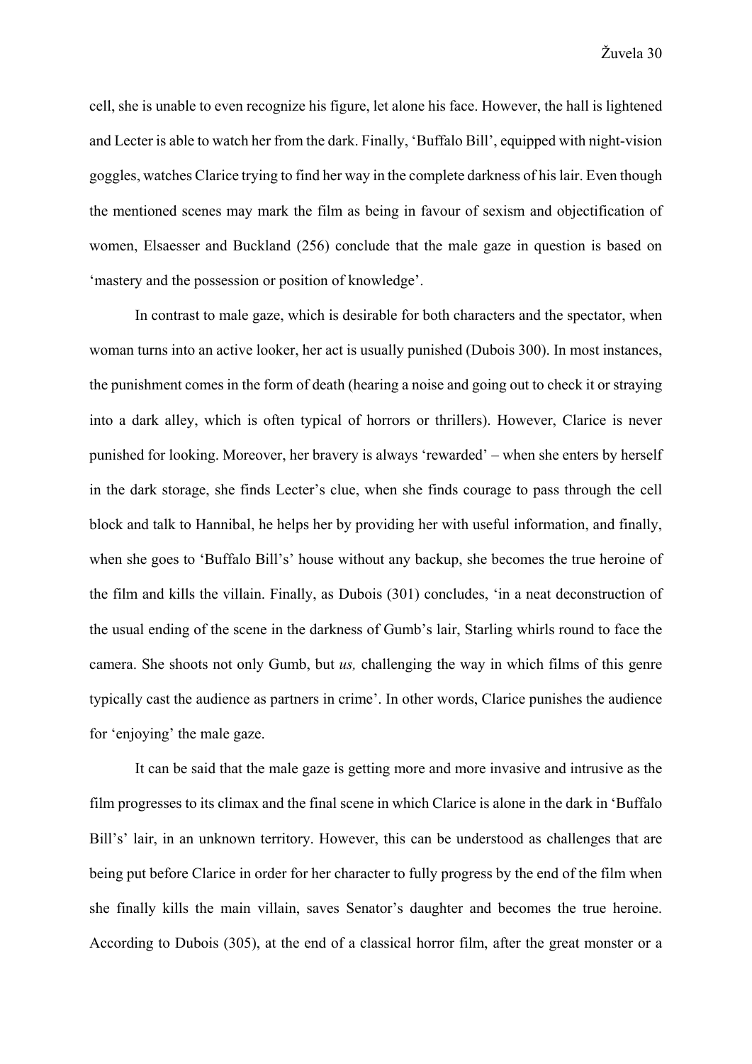cell, she is unable to even recognize his figure, let alone his face. However, the hall is lightened and Lecter is able to watch her from the dark. Finally, 'Buffalo Bill', equipped with night-vision goggles, watches Clarice trying to find her way in the complete darkness of his lair. Even though the mentioned scenes may mark the film as being in favour of sexism and objectification of women, Elsaesser and Buckland (256) conclude that the male gaze in question is based on 'mastery and the possession or position of knowledge'.

In contrast to male gaze, which is desirable for both characters and the spectator, when woman turns into an active looker, her act is usually punished (Dubois 300). In most instances, the punishment comes in the form of death (hearing a noise and going out to check it or straying into a dark alley, which is often typical of horrors or thrillers). However, Clarice is never punished for looking. Moreover, her bravery is always 'rewarded' – when she enters by herself in the dark storage, she finds Lecter's clue, when she finds courage to pass through the cell block and talk to Hannibal, he helps her by providing her with useful information, and finally, when she goes to 'Buffalo Bill's' house without any backup, she becomes the true heroine of the film and kills the villain. Finally, as Dubois (301) concludes, 'in a neat deconstruction of the usual ending of the scene in the darkness of Gumb's lair, Starling whirls round to face the camera. She shoots not only Gumb, but *us,* challenging the way in which films of this genre typically cast the audience as partners in crime'. In other words, Clarice punishes the audience for 'enjoying' the male gaze.

It can be said that the male gaze is getting more and more invasive and intrusive as the film progresses to its climax and the final scene in which Clarice is alone in the dark in 'Buffalo Bill's' lair, in an unknown territory. However, this can be understood as challenges that are being put before Clarice in order for her character to fully progress by the end of the film when she finally kills the main villain, saves Senator's daughter and becomes the true heroine. According to Dubois (305), at the end of a classical horror film, after the great monster or a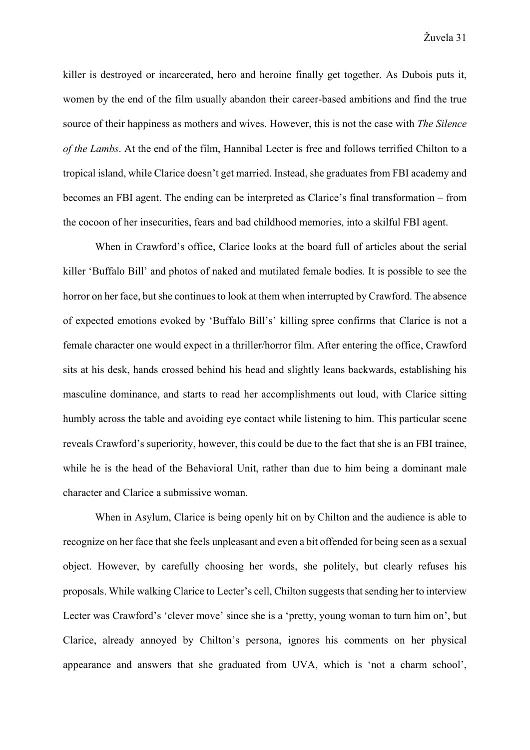killer is destroyed or incarcerated, hero and heroine finally get together. As Dubois puts it, women by the end of the film usually abandon their career-based ambitions and find the true source of their happiness as mothers and wives. However, this is not the case with *The Silence of the Lambs*. At the end of the film, Hannibal Lecter is free and follows terrified Chilton to a tropical island, while Clarice doesn't get married. Instead, she graduates from FBI academy and becomes an FBI agent. The ending can be interpreted as Clarice's final transformation – from the cocoon of her insecurities, fears and bad childhood memories, into a skilful FBI agent.

When in Crawford's office, Clarice looks at the board full of articles about the serial killer 'Buffalo Bill' and photos of naked and mutilated female bodies. It is possible to see the horror on her face, but she continues to look at them when interrupted by Crawford. The absence of expected emotions evoked by 'Buffalo Bill's' killing spree confirms that Clarice is not a female character one would expect in a thriller/horror film. After entering the office, Crawford sits at his desk, hands crossed behind his head and slightly leans backwards, establishing his masculine dominance, and starts to read her accomplishments out loud, with Clarice sitting humbly across the table and avoiding eye contact while listening to him. This particular scene reveals Crawford's superiority, however, this could be due to the fact that she is an FBI trainee, while he is the head of the Behavioral Unit, rather than due to him being a dominant male character and Clarice a submissive woman.

When in Asylum, Clarice is being openly hit on by Chilton and the audience is able to recognize on her face that she feels unpleasant and even a bit offended for being seen as a sexual object. However, by carefully choosing her words, she politely, but clearly refuses his proposals. While walking Clarice to Lecter's cell, Chilton suggests that sending her to interview Lecter was Crawford's 'clever move' since she is a 'pretty, young woman to turn him on', but Clarice, already annoyed by Chilton's persona, ignores his comments on her physical appearance and answers that she graduated from UVA, which is 'not a charm school',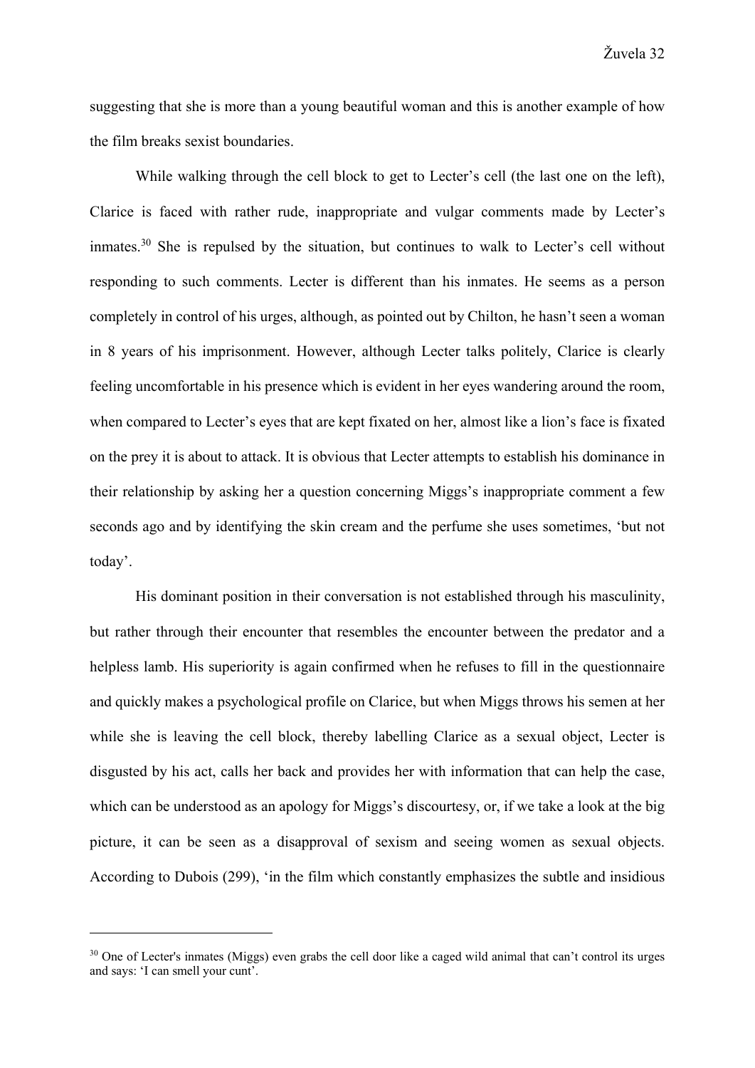suggesting that she is more than a young beautiful woman and this is another example of how the film breaks sexist boundaries.

While walking through the cell block to get to Lecter's cell (the last one on the left), Clarice is faced with rather rude, inappropriate and vulgar comments made by Lecter's inmates.[30] She is repulsed by the situation, but continues to walk to Lecter's cell without responding to such comments. Lecter is different than his inmates. He seems as a person completely in control of his urges, although, as pointed out by Chilton, he hasn't seen a woman in 8 years of his imprisonment. However, although Lecter talks politely, Clarice is clearly feeling uncomfortable in his presence which is evident in her eyes wandering around the room, when compared to Lecter's eyes that are kept fixated on her, almost like a lion's face is fixated on the prey it is about to attack. It is obvious that Lecter attempts to establish his dominance in their relationship by asking her a question concerning Miggs's inappropriate comment a few seconds ago and by identifying the skin cream and the perfume she uses sometimes, 'but not today'.

His dominant position in their conversation is not established through his masculinity, but rather through their encounter that resembles the encounter between the predator and a helpless lamb. His superiority is again confirmed when he refuses to fill in the questionnaire and quickly makes a psychological profile on Clarice, but when Miggs throws his semen at her while she is leaving the cell block, thereby labelling Clarice as a sexual object, Lecter is disgusted by his act, calls her back and provides her with information that can help the case, which can be understood as an apology for Miggs's discourtesy, or, if we take a look at the big picture, it can be seen as a disapproval of sexism and seeing women as sexual objects. According to Dubois (299), 'in the film which constantly emphasizes the subtle and insidious

---

[30] One of Lecter's inmates (Miggs) even grabs the cell door like a caged wild animal that can't control its urges and says: 'I can smell your cunt'.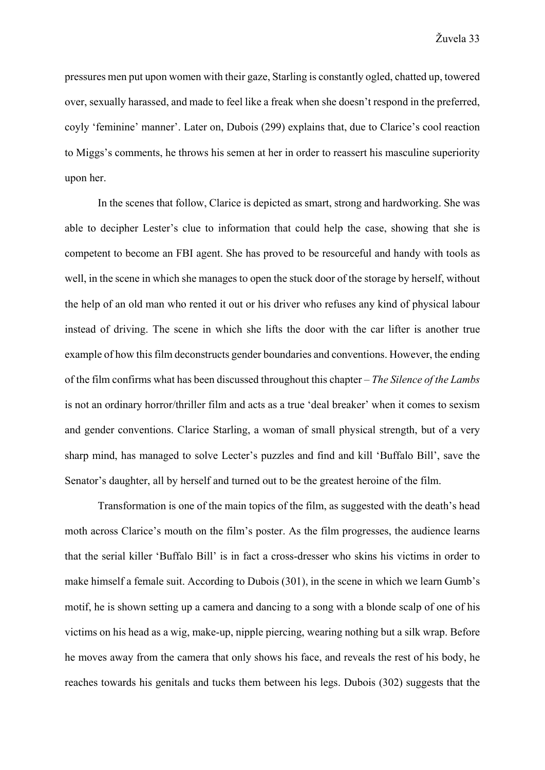pressures men put upon women with their gaze, Starling is constantly ogled, chatted up, towered over, sexually harassed, and made to feel like a freak when she doesn't respond in the preferred, coyly 'feminine' manner'. Later on, Dubois (299) explains that, due to Clarice's cool reaction to Miggs's comments, he throws his semen at her in order to reassert his masculine superiority upon her.

In the scenes that follow, Clarice is depicted as smart, strong and hardworking. She was able to decipher Lester's clue to information that could help the case, showing that she is competent to become an FBI agent. She has proved to be resourceful and handy with tools as well, in the scene in which she manages to open the stuck door of the storage by herself, without the help of an old man who rented it out or his driver who refuses any kind of physical labour instead of driving. The scene in which she lifts the door with the car lifter is another true example of how this film deconstructs gender boundaries and conventions. However, the ending of the film confirms what has been discussed throughout this chapter – *The Silence of the Lambs* is not an ordinary horror/thriller film and acts as a true 'deal breaker' when it comes to sexism and gender conventions. Clarice Starling, a woman of small physical strength, but of a very sharp mind, has managed to solve Lecter's puzzles and find and kill 'Buffalo Bill', save the Senator's daughter, all by herself and turned out to be the greatest heroine of the film.

Transformation is one of the main topics of the film, as suggested with the death's head moth across Clarice's mouth on the film's poster. As the film progresses, the audience learns that the serial killer 'Buffalo Bill' is in fact a cross-dresser who skins his victims in order to make himself a female suit. According to Dubois (301), in the scene in which we learn Gumb's motif, he is shown setting up a camera and dancing to a song with a blonde scalp of one of his victims on his head as a wig, make-up, nipple piercing, wearing nothing but a silk wrap. Before he moves away from the camera that only shows his face, and reveals the rest of his body, he reaches towards his genitals and tucks them between his legs. Dubois (302) suggests that the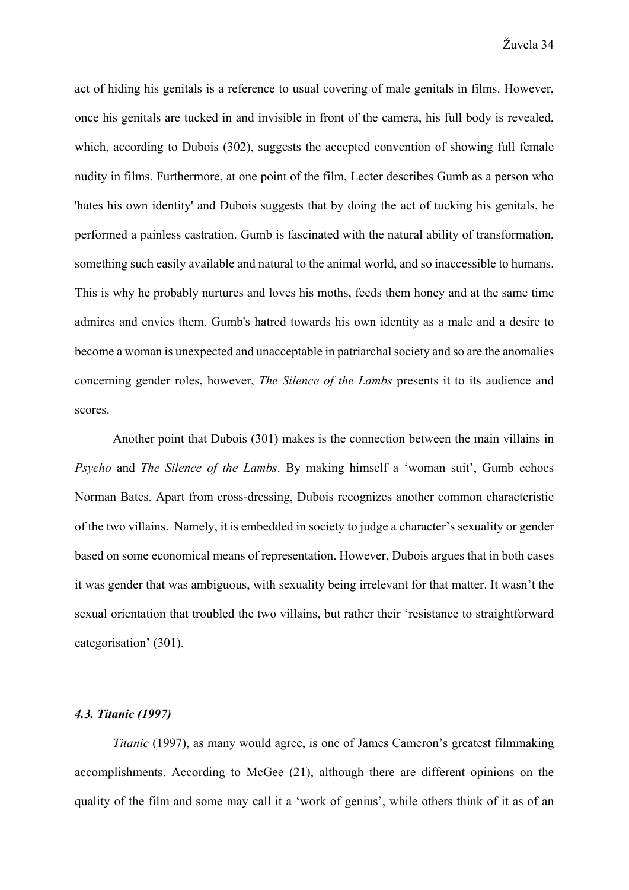act of hiding his genitals is a reference to usual covering of male genitals in films. However, once his genitals are tucked in and invisible in front of the camera, his full body is revealed, which, according to Dubois (302), suggests the accepted convention of showing full female nudity in films. Furthermore, at one point of the film, Lecter describes Gumb as a person who 'hates his own identity' and Dubois suggests that by doing the act of tucking his genitals, he performed a painless castration. Gumb is fascinated with the natural ability of transformation, something such easily available and natural to the animal world, and so inaccessible to humans. This is why he probably nurtures and loves his moths, feeds them honey and at the same time admires and envies them. Gumb's hatred towards his own identity as a male and a desire to become a woman is unexpected and unacceptable in patriarchal society and so are the anomalies concerning gender roles, however, *The Silence of the Lambs* presents it to its audience and scores.

Another point that Dubois (301) makes is the connection between the main villains in *Psycho* and *The Silence of the Lambs*. By making himself a 'woman suit', Gumb echoes Norman Bates. Apart from cross-dressing, Dubois recognizes another common characteristic of the two villains. Namely, it is embedded in society to judge a character's sexuality or gender based on some economical means of representation. However, Dubois argues that in both cases it was gender that was ambiguous, with sexuality being irrelevant for that matter. It wasn't the sexual orientation that troubled the two villains, but rather their 'resistance to straightforward categorisation' (301).

### *4.3. Titanic (1997)*

*Titanic* (1997), as many would agree, is one of James Cameron's greatest filmmaking accomplishments. According to McGee (21), although there are different opinions on the quality of the film and some may call it a 'work of genius', while others think of it as of an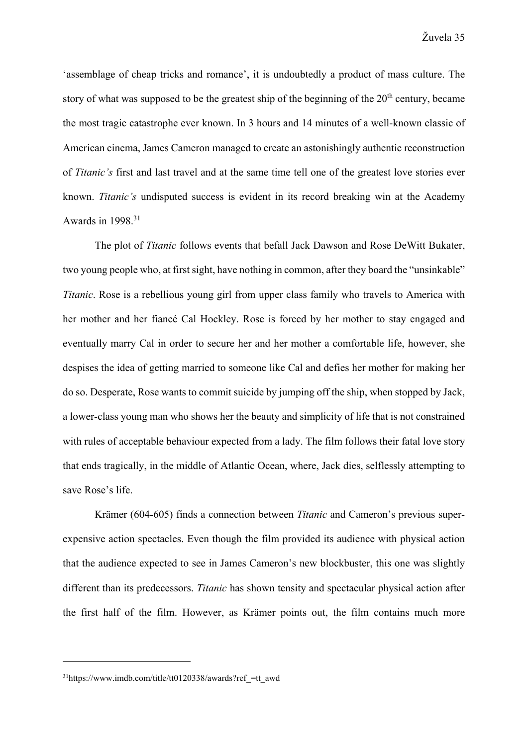'assemblage of cheap tricks and romance', it is undoubtedly a product of mass culture. The story of what was supposed to be the greatest ship of the beginning of the 20th century, became the most tragic catastrophe ever known. In 3 hours and 14 minutes of a well-known classic of American cinema, James Cameron managed to create an astonishingly authentic reconstruction of *Titanic's* first and last travel and at the same time tell one of the greatest love stories ever known. *Titanic's* undisputed success is evident in its record breaking win at the Academy Awards in 1998.[31]

The plot of *Titanic* follows events that befall Jack Dawson and Rose DeWitt Bukater, two young people who, at first sight, have nothing in common, after they board the "unsinkable" *Titanic*. Rose is a rebellious young girl from upper class family who travels to America with her mother and her fiancé Cal Hockley. Rose is forced by her mother to stay engaged and eventually marry Cal in order to secure her and her mother a comfortable life, however, she despises the idea of getting married to someone like Cal and defies her mother for making her do so. Desperate, Rose wants to commit suicide by jumping off the ship, when stopped by Jack, a lower-class young man who shows her the beauty and simplicity of life that is not constrained with rules of acceptable behaviour expected from a lady. The film follows their fatal love story that ends tragically, in the middle of Atlantic Ocean, where, Jack dies, selflessly attempting to save Rose's life.

Krämer (604-605) finds a connection between *Titanic* and Cameron's previous super-expensive action spectacles. Even though the film provided its audience with physical action that the audience expected to see in James Cameron's new blockbuster, this one was slightly different than its predecessors. *Titanic* has shown tensity and spectacular physical action after the first half of the film. However, as Krämer points out, the film contains much more

---

[31] https://www.imdb.com/title/tt0120338/awards?ref_=tt_awd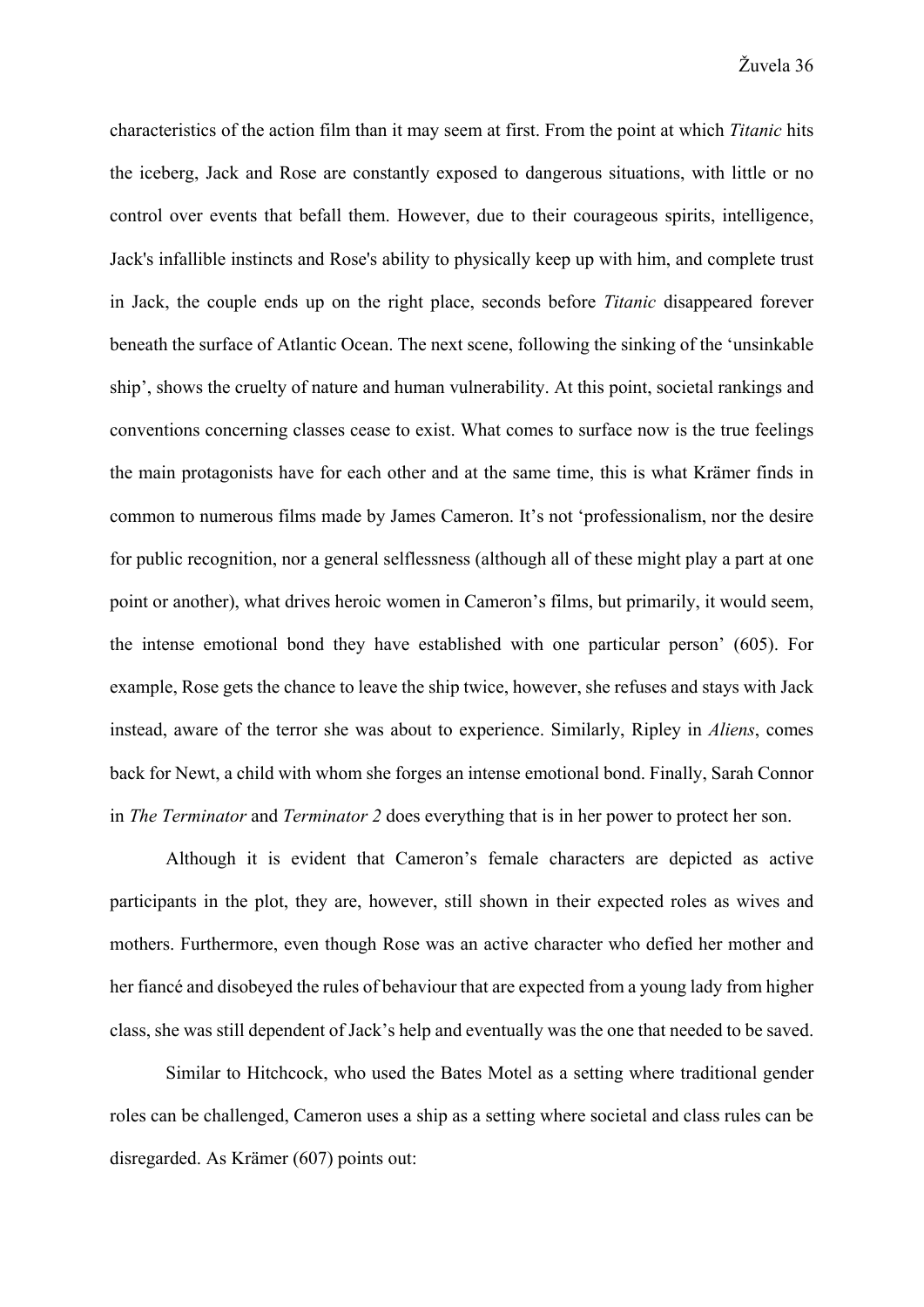characteristics of the action film than it may seem at first. From the point at which *Titanic* hits the iceberg, Jack and Rose are constantly exposed to dangerous situations, with little or no control over events that befall them. However, due to their courageous spirits, intelligence, Jack's infallible instincts and Rose's ability to physically keep up with him, and complete trust in Jack, the couple ends up on the right place, seconds before *Titanic* disappeared forever beneath the surface of Atlantic Ocean. The next scene, following the sinking of the 'unsinkable ship', shows the cruelty of nature and human vulnerability. At this point, societal rankings and conventions concerning classes cease to exist. What comes to surface now is the true feelings the main protagonists have for each other and at the same time, this is what Krämer finds in common to numerous films made by James Cameron. It's not 'professionalism, nor the desire for public recognition, nor a general selflessness (although all of these might play a part at one point or another), what drives heroic women in Cameron's films, but primarily, it would seem, the intense emotional bond they have established with one particular person' (605). For example, Rose gets the chance to leave the ship twice, however, she refuses and stays with Jack instead, aware of the terror she was about to experience. Similarly, Ripley in *Aliens*, comes back for Newt, a child with whom she forges an intense emotional bond. Finally, Sarah Connor in *The Terminator* and *Terminator 2* does everything that is in her power to protect her son.

Although it is evident that Cameron's female characters are depicted as active participants in the plot, they are, however, still shown in their expected roles as wives and mothers. Furthermore, even though Rose was an active character who defied her mother and her fiancé and disobeyed the rules of behaviour that are expected from a young lady from higher class, she was still dependent of Jack's help and eventually was the one that needed to be saved.

Similar to Hitchcock, who used the Bates Motel as a setting where traditional gender roles can be challenged, Cameron uses a ship as a setting where societal and class rules can be disregarded. As Krämer (607) points out: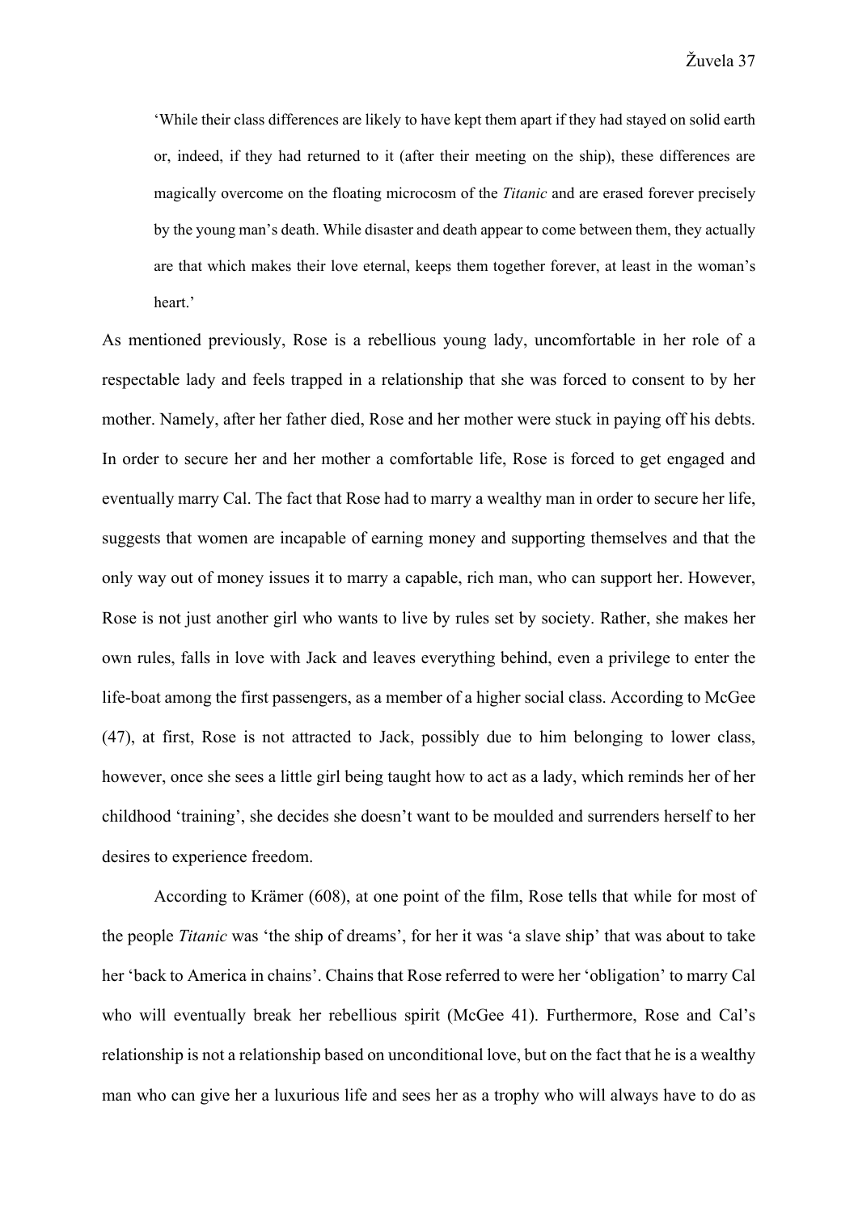> 'While their class differences are likely to have kept them apart if they had stayed on solid earth or, indeed, if they had returned to it (after their meeting on the ship), these differences are magically overcome on the floating microcosm of the *Titanic* and are erased forever precisely by the young man's death. While disaster and death appear to come between them, they actually are that which makes their love eternal, keeps them together forever, at least in the woman's heart.'

As mentioned previously, Rose is a rebellious young lady, uncomfortable in her role of a respectable lady and feels trapped in a relationship that she was forced to consent to by her mother. Namely, after her father died, Rose and her mother were stuck in paying off his debts. In order to secure her and her mother a comfortable life, Rose is forced to get engaged and eventually marry Cal. The fact that Rose had to marry a wealthy man in order to secure her life, suggests that women are incapable of earning money and supporting themselves and that the only way out of money issues it to marry a capable, rich man, who can support her. However, Rose is not just another girl who wants to live by rules set by society. Rather, she makes her own rules, falls in love with Jack and leaves everything behind, even a privilege to enter the life-boat among the first passengers, as a member of a higher social class. According to McGee (47), at first, Rose is not attracted to Jack, possibly due to him belonging to lower class, however, once she sees a little girl being taught how to act as a lady, which reminds her of her childhood 'training', she decides she doesn't want to be moulded and surrenders herself to her desires to experience freedom.

According to Krämer (608), at one point of the film, Rose tells that while for most of the people *Titanic* was 'the ship of dreams', for her it was 'a slave ship' that was about to take her 'back to America in chains'. Chains that Rose referred to were her 'obligation' to marry Cal who will eventually break her rebellious spirit (McGee 41). Furthermore, Rose and Cal's relationship is not a relationship based on unconditional love, but on the fact that he is a wealthy man who can give her a luxurious life and sees her as a trophy who will always have to do as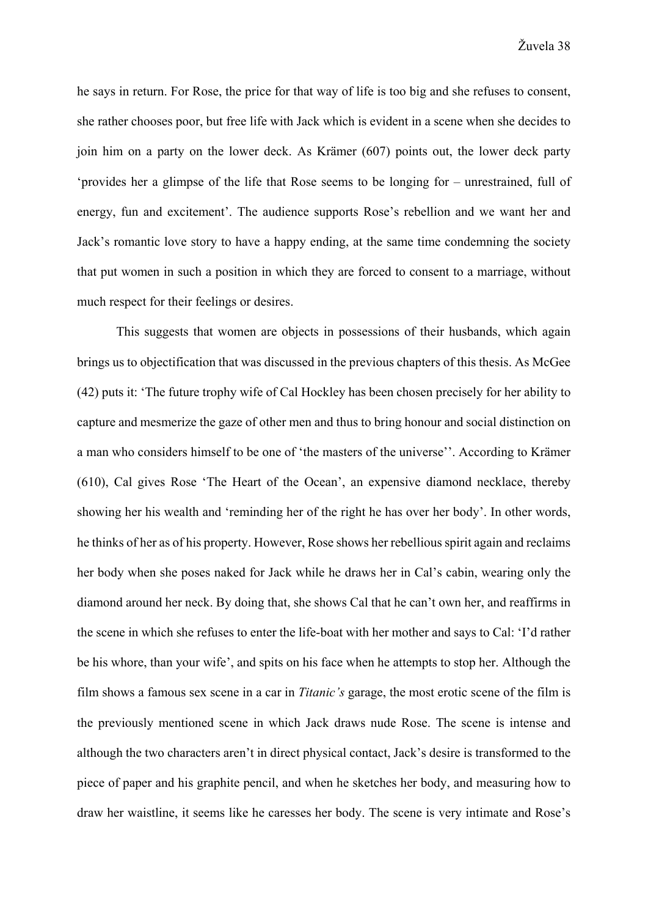he says in return. For Rose, the price for that way of life is too big and she refuses to consent, she rather chooses poor, but free life with Jack which is evident in a scene when she decides to join him on a party on the lower deck. As Krämer (607) points out, the lower deck party 'provides her a glimpse of the life that Rose seems to be longing for – unrestrained, full of energy, fun and excitement'. The audience supports Rose's rebellion and we want her and Jack's romantic love story to have a happy ending, at the same time condemning the society that put women in such a position in which they are forced to consent to a marriage, without much respect for their feelings or desires.

This suggests that women are objects in possessions of their husbands, which again brings us to objectification that was discussed in the previous chapters of this thesis. As McGee (42) puts it: 'The future trophy wife of Cal Hockley has been chosen precisely for her ability to capture and mesmerize the gaze of other men and thus to bring honour and social distinction on a man who considers himself to be one of 'the masters of the universe''. According to Krämer (610), Cal gives Rose 'The Heart of the Ocean', an expensive diamond necklace, thereby showing her his wealth and 'reminding her of the right he has over her body'. In other words, he thinks of her as of his property. However, Rose shows her rebellious spirit again and reclaims her body when she poses naked for Jack while he draws her in Cal's cabin, wearing only the diamond around her neck. By doing that, she shows Cal that he can't own her, and reaffirms in the scene in which she refuses to enter the life-boat with her mother and says to Cal: 'I'd rather be his whore, than your wife', and spits on his face when he attempts to stop her. Although the film shows a famous sex scene in a car in *Titanic's* garage, the most erotic scene of the film is the previously mentioned scene in which Jack draws nude Rose. The scene is intense and although the two characters aren't in direct physical contact, Jack's desire is transformed to the piece of paper and his graphite pencil, and when he sketches her body, and measuring how to draw her waistline, it seems like he caresses her body. The scene is very intimate and Rose's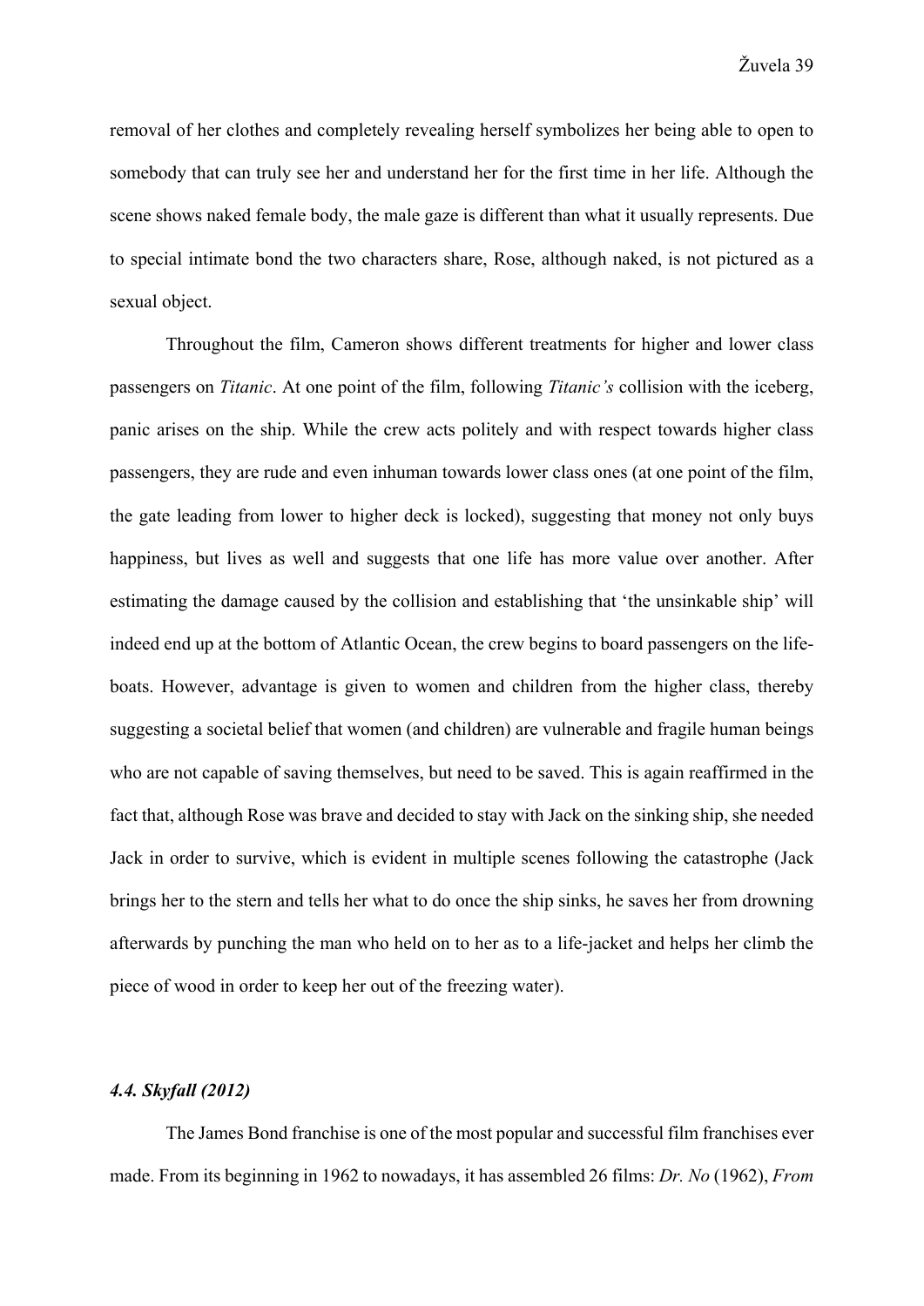removal of her clothes and completely revealing herself symbolizes her being able to open to somebody that can truly see her and understand her for the first time in her life. Although the scene shows naked female body, the male gaze is different than what it usually represents. Due to special intimate bond the two characters share, Rose, although naked, is not pictured as a sexual object.

Throughout the film, Cameron shows different treatments for higher and lower class passengers on *Titanic*. At one point of the film, following *Titanic's* collision with the iceberg, panic arises on the ship. While the crew acts politely and with respect towards higher class passengers, they are rude and even inhuman towards lower class ones (at one point of the film, the gate leading from lower to higher deck is locked), suggesting that money not only buys happiness, but lives as well and suggests that one life has more value over another. After estimating the damage caused by the collision and establishing that 'the unsinkable ship' will indeed end up at the bottom of Atlantic Ocean, the crew begins to board passengers on the life-boats. However, advantage is given to women and children from the higher class, thereby suggesting a societal belief that women (and children) are vulnerable and fragile human beings who are not capable of saving themselves, but need to be saved. This is again reaffirmed in the fact that, although Rose was brave and decided to stay with Jack on the sinking ship, she needed Jack in order to survive, which is evident in multiple scenes following the catastrophe (Jack brings her to the stern and tells her what to do once the ship sinks, he saves her from drowning afterwards by punching the man who held on to her as to a life-jacket and helps her climb the piece of wood in order to keep her out of the freezing water).

### *4.4. Skyfall (2012)*

The James Bond franchise is one of the most popular and successful film franchises ever made. From its beginning in 1962 to nowadays, it has assembled 26 films: *Dr. No* (1962), *From*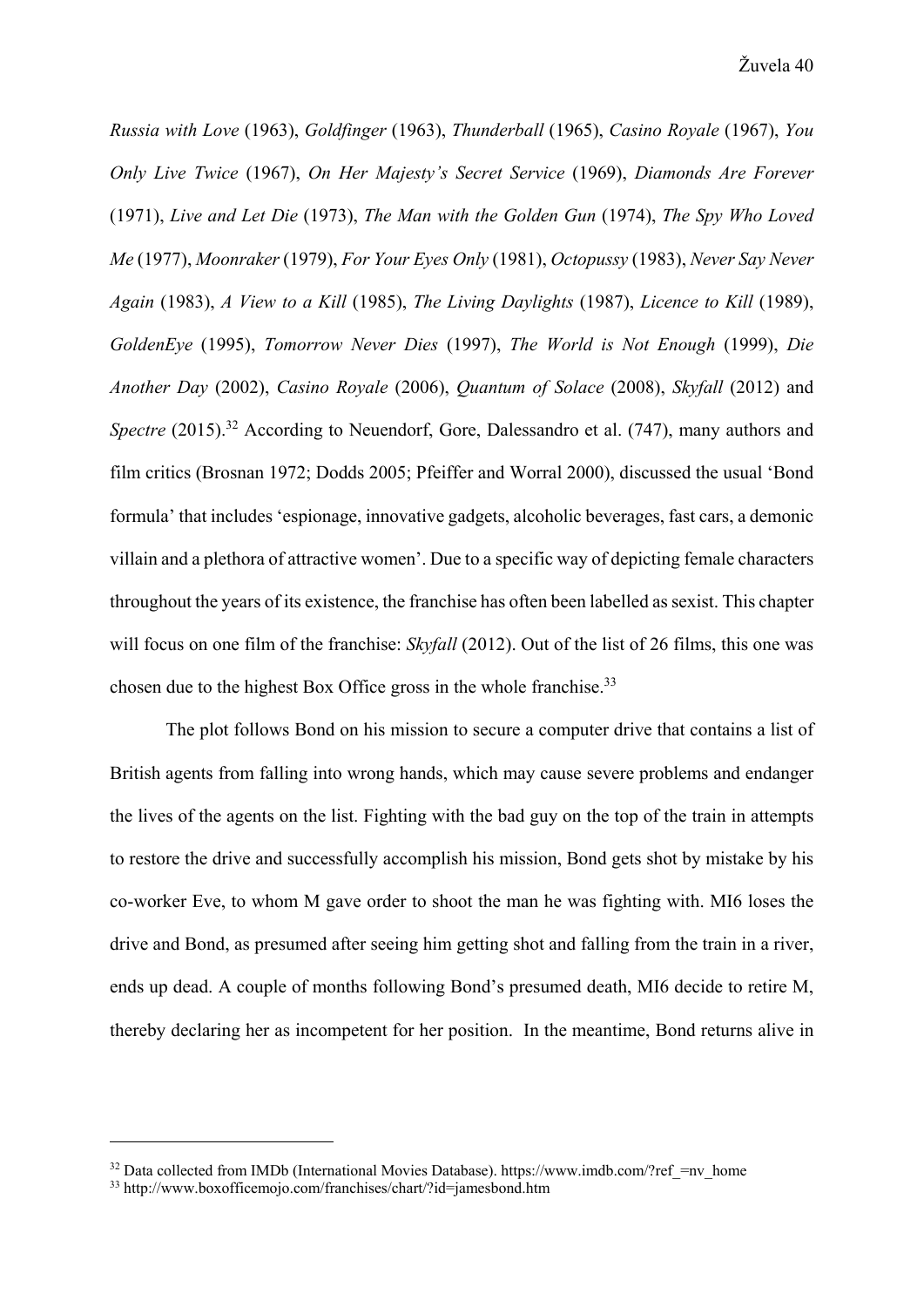*Russia with Love* (1963), *Goldfinger* (1963), *Thunderball* (1965), *Casino Royale* (1967), *You Only Live Twice* (1967), *On Her Majesty's Secret Service* (1969), *Diamonds Are Forever* (1971), *Live and Let Die* (1973), *The Man with the Golden Gun* (1974), *The Spy Who Loved Me* (1977), *Moonraker* (1979), *For Your Eyes Only* (1981), *Octopussy* (1983), *Never Say Never Again* (1983), *A View to a Kill* (1985), *The Living Daylights* (1987), *Licence to Kill* (1989), *GoldenEye* (1995), *Tomorrow Never Dies* (1997), *The World is Not Enough* (1999), *Die Another Day* (2002), *Casino Royale* (2006), *Quantum of Solace* (2008), *Skyfall* (2012) and *Spectre* (2015).[32] According to Neuendorf, Gore, Dalessandro et al. (747), many authors and film critics (Brosnan 1972; Dodds 2005; Pfeiffer and Worral 2000), discussed the usual 'Bond formula' that includes 'espionage, innovative gadgets, alcoholic beverages, fast cars, a demonic villain and a plethora of attractive women'. Due to a specific way of depicting female characters throughout the years of its existence, the franchise has often been labelled as sexist. This chapter will focus on one film of the franchise: *Skyfall* (2012). Out of the list of 26 films, this one was chosen due to the highest Box Office gross in the whole franchise.[33]

The plot follows Bond on his mission to secure a computer drive that contains a list of British agents from falling into wrong hands, which may cause severe problems and endanger the lives of the agents on the list. Fighting with the bad guy on the top of the train in attempts to restore the drive and successfully accomplish his mission, Bond gets shot by mistake by his co-worker Eve, to whom M gave order to shoot the man he was fighting with. MI6 loses the drive and Bond, as presumed after seeing him getting shot and falling from the train in a river, ends up dead. A couple of months following Bond's presumed death, MI6 decide to retire M, thereby declaring her as incompetent for her position. In the meantime, Bond returns alive in

---

[32] Data collected from IMDb (International Movies Database). https://www.imdb.com/?ref_=nv_home

[33] http://www.boxofficemojo.com/franchises/chart/?id=jamesbond.htm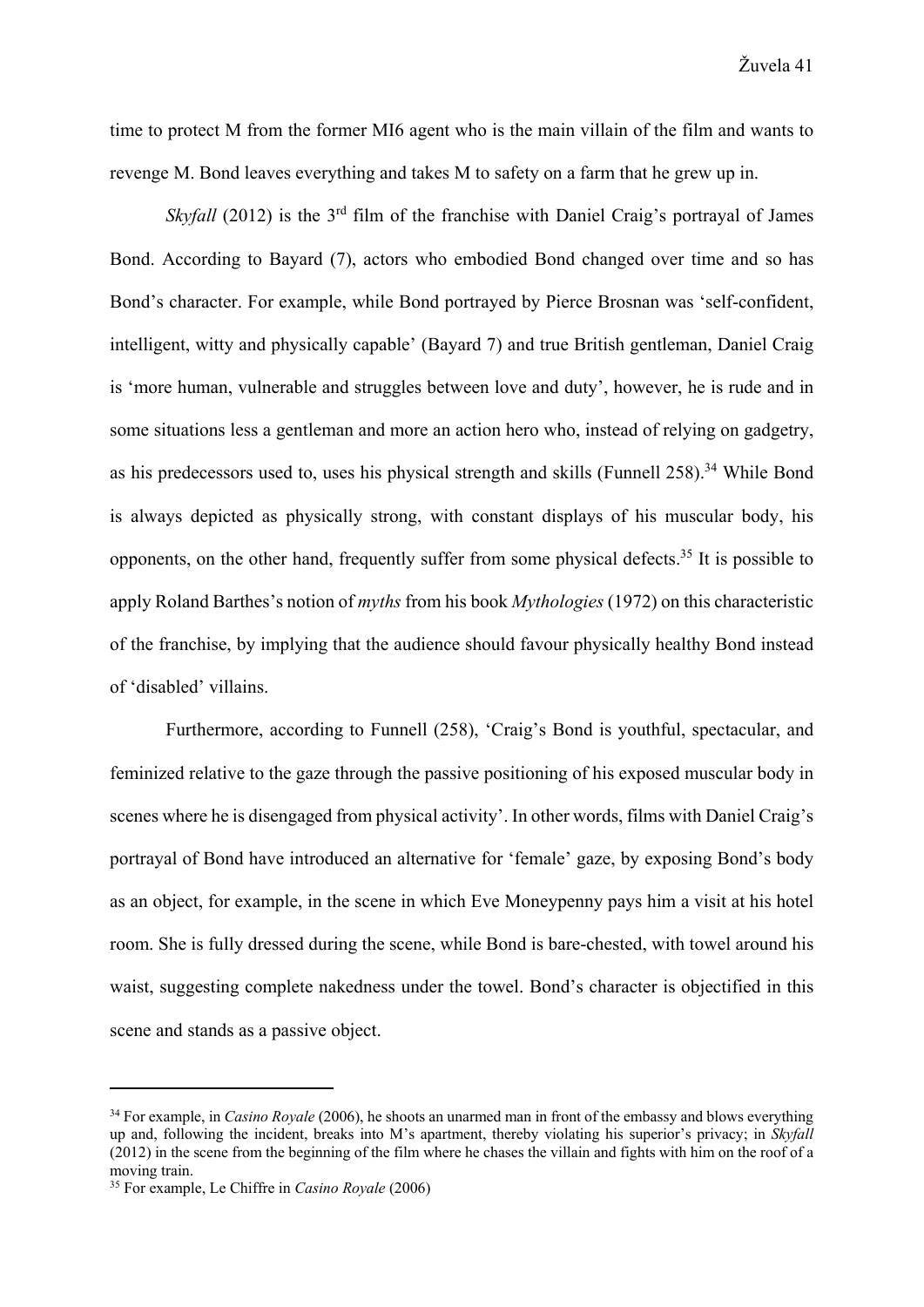time to protect M from the former MI6 agent who is the main villain of the film and wants to revenge M. Bond leaves everything and takes M to safety on a farm that he grew up in.

*Skyfall* (2012) is the 3rd film of the franchise with Daniel Craig's portrayal of James Bond. According to Bayard (7), actors who embodied Bond changed over time and so has Bond's character. For example, while Bond portrayed by Pierce Brosnan was 'self-confident, intelligent, witty and physically capable' (Bayard 7) and true British gentleman, Daniel Craig is 'more human, vulnerable and struggles between love and duty', however, he is rude and in some situations less a gentleman and more an action hero who, instead of relying on gadgetry, as his predecessors used to, uses his physical strength and skills (Funnell 258).[34] While Bond is always depicted as physically strong, with constant displays of his muscular body, his opponents, on the other hand, frequently suffer from some physical defects.[35] It is possible to apply Roland Barthes's notion of *myths* from his book *Mythologies* (1972) on this characteristic of the franchise, by implying that the audience should favour physically healthy Bond instead of 'disabled' villains.

Furthermore, according to Funnell (258), 'Craig's Bond is youthful, spectacular, and feminized relative to the gaze through the passive positioning of his exposed muscular body in scenes where he is disengaged from physical activity'. In other words, films with Daniel Craig's portrayal of Bond have introduced an alternative for 'female' gaze, by exposing Bond's body as an object, for example, in the scene in which Eve Moneypenny pays him a visit at his hotel room. She is fully dressed during the scene, while Bond is bare-chested, with towel around his waist, suggesting complete nakedness under the towel. Bond's character is objectified in this scene and stands as a passive object.

---

[34] For example, in *Casino Royale* (2006), he shoots an unarmed man in front of the embassy and blows everything up and, following the incident, breaks into M's apartment, thereby violating his superior's privacy; in *Skyfall* (2012) in the scene from the beginning of the film where he chases the villain and fights with him on the roof of a moving train.

[35] For example, Le Chiffre in *Casino Royale* (2006)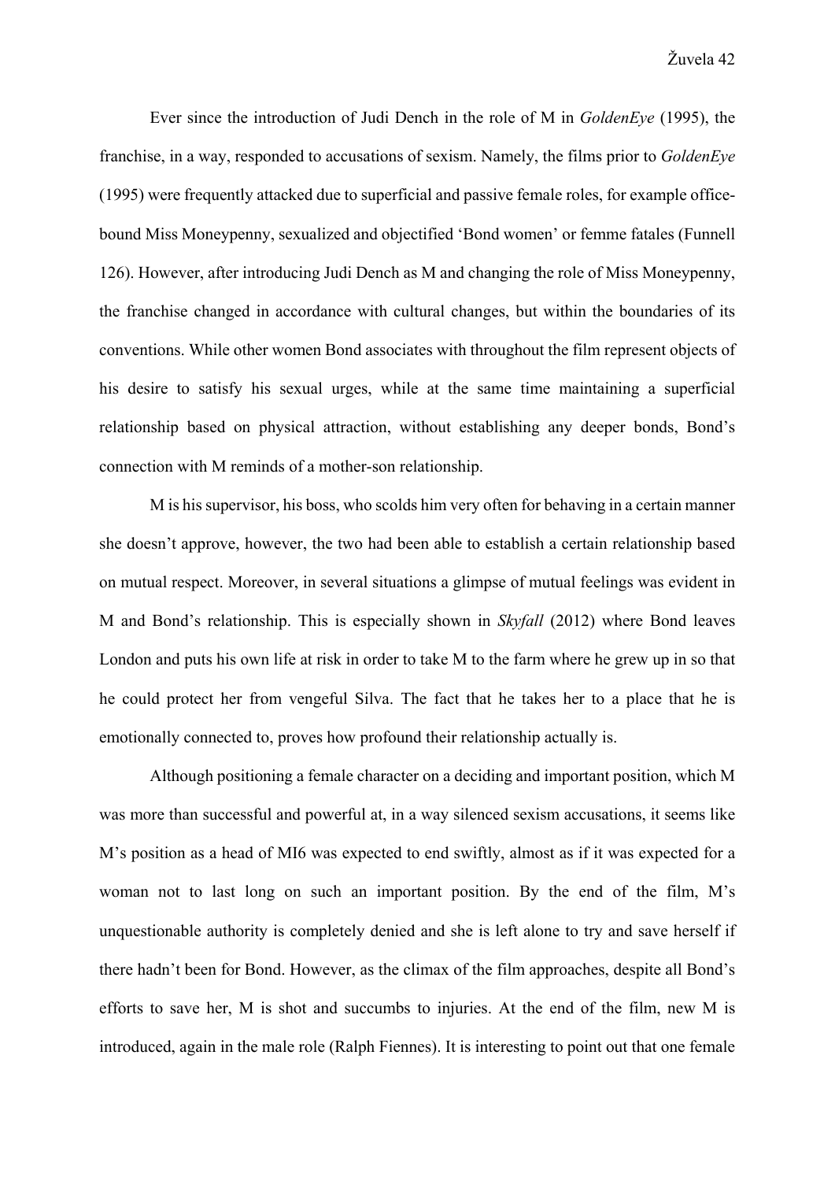Ever since the introduction of Judi Dench in the role of M in *GoldenEye* (1995), the franchise, in a way, responded to accusations of sexism. Namely, the films prior to *GoldenEye* (1995) were frequently attacked due to superficial and passive female roles, for example office-bound Miss Moneypenny, sexualized and objectified 'Bond women' or femme fatales (Funnell 126). However, after introducing Judi Dench as M and changing the role of Miss Moneypenny, the franchise changed in accordance with cultural changes, but within the boundaries of its conventions. While other women Bond associates with throughout the film represent objects of his desire to satisfy his sexual urges, while at the same time maintaining a superficial relationship based on physical attraction, without establishing any deeper bonds, Bond's connection with M reminds of a mother-son relationship.

M is his supervisor, his boss, who scolds him very often for behaving in a certain manner she doesn't approve, however, the two had been able to establish a certain relationship based on mutual respect. Moreover, in several situations a glimpse of mutual feelings was evident in M and Bond's relationship. This is especially shown in *Skyfall* (2012) where Bond leaves London and puts his own life at risk in order to take M to the farm where he grew up in so that he could protect her from vengeful Silva. The fact that he takes her to a place that he is emotionally connected to, proves how profound their relationship actually is.

Although positioning a female character on a deciding and important position, which M was more than successful and powerful at, in a way silenced sexism accusations, it seems like M's position as a head of MI6 was expected to end swiftly, almost as if it was expected for a woman not to last long on such an important position. By the end of the film, M's unquestionable authority is completely denied and she is left alone to try and save herself if there hadn't been for Bond. However, as the climax of the film approaches, despite all Bond's efforts to save her, M is shot and succumbs to injuries. At the end of the film, new M is introduced, again in the male role (Ralph Fiennes). It is interesting to point out that one female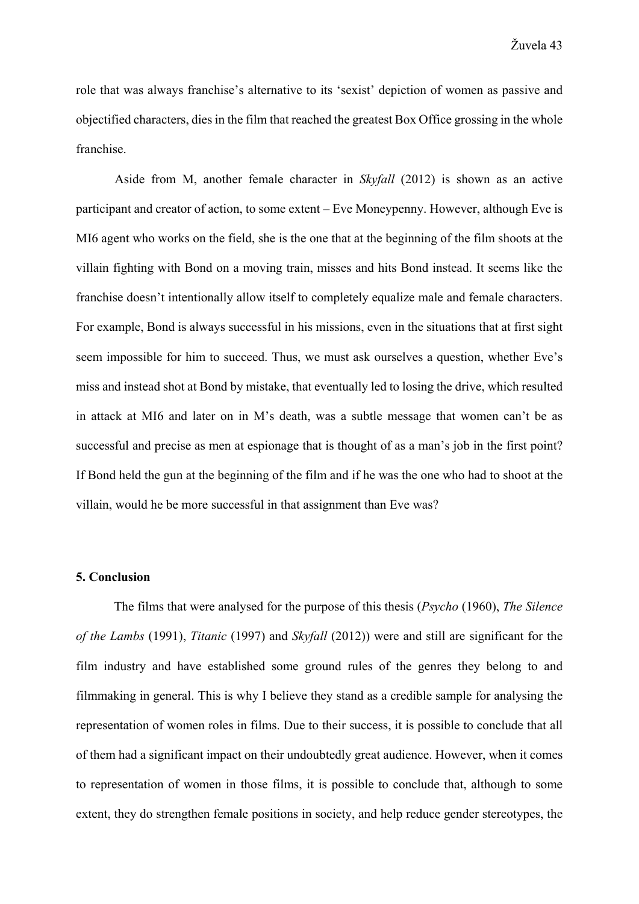role that was always franchise's alternative to its 'sexist' depiction of women as passive and objectified characters, dies in the film that reached the greatest Box Office grossing in the whole franchise.

Aside from M, another female character in *Skyfall* (2012) is shown as an active participant and creator of action, to some extent – Eve Moneypenny. However, although Eve is MI6 agent who works on the field, she is the one that at the beginning of the film shoots at the villain fighting with Bond on a moving train, misses and hits Bond instead. It seems like the franchise doesn't intentionally allow itself to completely equalize male and female characters. For example, Bond is always successful in his missions, even in the situations that at first sight seem impossible for him to succeed. Thus, we must ask ourselves a question, whether Eve's miss and instead shot at Bond by mistake, that eventually led to losing the drive, which resulted in attack at MI6 and later on in M's death, was a subtle message that women can't be as successful and precise as men at espionage that is thought of as a man's job in the first point? If Bond held the gun at the beginning of the film and if he was the one who had to shoot at the villain, would he be more successful in that assignment than Eve was?

## 5. Conclusion

The films that were analysed for the purpose of this thesis (*Psycho* (1960), *The Silence of the Lambs* (1991), *Titanic* (1997) and *Skyfall* (2012)) were and still are significant for the film industry and have established some ground rules of the genres they belong to and filmmaking in general. This is why I believe they stand as a credible sample for analysing the representation of women roles in films. Due to their success, it is possible to conclude that all of them had a significant impact on their undoubtedly great audience. However, when it comes to representation of women in those films, it is possible to conclude that, although to some extent, they do strengthen female positions in society, and help reduce gender stereotypes, the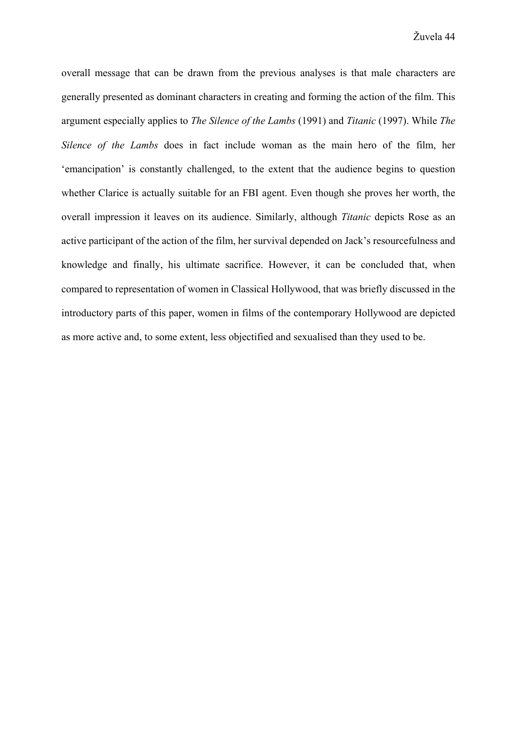overall message that can be drawn from the previous analyses is that male characters are generally presented as dominant characters in creating and forming the action of the film. This argument especially applies to *The Silence of the Lambs* (1991) and *Titanic* (1997). While *The Silence of the Lambs* does in fact include woman as the main hero of the film, her 'emancipation' is constantly challenged, to the extent that the audience begins to question whether Clarice is actually suitable for an FBI agent. Even though she proves her worth, the overall impression it leaves on its audience. Similarly, although *Titanic* depicts Rose as an active participant of the action of the film, her survival depended on Jack's resourcefulness and knowledge and finally, his ultimate sacrifice. However, it can be concluded that, when compared to representation of women in Classical Hollywood, that was briefly discussed in the introductory parts of this paper, women in films of the contemporary Hollywood are depicted as more active and, to some extent, less objectified and sexualised than they used to be.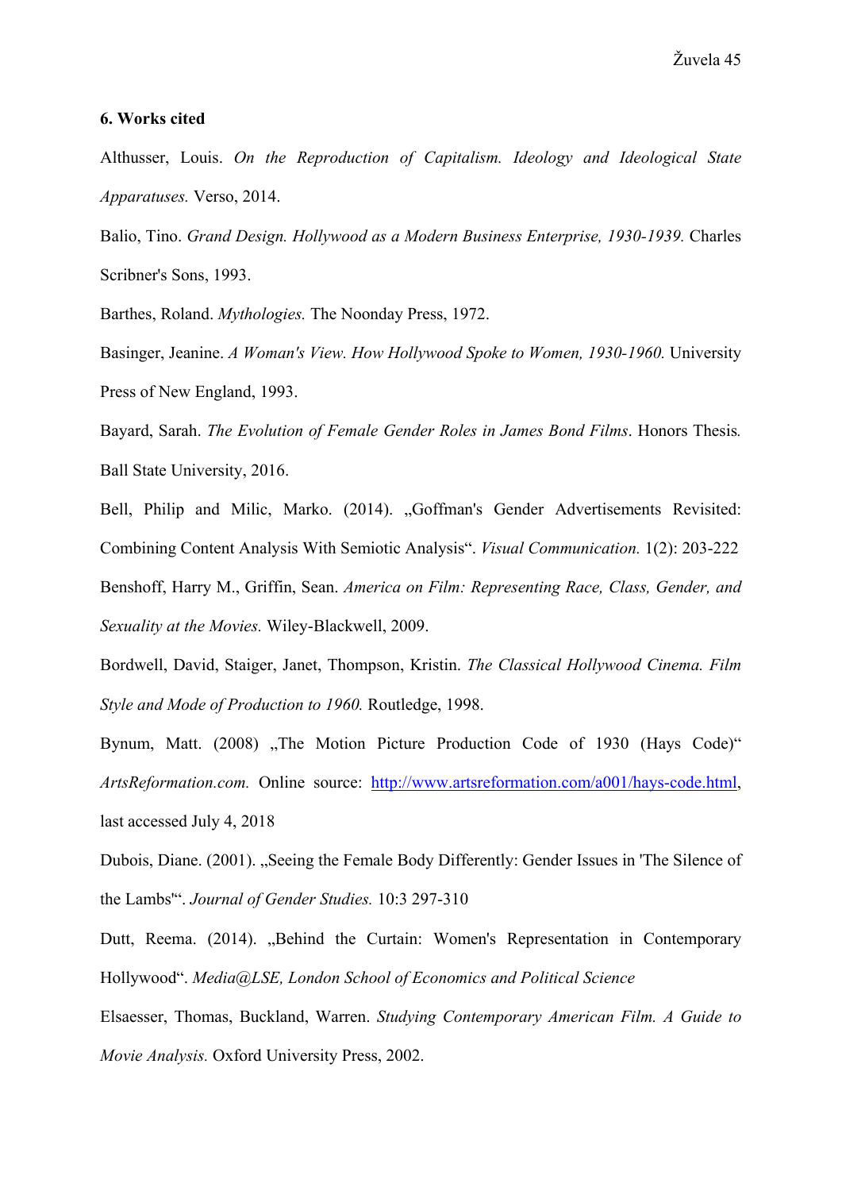### 6. Works cited

Althusser, Louis. *On the Reproduction of Capitalism. Ideology and Ideological State Apparatuses.* Verso, 2014.

Balio, Tino. *Grand Design. Hollywood as a Modern Business Enterprise, 1930-1939.* Charles Scribner's Sons, 1993.

Barthes, Roland. *Mythologies.* The Noonday Press, 1972.

Basinger, Jeanine. *A Woman's View. How Hollywood Spoke to Women, 1930-1960.* University Press of New England, 1993.

Bayard, Sarah. *The Evolution of Female Gender Roles in James Bond Films*. Honors Thesis*.* Ball State University, 2016.

Bell, Philip and Milic, Marko. (2014). „Goffman's Gender Advertisements Revisited: Combining Content Analysis With Semiotic Analysis“. *Visual Communication.* 1(2): 203-222

Benshoff, Harry M., Griffin, Sean. *America on Film: Representing Race, Class, Gender, and Sexuality at the Movies.* Wiley-Blackwell, 2009.

Bordwell, David, Staiger, Janet, Thompson, Kristin. *The Classical Hollywood Cinema. Film Style and Mode of Production to 1960.* Routledge, 1998.

Bynum, Matt. (2008) „The Motion Picture Production Code of 1930 (Hays Code)“ *ArtsReformation.com.* Online source: http://www.artsreformation.com/a001/hays-code.html, last accessed July 4, 2018

Dubois, Diane. (2001). „Seeing the Female Body Differently: Gender Issues in 'The Silence of the Lambs'“. *Journal of Gender Studies.* 10:3 297-310

Dutt, Reema. (2014). „Behind the Curtain: Women's Representation in Contemporary Hollywood“. *Media@LSE, London School of Economics and Political Science*

Elsaesser, Thomas, Buckland, Warren. *Studying Contemporary American Film. A Guide to Movie Analysis.* Oxford University Press, 2002.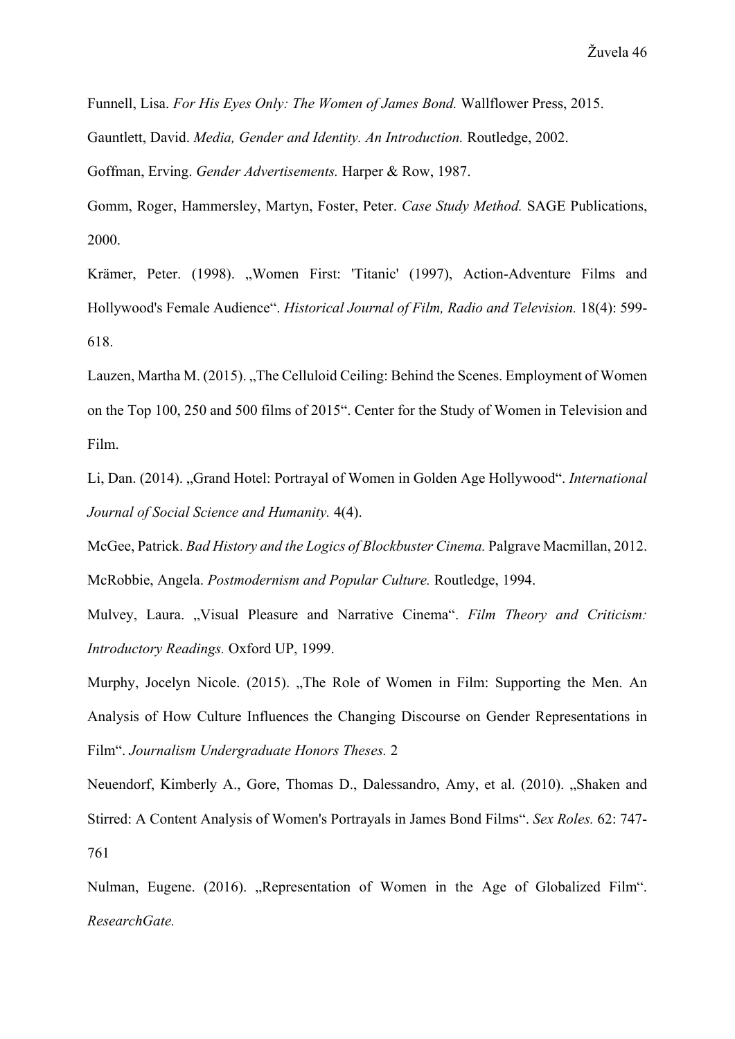Funnell, Lisa. *For His Eyes Only: The Women of James Bond.* Wallflower Press, 2015.

Gauntlett, David. *Media, Gender and Identity. An Introduction.* Routledge, 2002.

Goffman, Erving. *Gender Advertisements.* Harper & Row, 1987.

Gomm, Roger, Hammersley, Martyn, Foster, Peter. *Case Study Method.* SAGE Publications, 2000.

Krämer, Peter. (1998). „Women First: 'Titanic' (1997), Action-Adventure Films and Hollywood's Female Audience“. *Historical Journal of Film, Radio and Television.* 18(4): 599-618.

Lauzen, Martha M. (2015). „The Celluloid Ceiling: Behind the Scenes. Employment of Women on the Top 100, 250 and 500 films of 2015“. Center for the Study of Women in Television and Film.

Li, Dan. (2014). „Grand Hotel: Portrayal of Women in Golden Age Hollywood“. *International Journal of Social Science and Humanity.* 4(4).

McGee, Patrick. *Bad History and the Logics of Blockbuster Cinema.* Palgrave Macmillan, 2012.

McRobbie, Angela. *Postmodernism and Popular Culture.* Routledge, 1994.

Mulvey, Laura. „Visual Pleasure and Narrative Cinema“. *Film Theory and Criticism: Introductory Readings.* Oxford UP, 1999.

Murphy, Jocelyn Nicole. (2015). „The Role of Women in Film: Supporting the Men. An Analysis of How Culture Influences the Changing Discourse on Gender Representations in Film“. *Journalism Undergraduate Honors Theses.* 2

Neuendorf, Kimberly A., Gore, Thomas D., Dalessandro, Amy, et al. (2010). „Shaken and Stirred: A Content Analysis of Women's Portrayals in James Bond Films“. *Sex Roles.* 62: 747-761

Nulman, Eugene. (2016). „Representation of Women in the Age of Globalized Film“. *ResearchGate.*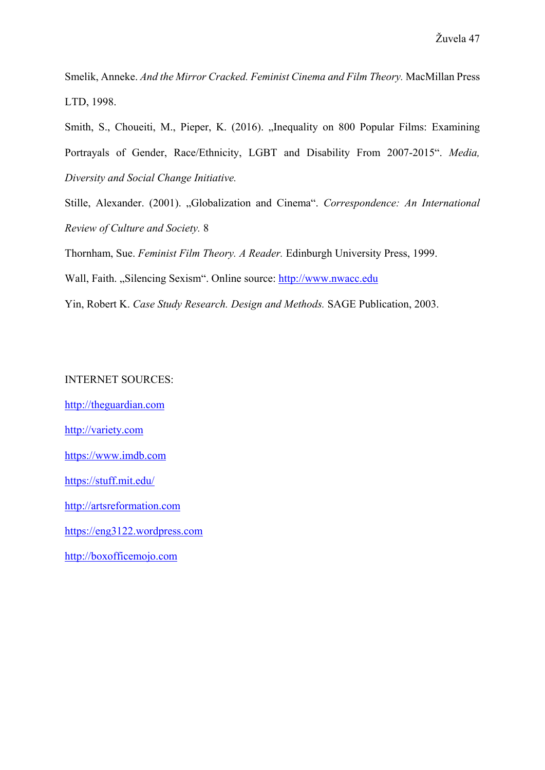Smelik, Anneke. *And the Mirror Cracked. Feminist Cinema and Film Theory.* MacMillan Press LTD, 1998.

Smith, S., Choueiti, M., Pieper, K. (2016). „Inequality on 800 Popular Films: Examining Portrayals of Gender, Race/Ethnicity, LGBT and Disability From 2007-2015". *Media, Diversity and Social Change Initiative.*

Stille, Alexander. (2001). „Globalization and Cinema". *Correspondence: An International Review of Culture and Society.* 8

Thornham, Sue. *Feminist Film Theory. A Reader.* Edinburgh University Press, 1999.

Wall, Faith. „Silencing Sexism". Online source: http://www.nwacc.edu

Yin, Robert K. *Case Study Research. Design and Methods.* SAGE Publication, 2003.

INTERNET SOURCES:

http://theguardian.com

http://variety.com

https://www.imdb.com

https://stuff.mit.edu/

http://artsreformation.com

https://eng3122.wordpress.com

http://boxofficemojo.com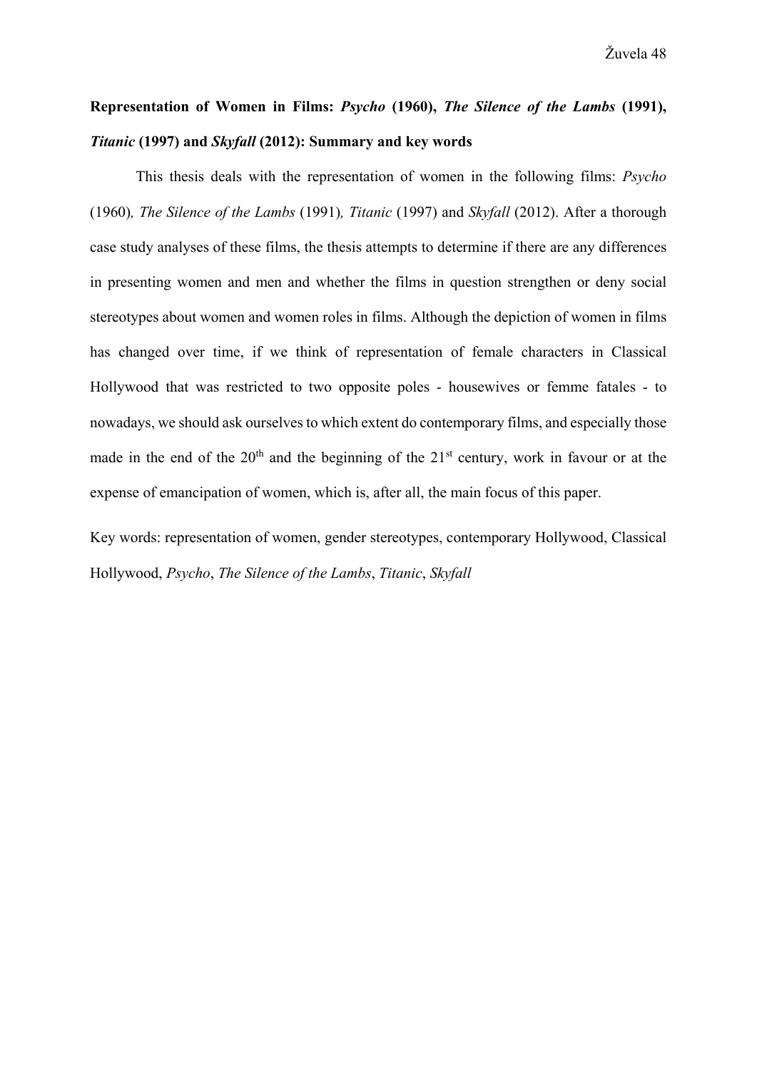**Representation of Women in Films: *Psycho* (1960), *The Silence of the Lambs* (1991), *Titanic* (1997) and *Skyfall* (2012): Summary and key words**

This thesis deals with the representation of women in the following films: *Psycho* (1960), *The Silence of the Lambs* (1991), *Titanic* (1997) and *Skyfall* (2012). After a thorough case study analyses of these films, the thesis attempts to determine if there are any differences in presenting women and men and whether the films in question strengthen or deny social stereotypes about women and women roles in films. Although the depiction of women in films has changed over time, if we think of representation of female characters in Classical Hollywood that was restricted to two opposite poles - housewives or femme fatales - to nowadays, we should ask ourselves to which extent do contemporary films, and especially those made in the end of the 20th and the beginning of the 21st century, work in favour or at the expense of emancipation of women, which is, after all, the main focus of this paper.

Key words: representation of women, gender stereotypes, contemporary Hollywood, Classical Hollywood, *Psycho*, *The Silence of the Lambs*, *Titanic*, *Skyfall*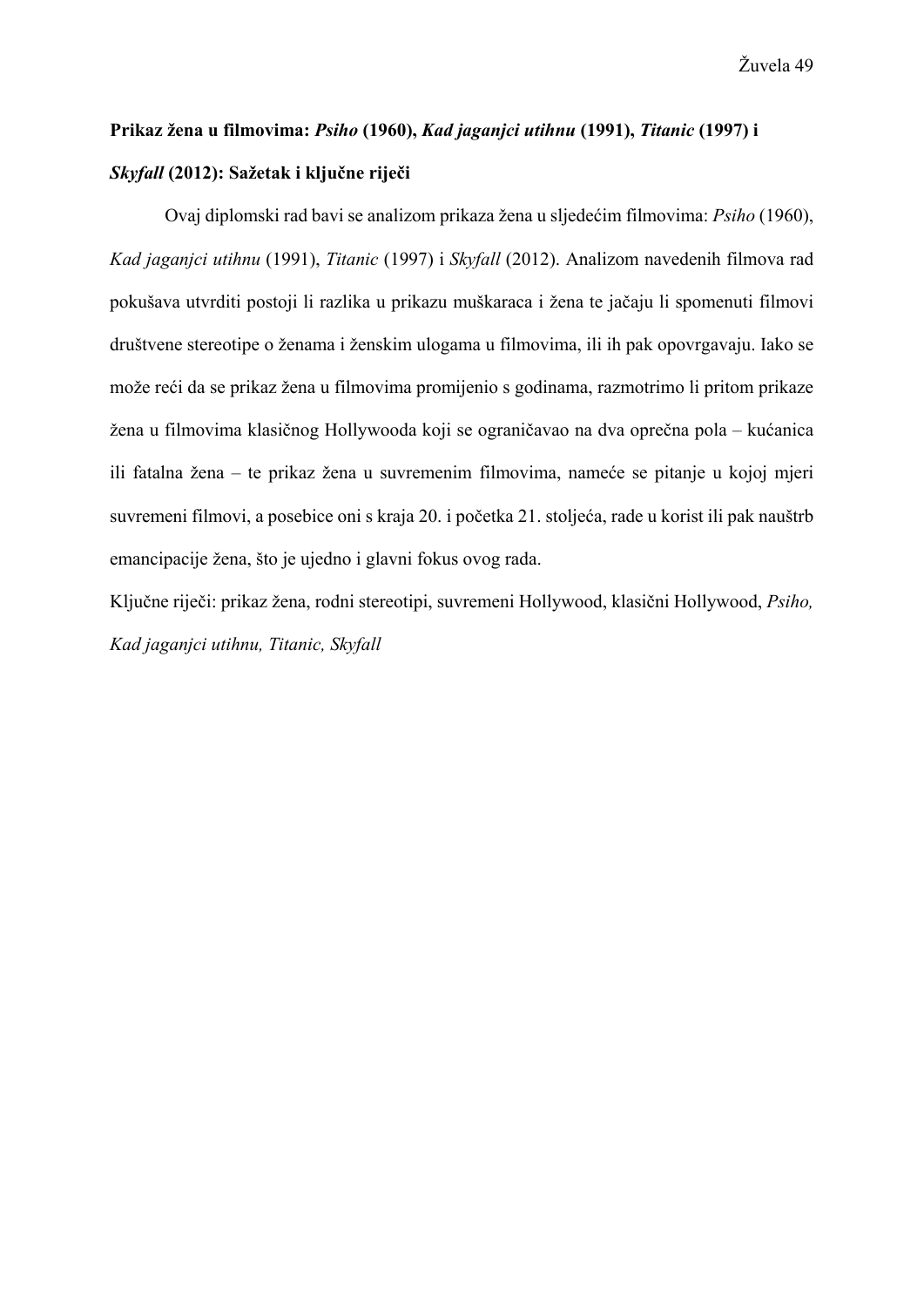**Prikaz žena u filmovima: *Psiho* (1960), *Kad jaganjci utihnu* (1991), *Titanic* (1997) i *Skyfall* (2012): Sažetak i ključne riječi**

Ovaj diplomski rad bavi se analizom prikaza žena u sljedećim filmovima: *Psiho* (1960), *Kad jaganjci utihnu* (1991), *Titanic* (1997) i *Skyfall* (2012). Analizom navedenih filmova rad pokušava utvrditi postoji li razlika u prikazu muškaraca i žena te jačaju li spomenuti filmovi društvene stereotipe o ženama i ženskim ulogama u filmovima, ili ih pak opovrgavaju. Iako se može reći da se prikaz žena u filmovima promijenio s godinama, razmotrimo li pritom prikaze žena u filmovima klasičnog Hollywooda koji se ograničavao na dva oprečna pola – kućanica ili fatalna žena – te prikaz žena u suvremenim filmovima, nameće se pitanje u kojoj mjeri suvremeni filmovi, a posebice oni s kraja 20. i početka 21. stoljeća, rade u korist ili pak nauštrb emancipacije žena, što je ujedno i glavni fokus ovog rada.

Ključne riječi: prikaz žena, rodni stereotipi, suvremeni Hollywood, klasični Hollywood, *Psiho, Kad jaganjci utihnu, Titanic, Skyfall*